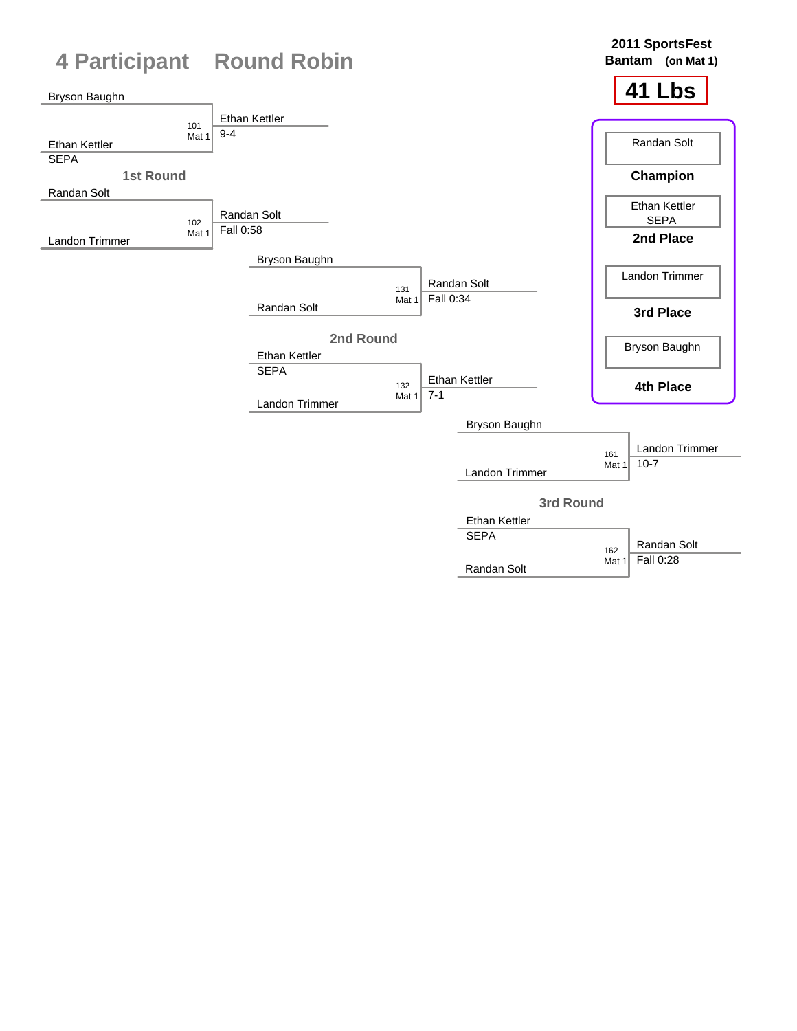# 4 Participant Round Robin

**2011 SportsFest**
**Bantam (on Mat 1)**

**41 Lbs**

## 1st Round

| Bout | Mat | Wrestler 1 | Wrestler 2 | Winner | Result |
|---|---|---|---|---|---|
| 101 | Mat 1 | Bryson Baughn | Ethan Kettler (SEPA) | Ethan Kettler | 9-4 |
| 102 | Mat 1 | Randan Solt | Landon Trimmer | Randan Solt | Fall 0:58 |

## 2nd Round

| Bout | Mat | Wrestler 1 | Wrestler 2 | Winner | Result |
|---|---|---|---|---|---|
| 131 | Mat 1 | Bryson Baughn | Randan Solt | Randan Solt | Fall 0:34 |
| 132 | Mat 1 | Ethan Kettler (SEPA) | Landon Trimmer | Ethan Kettler | 7-1 |

## 3rd Round

| Bout | Mat | Wrestler 1 | Wrestler 2 | Winner | Result |
|---|---|---|---|---|---|
| 161 | Mat 1 | Bryson Baughn | Landon Trimmer | Landon Trimmer | 10-7 |
| 162 | Mat 1 | Ethan Kettler (SEPA) | Randan Solt | Randan Solt | Fall 0:28 |

## Final Placings

| Place | Wrestler |
|---|---|
| Champion | Randan Solt |
| 2nd Place | Ethan Kettler (SEPA) |
| 3rd Place | Landon Trimmer |
| 4th Place | Bryson Baughn |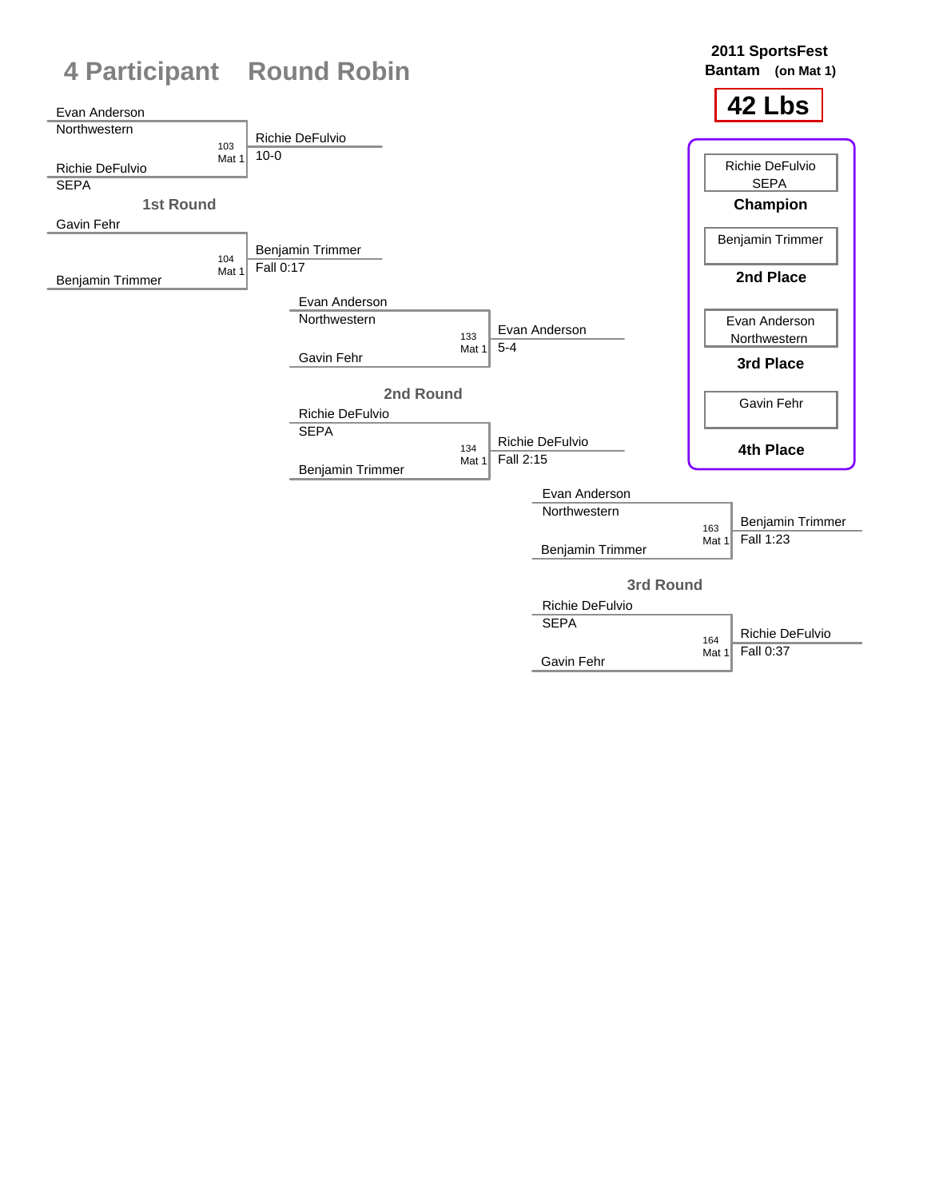# 4 Participant Round Robin

**2011 SportsFest**
**Bantam (on Mat 1)**

## 42 Lbs

### 1st Round

| Match | Mat | Wrestler 1 | Wrestler 2 | Winner | Result |
|---|---|---|---|---|---|
| 103 | Mat 1 | Evan Anderson (Northwestern) | Richie DeFulvio (SEPA) | Richie DeFulvio | 10-0 |
| 104 | Mat 1 | Gavin Fehr | Benjamin Trimmer | Benjamin Trimmer | Fall 0:17 |

### 2nd Round

| Match | Mat | Wrestler 1 | Wrestler 2 | Winner | Result |
|---|---|---|---|---|---|
| 133 | Mat 1 | Evan Anderson (Northwestern) | Gavin Fehr | Evan Anderson | 5-4 |
| 134 | Mat 1 | Richie DeFulvio (SEPA) | Benjamin Trimmer | Richie DeFulvio | Fall 2:15 |

### 3rd Round

| Match | Mat | Wrestler 1 | Wrestler 2 | Winner | Result |
|---|---|---|---|---|---|
| 163 | Mat 1 | Evan Anderson (Northwestern) | Benjamin Trimmer | Benjamin Trimmer | Fall 1:23 |
| 164 | Mat 1 | Richie DeFulvio (SEPA) | Gavin Fehr | Richie DeFulvio | Fall 0:37 |

### Final Placings

| Place | Wrestler |
|---|---|
| **Champion** | Richie DeFulvio, SEPA |
| **2nd Place** | Benjamin Trimmer |
| **3rd Place** | Evan Anderson, Northwestern |
| **4th Place** | Gavin Fehr |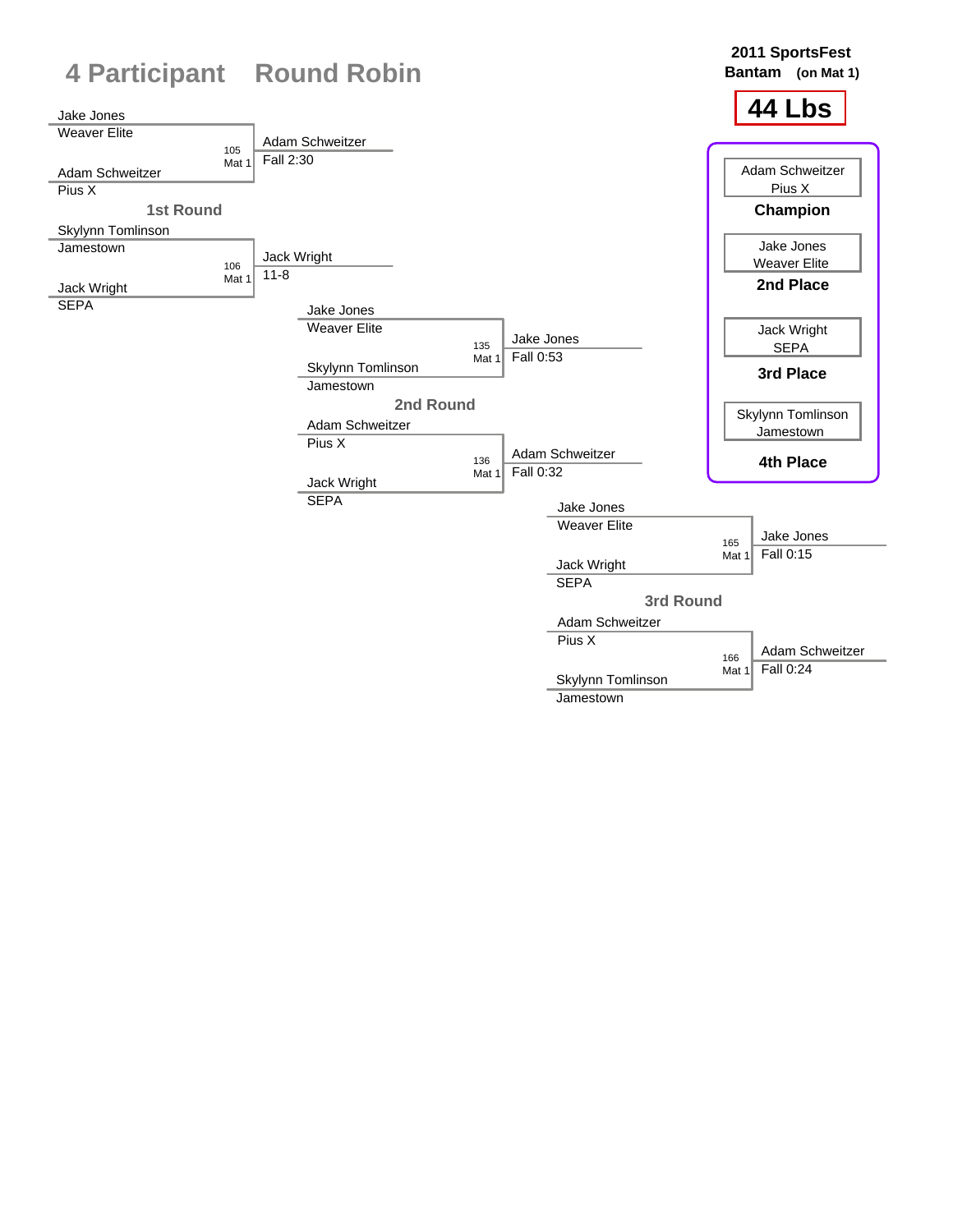# 4 Participant Round Robin

**2011 SportsFest**
**Bantam (on Mat 1)**

## 44 Lbs

### 1st Round

| Bout | Wrestler 1 | Wrestler 2 | Winner | Result |
|---|---|---|---|---|
| 105 (Mat 1) | Jake Jones (Weaver Elite) | Adam Schweitzer (Pius X) | Adam Schweitzer | Fall 2:30 |
| 106 (Mat 1) | Skylynn Tomlinson (Jamestown) | Jack Wright (SEPA) | Jack Wright | 11-8 |

### 2nd Round

| Bout | Wrestler 1 | Wrestler 2 | Winner | Result |
|---|---|---|---|---|
| 135 (Mat 1) | Jake Jones (Weaver Elite) | Skylynn Tomlinson (Jamestown) | Jake Jones | Fall 0:53 |
| 136 (Mat 1) | Adam Schweitzer (Pius X) | Jack Wright (SEPA) | Adam Schweitzer | Fall 0:32 |

### 3rd Round

| Bout | Wrestler 1 | Wrestler 2 | Winner | Result |
|---|---|---|---|---|
| 165 (Mat 1) | Jake Jones (Weaver Elite) | Jack Wright (SEPA) | Jake Jones | Fall 0:15 |
| 166 (Mat 1) | Adam Schweitzer (Pius X) | Skylynn Tomlinson (Jamestown) | Adam Schweitzer | Fall 0:24 |

### Final Placings

| Place | Wrestler | Team |
|---|---|---|
| Champion | Adam Schweitzer | Pius X |
| 2nd Place | Jake Jones | Weaver Elite |
| 3rd Place | Jack Wright | SEPA |
| 4th Place | Skylynn Tomlinson | Jamestown |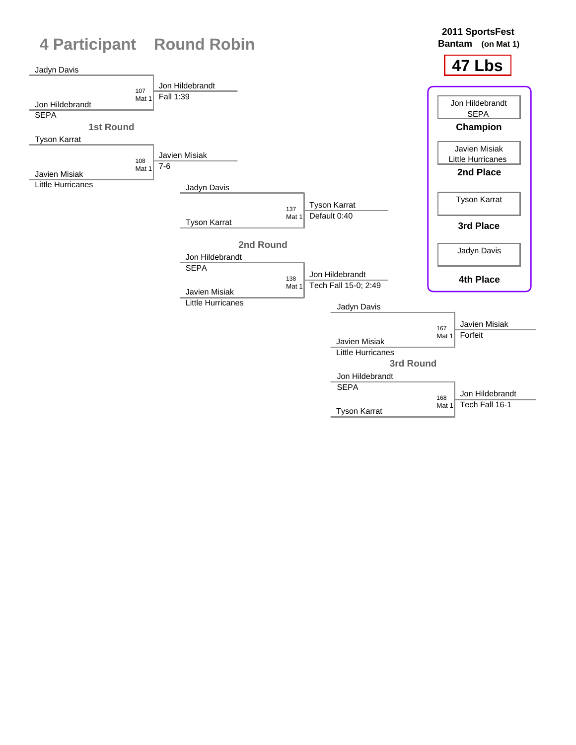# 4 Participant Round Robin

**2011 SportsFest**
**Bantam (on Mat 1)**

## 47 Lbs

### 1st Round

| Match | Mat | Wrestler 1 | Wrestler 2 | Winner | Result |
|---|---|---|---|---|---|
| 107 | Mat 1 | Jadyn Davis | Jon Hildebrandt (SEPA) | Jon Hildebrandt | Fall 1:39 |
| 108 | Mat 1 | Tyson Karrat | Javien Misiak (Little Hurricanes) | Javien Misiak | 7-6 |

### 2nd Round

| Match | Mat | Wrestler 1 | Wrestler 2 | Winner | Result |
|---|---|---|---|---|---|
| 137 | Mat 1 | Jadyn Davis | Tyson Karrat | Tyson Karrat | Default 0:40 |
| 138 | Mat 1 | Jon Hildebrandt (SEPA) | Javien Misiak (Little Hurricanes) | Jon Hildebrandt | Tech Fall 15-0; 2:49 |

### 3rd Round

| Match | Mat | Wrestler 1 | Wrestler 2 | Winner | Result |
|---|---|---|---|---|---|
| 167 | Mat 1 | Jadyn Davis | Javien Misiak (Little Hurricanes) | Javien Misiak | Forfeit |
| 168 | Mat 1 | Jon Hildebrandt (SEPA) | Tyson Karrat | Jon Hildebrandt | Tech Fall 16-1 |

### Placings

| Place | Wrestler |
|---|---|
| **Champion** | Jon Hildebrandt, SEPA |
| **2nd Place** | Javien Misiak, Little Hurricanes |
| **3rd Place** | Tyson Karrat |
| **4th Place** | Jadyn Davis |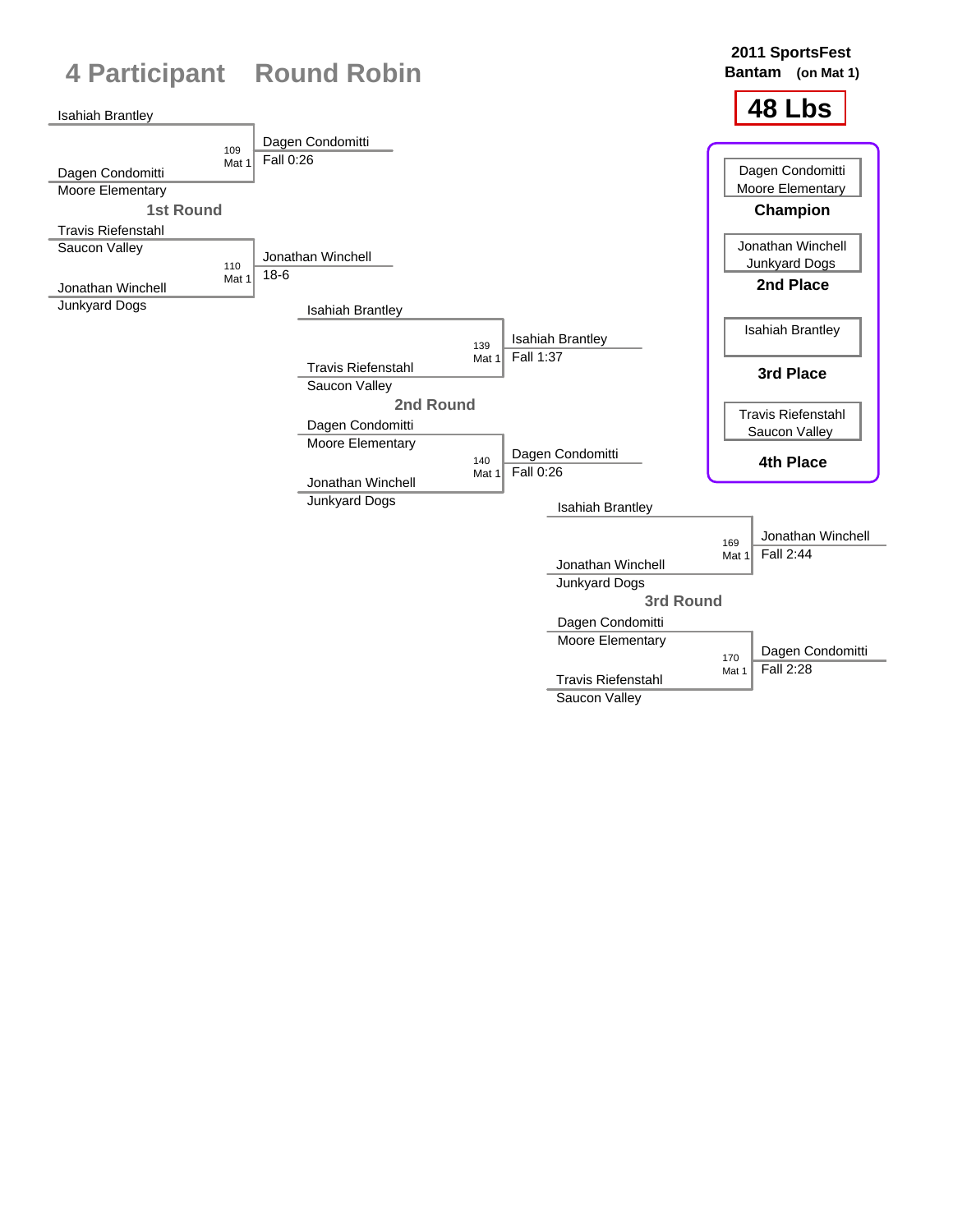# 4 Participant Round Robin

**2011 SportsFest**
**Bantam (on Mat 1)**

## 48 Lbs

### 1st Round

| Match | Wrestler 1 | Wrestler 2 | Winner | Result |
|---|---|---|---|---|
| 109 Mat 1 | Isahiah Brantley | Dagen Condomitti (Moore Elementary) | Dagen Condomitti | Fall 0:26 |
| 110 Mat 1 | Travis Riefenstahl (Saucon Valley) | Jonathan Winchell (Junkyard Dogs) | Jonathan Winchell | 18-6 |

### 2nd Round

| Match | Wrestler 1 | Wrestler 2 | Winner | Result |
|---|---|---|---|---|
| 139 Mat 1 | Isahiah Brantley | Travis Riefenstahl (Saucon Valley) | Isahiah Brantley | Fall 1:37 |
| 140 Mat 1 | Dagen Condomitti (Moore Elementary) | Jonathan Winchell (Junkyard Dogs) | Dagen Condomitti | Fall 0:26 |

### 3rd Round

| Match | Wrestler 1 | Wrestler 2 | Winner | Result |
|---|---|---|---|---|
| 169 Mat 1 | Isahiah Brantley | Jonathan Winchell (Junkyard Dogs) | Jonathan Winchell | Fall 2:44 |
| 170 Mat 1 | Dagen Condomitti (Moore Elementary) | Travis Riefenstahl (Saucon Valley) | Dagen Condomitti | Fall 2:28 |

### Final Placings

| Place | Wrestler | Team |
|---|---|---|
| **Champion** | Dagen Condomitti | Moore Elementary |
| **2nd Place** | Jonathan Winchell | Junkyard Dogs |
| **3rd Place** | Isahiah Brantley | |
| **4th Place** | Travis Riefenstahl | Saucon Valley |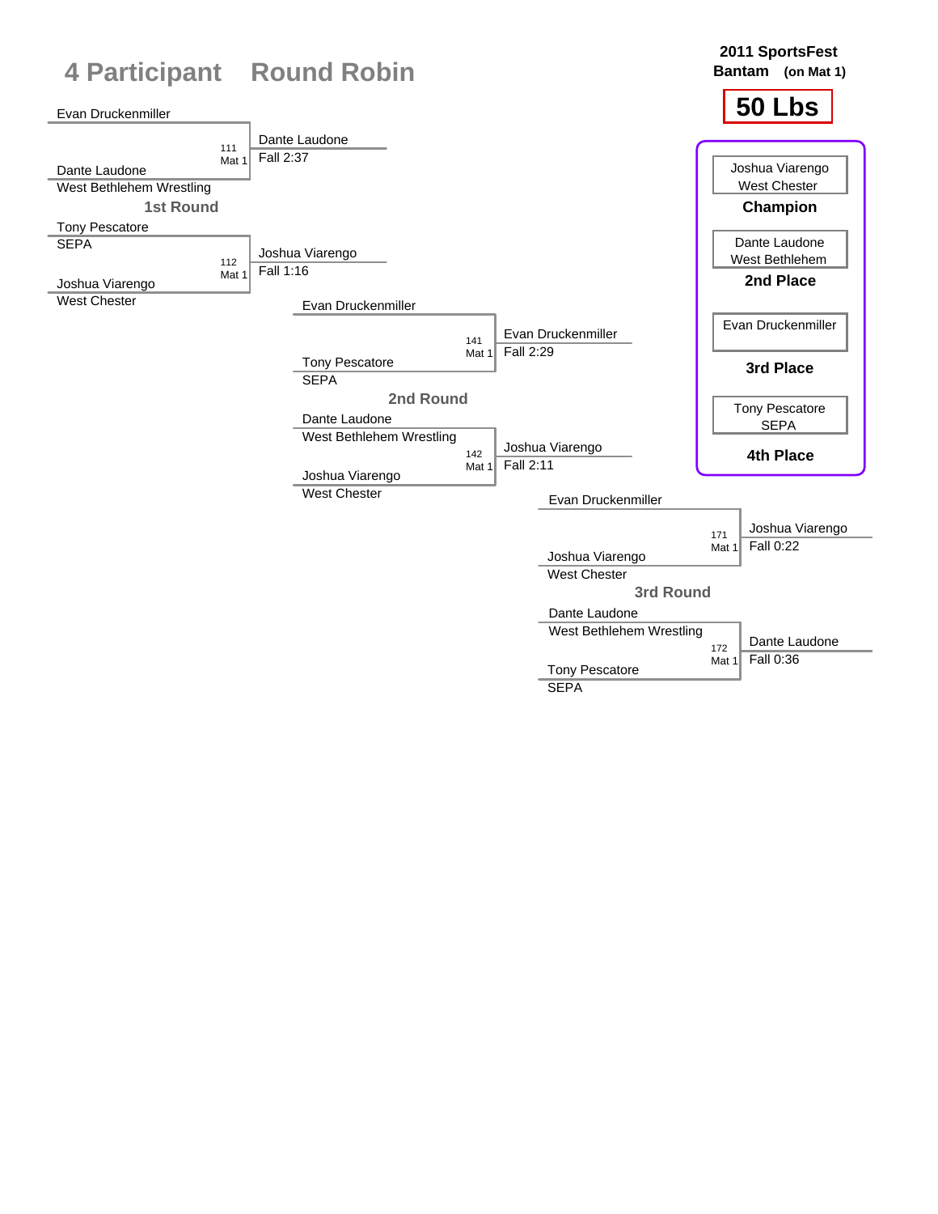# 4 Participant Round Robin

**2011 SportsFest**
**Bantam (on Mat 1)**

**50 Lbs**

## 1st Round

| Bout | Mat | Wrestler 1 | Wrestler 2 | Winner | Result |
|---|---|---|---|---|---|
| 111 | Mat 1 | Evan Druckenmiller | Dante Laudone (West Bethlehem Wrestling) | Dante Laudone | Fall 2:37 |
| 112 | Mat 1 | Tony Pescatore (SEPA) | Joshua Viarengo (West Chester) | Joshua Viarengo | Fall 1:16 |

## 2nd Round

| Bout | Mat | Wrestler 1 | Wrestler 2 | Winner | Result |
|---|---|---|---|---|---|
| 141 | Mat 1 | Evan Druckenmiller | Tony Pescatore (SEPA) | Evan Druckenmiller | Fall 2:29 |
| 142 | Mat 1 | Dante Laudone (West Bethlehem Wrestling) | Joshua Viarengo (West Chester) | Joshua Viarengo | Fall 2:11 |

## 3rd Round

| Bout | Mat | Wrestler 1 | Wrestler 2 | Winner | Result |
|---|---|---|---|---|---|
| 171 | Mat 1 | Evan Druckenmiller | Joshua Viarengo (West Chester) | Joshua Viarengo | Fall 0:22 |
| 172 | Mat 1 | Dante Laudone (West Bethlehem Wrestling) | Tony Pescatore (SEPA) | Dante Laudone | Fall 0:36 |

## Placings

| Place | Wrestler | Team |
|---|---|---|
| Champion | Joshua Viarengo | West Chester |
| 2nd Place | Dante Laudone | West Bethlehem |
| 3rd Place | Evan Druckenmiller | |
| 4th Place | Tony Pescatore | SEPA |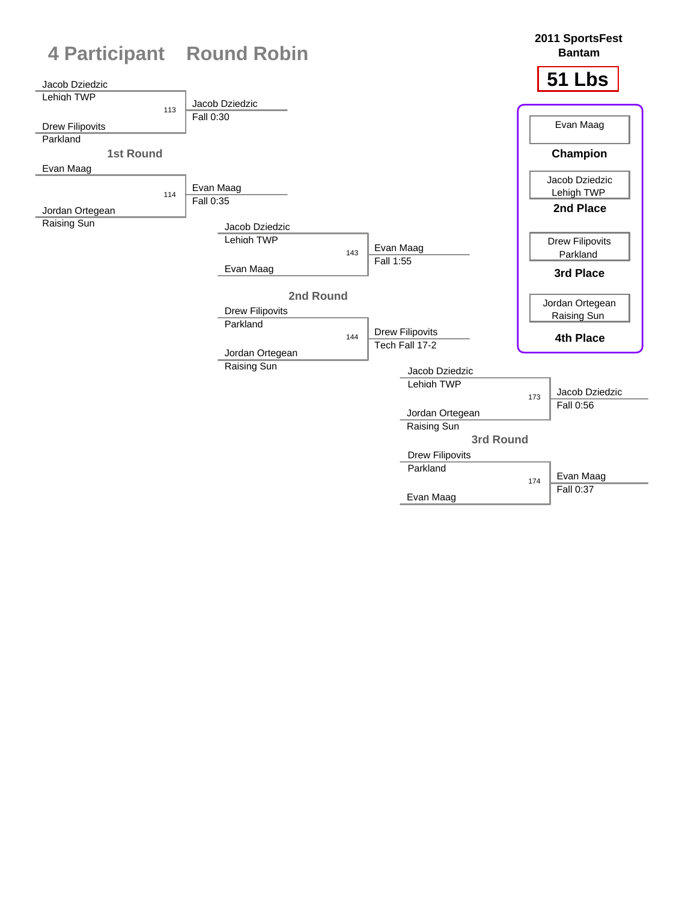# 4 Participant Round Robin

**2011 SportsFest**
**Bantam**

**51 Lbs**

## 1st Round

| Match | Wrestler 1 | Wrestler 2 | Winner | Result |
|---|---|---|---|---|
| 113 | Jacob Dziedzic (Lehigh TWP) | Drew Filipovits (Parkland) | Jacob Dziedzic | Fall 0:30 |
| 114 | Evan Maag | Jordan Ortegean (Raising Sun) | Evan Maag | Fall 0:35 |

## 2nd Round

| Match | Wrestler 1 | Wrestler 2 | Winner | Result |
|---|---|---|---|---|
| 143 | Jacob Dziedzic (Lehigh TWP) | Evan Maag | Evan Maag | Fall 1:55 |
| 144 | Drew Filipovits (Parkland) | Jordan Ortegean (Raising Sun) | Drew Filipovits | Tech Fall 17-2 |

## 3rd Round

| Match | Wrestler 1 | Wrestler 2 | Winner | Result |
|---|---|---|---|---|
| 173 | Jacob Dziedzic (Lehigh TWP) | Jordan Ortegean (Raising Sun) | Jacob Dziedzic | Fall 0:56 |
| 174 | Drew Filipovits (Parkland) | Evan Maag | Evan Maag | Fall 0:37 |

## Placements

| Place | Wrestler |
|---|---|
| Champion | Evan Maag |
| 2nd Place | Jacob Dziedzic, Lehigh TWP |
| 3rd Place | Drew Filipovits, Parkland |
| 4th Place | Jordan Ortegean, Raising Sun |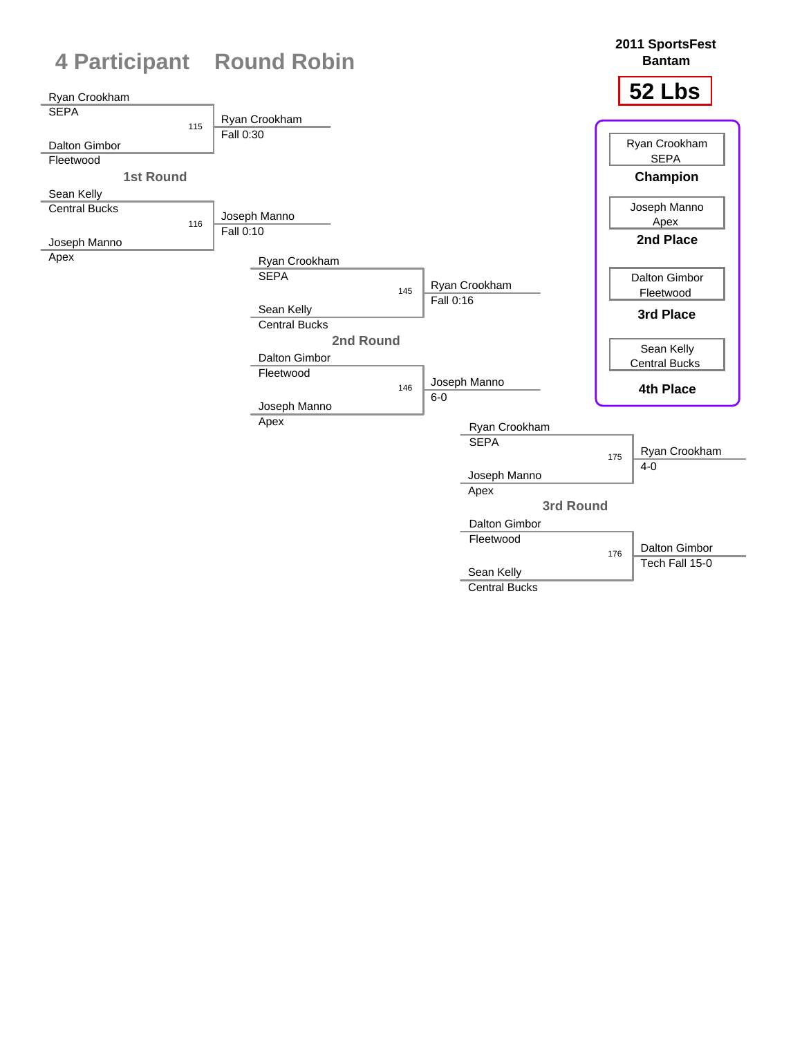# 4 Participant Round Robin

**2011 SportsFest**
**Bantam**

## 52 Lbs

### 1st Round

| Bout | Wrestler 1 | Wrestler 2 | Winner | Result |
|---|---|---|---|---|
| 115 | Ryan Crookham (SEPA) | Dalton Gimbor (Fleetwood) | Ryan Crookham | Fall 0:30 |
| 116 | Sean Kelly (Central Bucks) | Joseph Manno (Apex) | Joseph Manno | Fall 0:10 |

### 2nd Round

| Bout | Wrestler 1 | Wrestler 2 | Winner | Result |
|---|---|---|---|---|
| 145 | Ryan Crookham (SEPA) | Sean Kelly (Central Bucks) | Ryan Crookham | Fall 0:16 |
| 146 | Dalton Gimbor (Fleetwood) | Joseph Manno (Apex) | Joseph Manno | 6-0 |

### 3rd Round

| Bout | Wrestler 1 | Wrestler 2 | Winner | Result |
|---|---|---|---|---|
| 175 | Ryan Crookham (SEPA) | Joseph Manno (Apex) | Ryan Crookham | 4-0 |
| 176 | Dalton Gimbor (Fleetwood) | Sean Kelly (Central Bucks) | Dalton Gimbor | Tech Fall 15-0 |

### Placings

| Place | Wrestler | Team |
|---|---|---|
| Champion | Ryan Crookham | SEPA |
| 2nd Place | Joseph Manno | Apex |
| 3rd Place | Dalton Gimbor | Fleetwood |
| 4th Place | Sean Kelly | Central Bucks |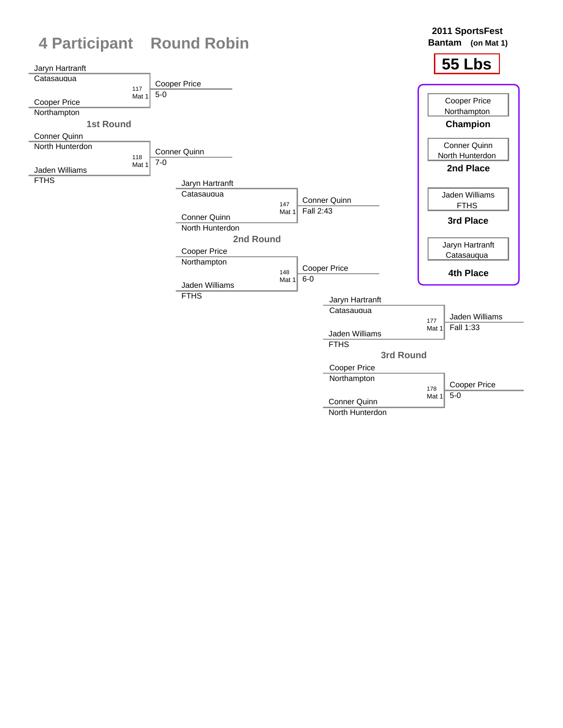# 4 Participant Round Robin

**2011 SportsFest**
**Bantam (on Mat 1)**

## 55 Lbs

### 1st Round

| Bout | Mat | Wrestler 1 | Wrestler 2 | Winner | Result |
|---|---|---|---|---|---|
| 117 | Mat 1 | Jaryn Hartranft (Catasauqua) | Cooper Price (Northampton) | Cooper Price | 5-0 |
| 118 | Mat 1 | Conner Quinn (North Hunterdon) | Jaden Williams (FTHS) | Conner Quinn | 7-0 |

### 2nd Round

| Bout | Mat | Wrestler 1 | Wrestler 2 | Winner | Result |
|---|---|---|---|---|---|
| 147 | Mat 1 | Jaryn Hartranft (Catasauqua) | Conner Quinn (North Hunterdon) | Conner Quinn | Fall 2:43 |
| 148 | Mat 1 | Cooper Price (Northampton) | Jaden Williams (FTHS) | Cooper Price | 6-0 |

### 3rd Round

| Bout | Mat | Wrestler 1 | Wrestler 2 | Winner | Result |
|---|---|---|---|---|---|
| 177 | Mat 1 | Jaryn Hartranft (Catasauqua) | Jaden Williams (FTHS) | Jaden Williams | Fall 1:33 |
| 178 | Mat 1 | Cooper Price (Northampton) | Conner Quinn (North Hunterdon) | Cooper Price | 5-0 |

### Placings

| Place | Wrestler | Team |
|---|---|---|
| **Champion** | Cooper Price | Northampton |
| **2nd Place** | Conner Quinn | North Hunterdon |
| **3rd Place** | Jaden Williams | FTHS |
| **4th Place** | Jaryn Hartranft | Catasauqua |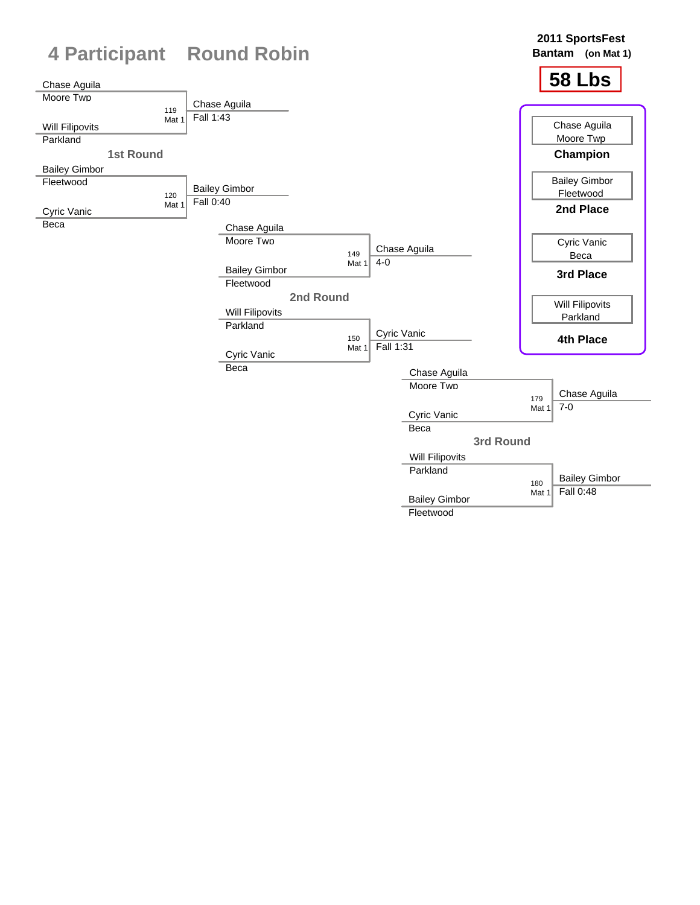# 4 Participant Round Robin

**2011 SportsFest**
**Bantam (on Mat 1)**

**58 Lbs**

| Wrestler | Team | Place |
|---|---|---|
| Chase Aguila | Moore Twp | **Champion** |
| Bailey Gimbor | Fleetwood | **2nd Place** |
| Cyric Vanic | Beca | **3rd Place** |
| Will Filipovits | Parkland | **4th Place** |

## 1st Round

| Bout | Wrestler 1 | Wrestler 2 | Winner | Result |
|---|---|---|---|---|
| 119 Mat 1 | Chase Aguila (Moore Twp) | Will Filipovits (Parkland) | Chase Aguila | Fall 1:43 |
| 120 Mat 1 | Bailey Gimbor (Fleetwood) | Cyric Vanic (Beca) | Bailey Gimbor | Fall 0:40 |

## 2nd Round

| Bout | Wrestler 1 | Wrestler 2 | Winner | Result |
|---|---|---|---|---|
| 149 Mat 1 | Chase Aguila (Moore Twp) | Bailey Gimbor (Fleetwood) | Chase Aguila | 4-0 |
| 150 Mat 1 | Will Filipovits (Parkland) | Cyric Vanic (Beca) | Cyric Vanic | Fall 1:31 |

## 3rd Round

| Bout | Wrestler 1 | Wrestler 2 | Winner | Result |
|---|---|---|---|---|
| 179 Mat 1 | Chase Aguila (Moore Twp) | Cyric Vanic (Beca) | Chase Aguila | 7-0 |
| 180 Mat 1 | Will Filipovits (Parkland) | Bailey Gimbor (Fleetwood) | Bailey Gimbor | Fall 0:48 |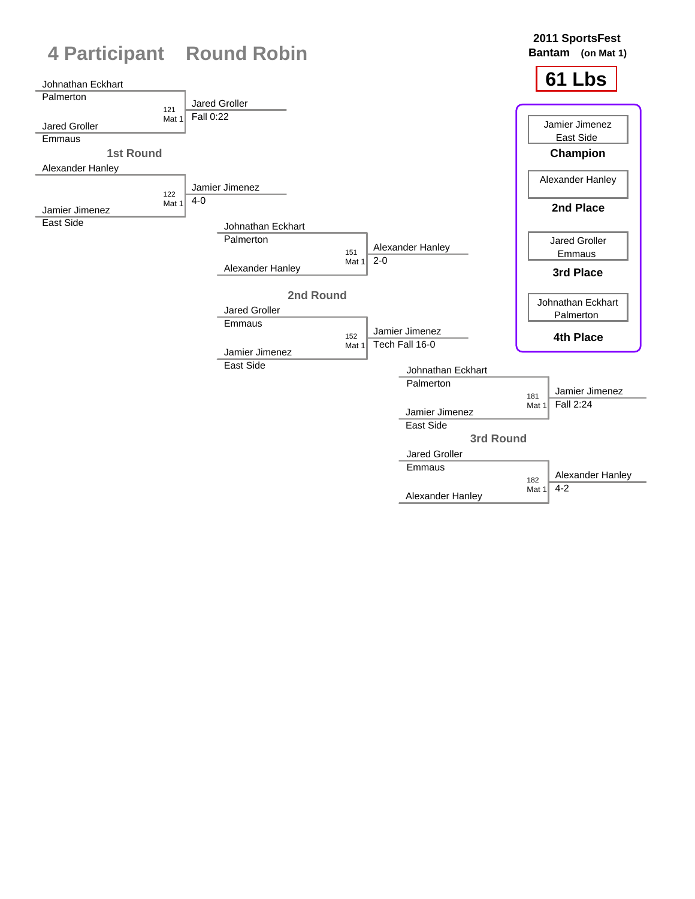# 4 Participant Round Robin

**2011 SportsFest**
**Bantam** (on Mat 1)

## 61 Lbs

### 1st Round

| Bout | Mat | Wrestler 1 | Wrestler 2 | Winner | Result |
|---|---|---|---|---|---|
| 121 | Mat 1 | Johnathan Eckhart (Palmerton) | Jared Groller (Emmaus) | Jared Groller | Fall 0:22 |
| 122 | Mat 1 | Alexander Hanley | Jamier Jimenez (East Side) | Jamier Jimenez | 4-0 |

### 2nd Round

| Bout | Mat | Wrestler 1 | Wrestler 2 | Winner | Result |
|---|---|---|---|---|---|
| 151 | Mat 1 | Johnathan Eckhart (Palmerton) | Alexander Hanley | Alexander Hanley | 2-0 |
| 152 | Mat 1 | Jared Groller (Emmaus) | Jamier Jimenez (East Side) | Jamier Jimenez | Tech Fall 16-0 |

### 3rd Round

| Bout | Mat | Wrestler 1 | Wrestler 2 | Winner | Result |
|---|---|---|---|---|---|
| 181 | Mat 1 | Johnathan Eckhart (Palmerton) | Jamier Jimenez (East Side) | Jamier Jimenez | Fall 2:24 |
| 182 | Mat 1 | Jared Groller (Emmaus) | Alexander Hanley | Alexander Hanley | 4-2 |

### Final Placements

| Place | Wrestler | Team |
|---|---|---|
| Champion | Jamier Jimenez | East Side |
| 2nd Place | Alexander Hanley | |
| 3rd Place | Jared Groller | Emmaus |
| 4th Place | Johnathan Eckhart | Palmerton |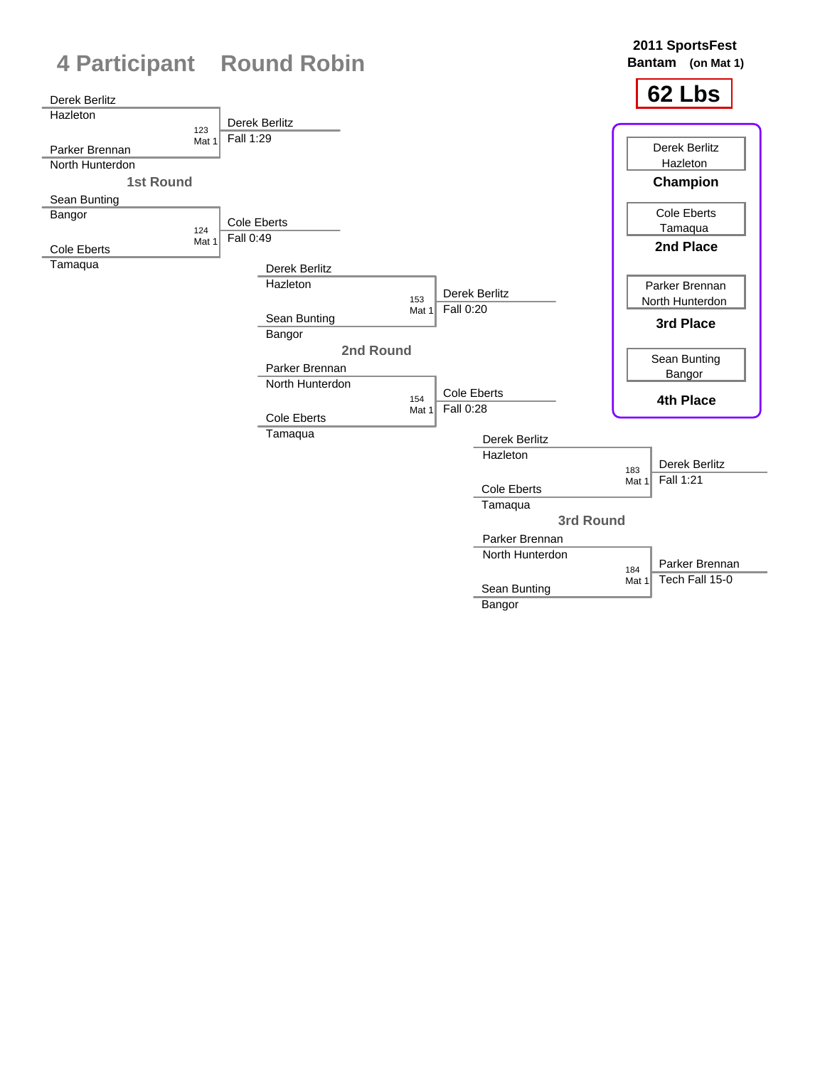# 4 Participant Round Robin

**2011 SportsFest**
**Bantam (on Mat 1)**

## 62 Lbs

### 1st Round

| Match | Wrestler 1 | Wrestler 2 | Winner | Result |
|---|---|---|---|---|
| 123 Mat 1 | Derek Berlitz (Hazleton) | Parker Brennan (North Hunterdon) | Derek Berlitz | Fall 1:29 |
| 124 Mat 1 | Sean Bunting (Bangor) | Cole Eberts (Tamaqua) | Cole Eberts | Fall 0:49 |

### 2nd Round

| Match | Wrestler 1 | Wrestler 2 | Winner | Result |
|---|---|---|---|---|
| 153 Mat 1 | Derek Berlitz (Hazleton) | Sean Bunting (Bangor) | Derek Berlitz | Fall 0:20 |
| 154 Mat 1 | Parker Brennan (North Hunterdon) | Cole Eberts (Tamaqua) | Cole Eberts | Fall 0:28 |

### 3rd Round

| Match | Wrestler 1 | Wrestler 2 | Winner | Result |
|---|---|---|---|---|
| 183 Mat 1 | Derek Berlitz (Hazleton) | Cole Eberts (Tamaqua) | Derek Berlitz | Fall 1:21 |
| 184 Mat 1 | Parker Brennan (North Hunterdon) | Sean Bunting (Bangor) | Parker Brennan | Tech Fall 15-0 |

### Final Standings

| Place | Wrestler | Team |
|---|---|---|
| **Champion** | Derek Berlitz | Hazleton |
| **2nd Place** | Cole Eberts | Tamaqua |
| **3rd Place** | Parker Brennan | North Hunterdon |
| **4th Place** | Sean Bunting | Bangor |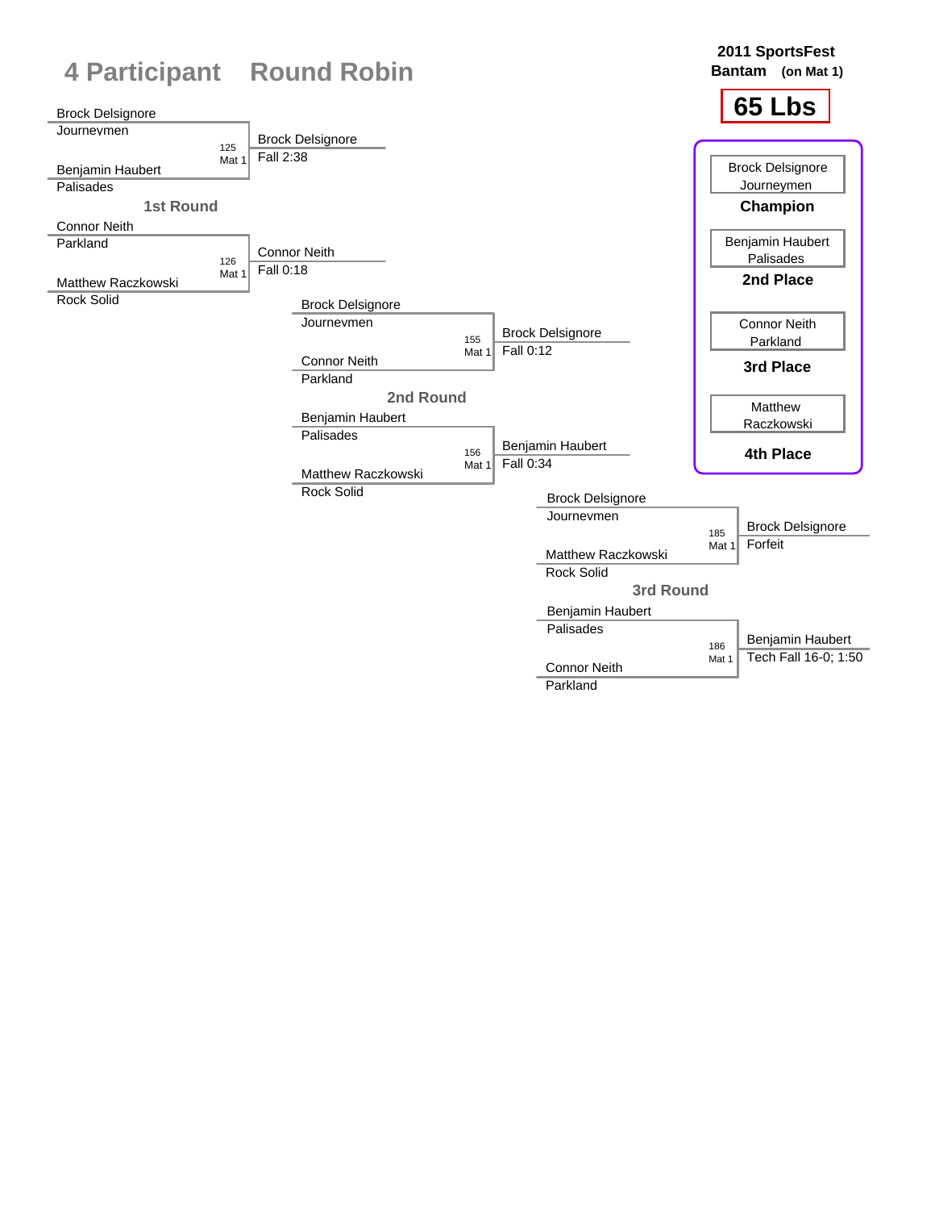# 4 Participant Round Robin

**2011 SportsFest**
**Bantam (on Mat 1)**

**65 Lbs**

## 1st Round

| Bout | Mat | Wrestler 1 | Wrestler 2 | Winner | Result |
|---|---|---|---|---|---|
| 125 | Mat 1 | Brock Delsignore (Journeymen) | Benjamin Haubert (Palisades) | Brock Delsignore | Fall 2:38 |
| 126 | Mat 1 | Connor Neith (Parkland) | Matthew Raczkowski (Rock Solid) | Connor Neith | Fall 0:18 |

## 2nd Round

| Bout | Mat | Wrestler 1 | Wrestler 2 | Winner | Result |
|---|---|---|---|---|---|
| 155 | Mat 1 | Brock Delsignore (Journevmen) | Connor Neith (Parkland) | Brock Delsignore | Fall 0:12 |
| 156 | Mat 1 | Benjamin Haubert (Palisades) | Matthew Raczkowski (Rock Solid) | Benjamin Haubert | Fall 0:34 |

## 3rd Round

| Bout | Mat | Wrestler 1 | Wrestler 2 | Winner | Result |
|---|---|---|---|---|---|
| 185 | Mat 1 | Brock Delsignore (Journevmen) | Matthew Raczkowski (Rock Solid) | Brock Delsignore | Forfeit |
| 186 | Mat 1 | Benjamin Haubert (Palisades) | Connor Neith (Parkland) | Benjamin Haubert | Tech Fall 16-0; 1:50 |

## Placements

| Place | Wrestler | Team |
|---|---|---|
| **Champion** | Brock Delsignore | Journeymen |
| **2nd Place** | Benjamin Haubert | Palisades |
| **3rd Place** | Connor Neith | Parkland |
| **4th Place** | Matthew Raczkowski | |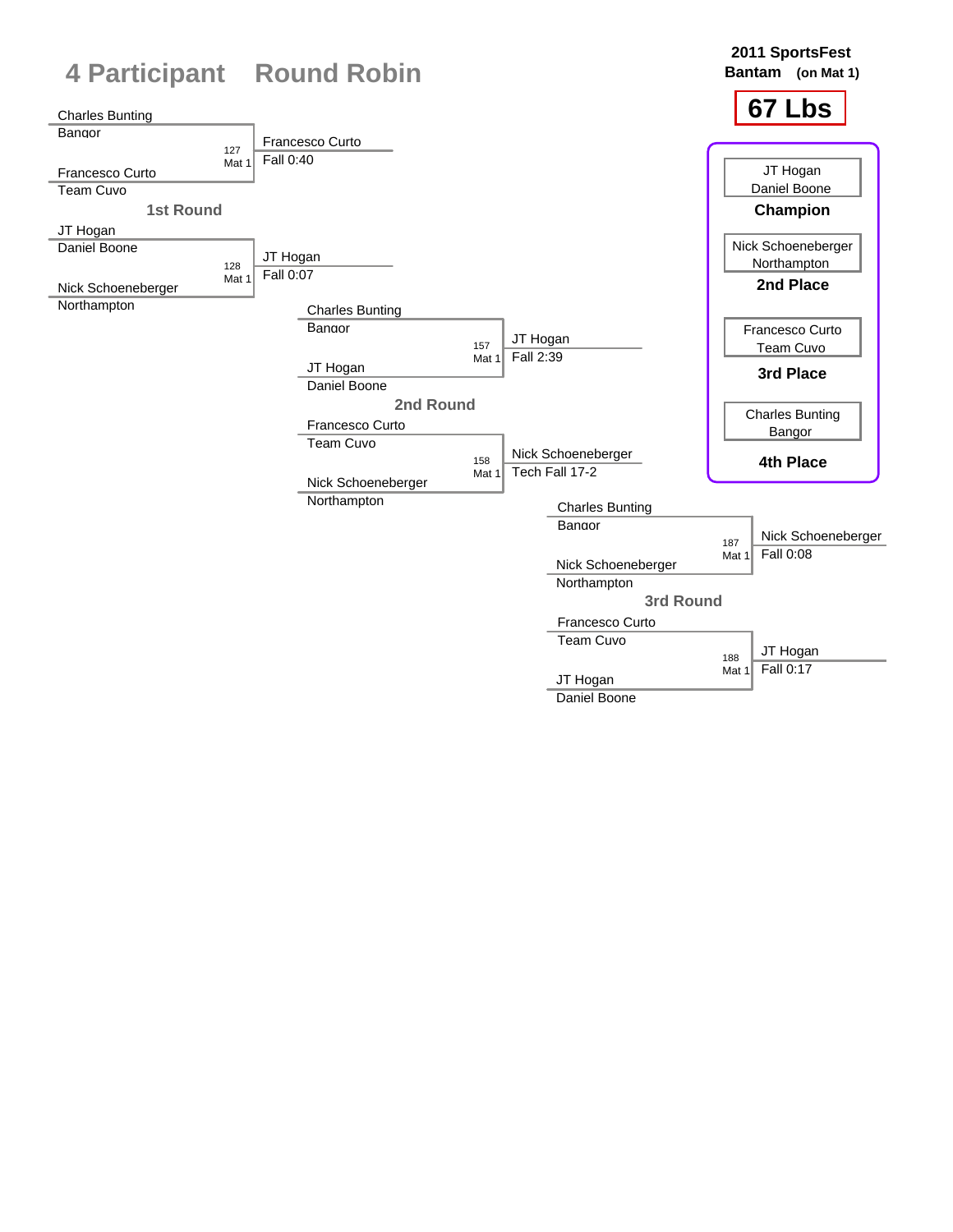# 4 Participant Round Robin

**2011 SportsFest**
**Bantam (on Mat 1)**

**67 Lbs**

### 1st Round

| Wrestler 1 | Wrestler 2 | Bout | Winner | Result |
|---|---|---|---|---|
| Charles Bunting (Bangor) | Francesco Curto (Team Cuvo) | 127 Mat 1 | Francesco Curto | Fall 0:40 |
| JT Hogan (Daniel Boone) | Nick Schoeneberger (Northampton) | 128 Mat 1 | JT Hogan | Fall 0:07 |

### 2nd Round

| Wrestler 1 | Wrestler 2 | Bout | Winner | Result |
|---|---|---|---|---|
| Charles Bunting (Bangor) | JT Hogan (Daniel Boone) | 157 Mat 1 | JT Hogan | Fall 2:39 |
| Francesco Curto (Team Cuvo) | Nick Schoeneberger (Northampton) | 158 Mat 1 | Nick Schoeneberger | Tech Fall 17-2 |

### 3rd Round

| Wrestler 1 | Wrestler 2 | Bout | Winner | Result |
|---|---|---|---|---|
| Charles Bunting (Bangor) | Nick Schoeneberger (Northampton) | 187 Mat 1 | Nick Schoeneberger | Fall 0:08 |
| Francesco Curto (Team Cuvo) | JT Hogan (Daniel Boone) | 188 Mat 1 | JT Hogan | Fall 0:17 |

### Final Placement

| Place | Wrestler | Team |
|---|---|---|
| **Champion** | JT Hogan | Daniel Boone |
| **2nd Place** | Nick Schoeneberger | Northampton |
| **3rd Place** | Francesco Curto | Team Cuvo |
| **4th Place** | Charles Bunting | Bangor |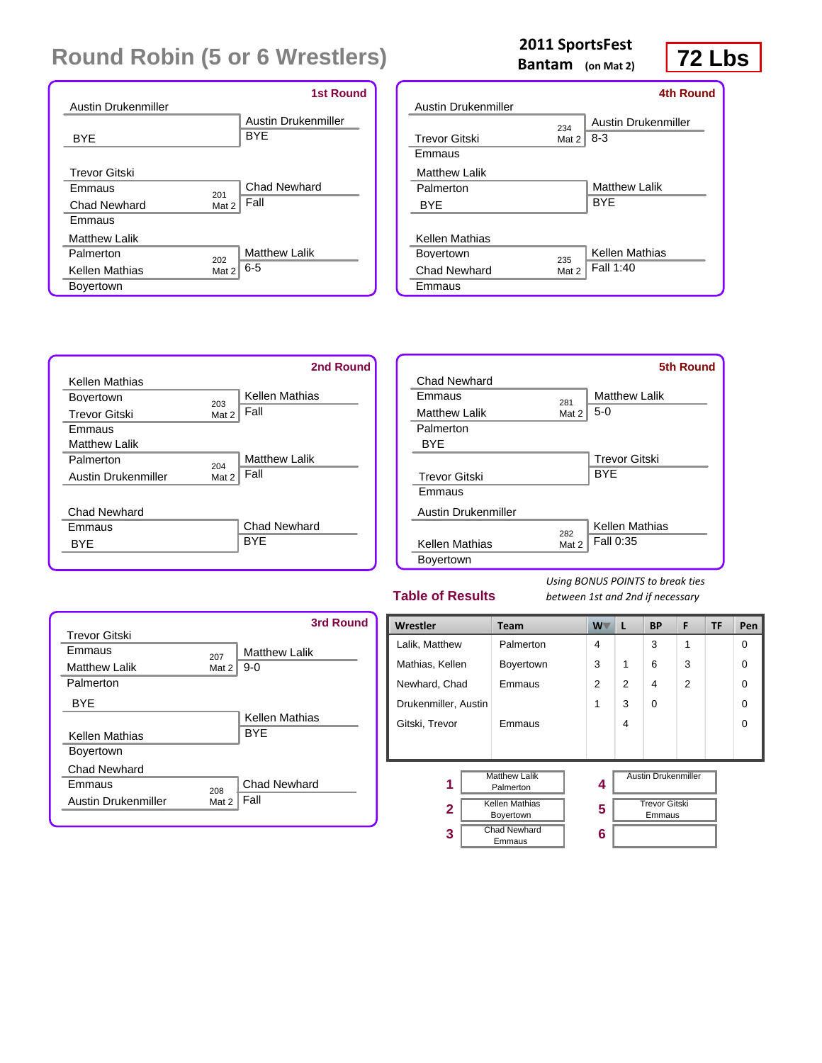# Round Robin (5 or 6 Wrestlers)

**2011 SportsFest**
**Bantam** (on Mat 2)

**72 Lbs**

### 1st Round

| Wrestler 1 | Wrestler 2 | Bout | Winner | Result |
|---|---|---|---|---|
| Austin Drukenmiller | BYE | | Austin Drukenmiller | BYE |
| Trevor Gitski (Emmaus) | Chad Newhard (Emmaus) | 201 Mat 2 | Chad Newhard | Fall |
| Matthew Lalik (Palmerton) | Kellen Mathias (Boyertown) | 202 Mat 2 | Matthew Lalik | 6-5 |

### 2nd Round

| Wrestler 1 | Wrestler 2 | Bout | Winner | Result |
|---|---|---|---|---|
| Kellen Mathias (Boyertown) | Trevor Gitski (Emmaus) | 203 Mat 2 | Kellen Mathias | Fall |
| Matthew Lalik (Palmerton) | Austin Drukenmiller | 204 Mat 2 | Matthew Lalik | Fall |
| Chad Newhard (Emmaus) | BYE | | Chad Newhard | BYE |

### 3rd Round

| Wrestler 1 | Wrestler 2 | Bout | Winner | Result |
|---|---|---|---|---|
| Trevor Gitski (Emmaus) | Matthew Lalik (Palmerton) | 207 Mat 2 | Matthew Lalik | 9-0 |
| BYE | Kellen Mathias (Boyertown) | | Kellen Mathias | BYE |
| Chad Newhard (Emmaus) | Austin Drukenmiller | 208 Mat 2 | Chad Newhard | Fall |

### 4th Round

| Wrestler 1 | Wrestler 2 | Bout | Winner | Result |
|---|---|---|---|---|
| Austin Drukenmiller | Trevor Gitski (Emmaus) | 234 Mat 2 | Austin Drukenmiller | 8-3 |
| Matthew Lalik (Palmerton) | BYE | | Matthew Lalik | BYE |
| Kellen Mathias (Boyertown) | Chad Newhard (Emmaus) | 235 Mat 2 | Kellen Mathias | Fall 1:40 |

### 5th Round

| Wrestler 1 | Wrestler 2 | Bout | Winner | Result |
|---|---|---|---|---|
| Chad Newhard (Emmaus) | Matthew Lalik (Palmerton) | 281 Mat 2 | Matthew Lalik | 5-0 |
| BYE | Trevor Gitski (Emmaus) | | Trevor Gitski | BYE |
| Austin Drukenmiller | Kellen Mathias (Boyertown) | 282 Mat 2 | Kellen Mathias | Fall 0:35 |

## Table of Results

*Using BONUS POINTS to break ties between 1st and 2nd if necessary*

| Wrestler | Team | W | L | BP | F | TF | Pen |
|---|---|---|---|---|---|---|---|
| Lalik, Matthew | Palmerton | 4 | | 3 | 1 | | 0 |
| Mathias, Kellen | Boyertown | 3 | 1 | 6 | 3 | | 0 |
| Newhard, Chad | Emmaus | 2 | 2 | 4 | 2 | | 0 |
| Drukenmiller, Austin | | 1 | 3 | 0 | | | 0 |
| Gitski, Trevor | Emmaus | | 4 | | | | 0 |

| Place | Wrestler | Place | Wrestler |
|---|---|---|---|
| 1 | Matthew Lalik, Palmerton | 4 | Austin Drukenmiller |
| 2 | Kellen Mathias, Boyertown | 5 | Trevor Gitski, Emmaus |
| 3 | Chad Newhard, Emmaus | 6 | |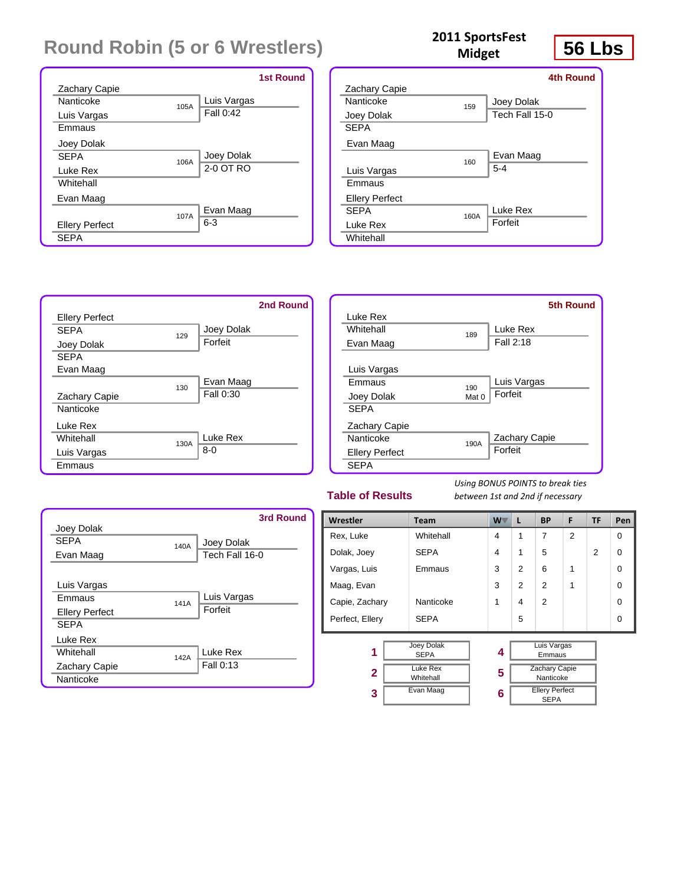# Round Robin (5 or 6 Wrestlers)

**2011 SportsFest Midget**

**56 Lbs**

### 1st Round

| Bout | Wrestler 1 | Team 1 | Wrestler 2 | Team 2 | Winner | Result |
|---|---|---|---|---|---|---|
| 105A | Zachary Capie | Nanticoke | Luis Vargas | Emmaus | Luis Vargas | Fall 0:42 |
| 106A | Joey Dolak | SEPA | Luke Rex | Whitehall | Joey Dolak | 2-0 OT RO |
| 107A | Evan Maag | | Ellery Perfect | SEPA | Evan Maag | 6-3 |

### 2nd Round

| Bout | Wrestler 1 | Team 1 | Wrestler 2 | Team 2 | Winner | Result |
|---|---|---|---|---|---|---|
| 129 | Ellery Perfect | SEPA | Joey Dolak | SEPA | Joey Dolak | Forfeit |
| 130 | Evan Maag | | Zachary Capie | Nanticoke | Evan Maag | Fall 0:30 |
| 130A | Luke Rex | Whitehall | Luis Vargas | Emmaus | Luke Rex | 8-0 |

### 3rd Round

| Bout | Wrestler 1 | Team 1 | Wrestler 2 | Team 2 | Winner | Result |
|---|---|---|---|---|---|---|
| 140A | Joey Dolak | SEPA | Evan Maag | | Joey Dolak | Tech Fall 16-0 |
| 141A | Luis Vargas | Emmaus | Ellery Perfect | SEPA | Luis Vargas | Forfeit |
| 142A | Luke Rex | Whitehall | Zachary Capie | Nanticoke | Luke Rex | Fall 0:13 |

### 4th Round

| Bout | Wrestler 1 | Team 1 | Wrestler 2 | Team 2 | Winner | Result |
|---|---|---|---|---|---|---|
| 159 | Zachary Capie | Nanticoke | Joey Dolak | SEPA | Joey Dolak | Tech Fall 15-0 |
| 160 | Evan Maag | | Luis Vargas | Emmaus | Evan Maag | 5-4 |
| 160A | Ellery Perfect | SEPA | Luke Rex | Whitehall | Luke Rex | Forfeit |

### 5th Round

| Bout | Wrestler 1 | Team 1 | Wrestler 2 | Team 2 | Winner | Result |
|---|---|---|---|---|---|---|
| 189 | Luke Rex | Whitehall | Evan Maag | | Luke Rex | Fall 2:18 |
| 190 Mat 0 | Luis Vargas | Emmaus | Joey Dolak | SEPA | Luis Vargas | Forfeit |
| 190A | Zachary Capie | Nanticoke | Ellery Perfect | SEPA | Zachary Capie | Forfeit |

## Table of Results

*Using BONUS POINTS to break ties between 1st and 2nd if necessary*

| Wrestler | Team | W | L | BP | F | TF | Pen |
|---|---|---|---|---|---|---|---|
| Rex, Luke | Whitehall | 4 | 1 | 7 | 2 | | 0 |
| Dolak, Joey | SEPA | 4 | 1 | 5 | | 2 | 0 |
| Vargas, Luis | Emmaus | 3 | 2 | 6 | 1 | | 0 |
| Maag, Evan | | 3 | 2 | 2 | 1 | | 0 |
| Capie, Zachary | Nanticoke | 1 | 4 | 2 | | | 0 |
| Perfect, Ellery | SEPA | | 5 | | | | 0 |

| Place | Wrestler | Team |
|---|---|---|
| 1 | Joey Dolak | SEPA |
| 2 | Luke Rex | Whitehall |
| 3 | Evan Maag | |
| 4 | Luis Vargas | Emmaus |
| 5 | Zachary Capie | Nanticoke |
| 6 | Ellery Perfect | SEPA |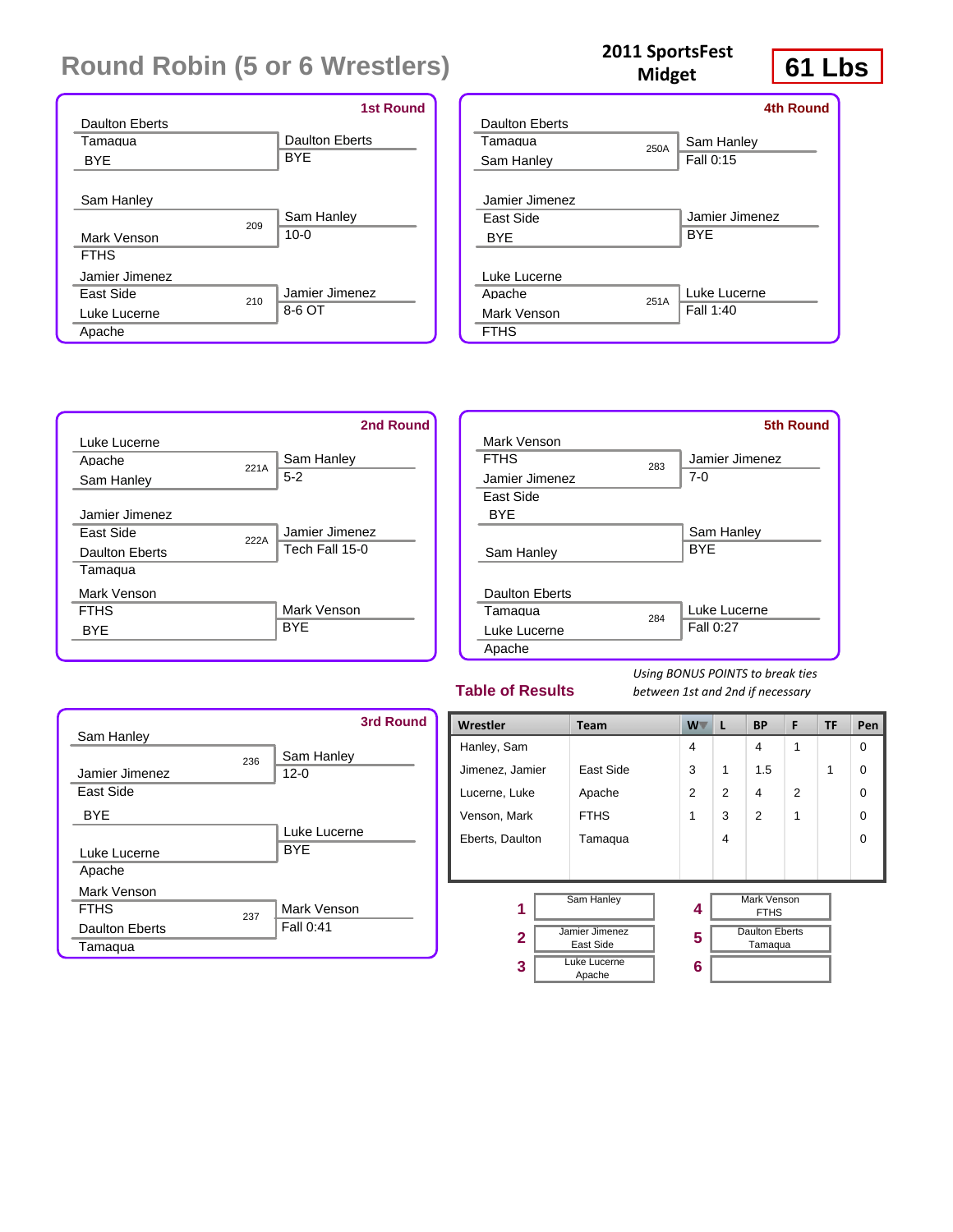# Round Robin (5 or 6 Wrestlers)

**2011 SportsFest Midget**

**61 Lbs**

### 1st Round

- Daulton Eberts, Tamaqua vs BYE — Daulton Eberts, BYE
- Sam Hanley vs Mark Venson, FTHS (209) — Sam Hanley, 10-0
- Jamier Jimenez, East Side vs Luke Lucerne, Apache (210) — Jamier Jimenez, 8-6 OT

### 2nd Round

- Luke Lucerne, Apache vs Sam Hanley (221A) — Sam Hanley, 5-2
- Jamier Jimenez, East Side vs Daulton Eberts, Tamaqua (222A) — Jamier Jimenez, Tech Fall 15-0
- Mark Venson, FTHS vs BYE — Mark Venson, BYE

### 3rd Round

- Sam Hanley vs Jamier Jimenez, East Side (236) — Sam Hanley, 12-0
- BYE vs Luke Lucerne, Apache — Luke Lucerne, BYE
- Mark Venson, FTHS vs Daulton Eberts, Tamaqua (237) — Mark Venson, Fall 0:41

### 4th Round

- Daulton Eberts, Tamaqua vs Sam Hanley (250A) — Sam Hanley, Fall 0:15
- Jamier Jimenez, East Side vs BYE — Jamier Jimenez, BYE
- Luke Lucerne, Apache vs Mark Venson, FTHS (251A) — Luke Lucerne, Fall 1:40

### 5th Round

- Mark Venson, FTHS vs Jamier Jimenez, East Side (283) — Jamier Jimenez, 7-0
- BYE vs Sam Hanley — Sam Hanley, BYE
- Daulton Eberts, Tamaqua vs Luke Lucerne, Apache (284) — Luke Lucerne, Fall 0:27

## Table of Results

*Using BONUS POINTS to break ties between 1st and 2nd if necessary*

| Wrestler | Team | W | L | BP | F | TF | Pen |
|---|---|---|---|---|---|---|---|
| Hanley, Sam | | 4 | | 4 | 1 | | 0 |
| Jimenez, Jamier | East Side | 3 | 1 | 1.5 | | 1 | 0 |
| Lucerne, Luke | Apache | 2 | 2 | 4 | 2 | | 0 |
| Venson, Mark | FTHS | 1 | 3 | 2 | 1 | | 0 |
| Eberts, Daulton | Tamaqua | | 4 | | | | 0 |

| Place | Wrestler | Place | Wrestler |
|---|---|---|---|
| 1 | Sam Hanley | 4 | Mark Venson, FTHS |
| 2 | Jamier Jimenez, East Side | 5 | Daulton Eberts, Tamaqua |
| 3 | Luke Lucerne, Apache | 6 | |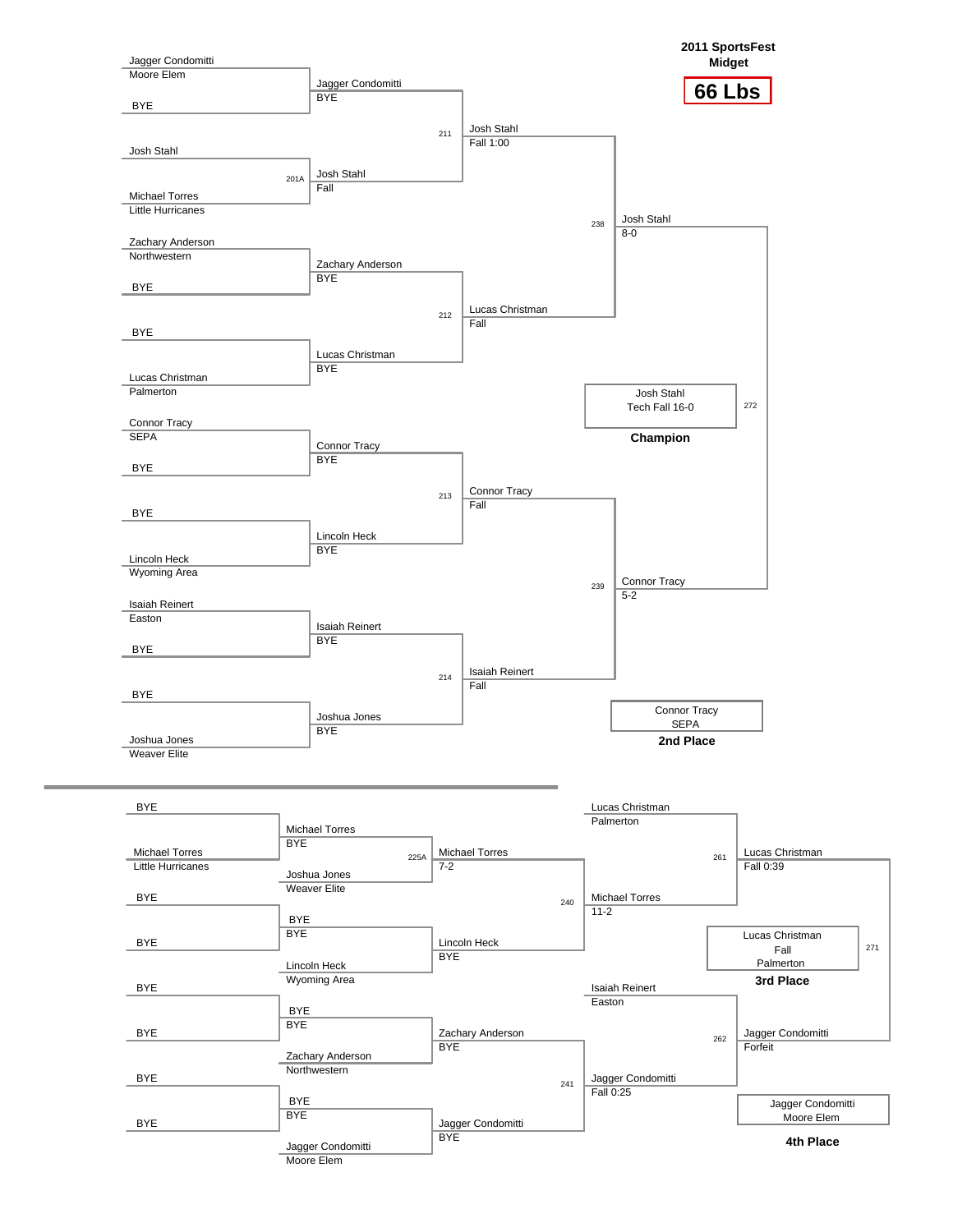**2011 SportsFest**
**Midget**

# 66 Lbs

## Championship Bracket

### First Round

| Wrestler | Team |
| --- | --- |
| Jagger Condomitti | Moore Elem |
| BYE | |
| Josh Stahl | |
| Michael Torres | Little Hurricanes |
| Zachary Anderson | Northwestern |
| BYE | |
| BYE | |
| Lucas Christman | Palmerton |
| Connor Tracy | SEPA |
| BYE | |
| BYE | |
| Lincoln Heck | Wyoming Area |
| Isaiah Reinert | Easton |
| BYE | |
| BYE | |
| Joshua Jones | Weaver Elite |

### Second Round

| Bout | Winner | Result |
| --- | --- | --- |
| | Jagger Condomitti | BYE |
| 201A | Josh Stahl | Fall |
| | Zachary Anderson | BYE |
| | Lucas Christman | BYE |
| | Connor Tracy | BYE |
| | Lincoln Heck | BYE |
| | Isaiah Reinert | BYE |
| | Joshua Jones | BYE |

### Quarterfinals

| Bout | Winner | Result |
| --- | --- | --- |
| 211 | Josh Stahl | Fall 1:00 |
| 212 | Lucas Christman | Fall |
| 213 | Connor Tracy | Fall |
| 214 | Isaiah Reinert | Fall |

### Semifinals

| Bout | Winner | Result |
| --- | --- | --- |
| 238 | Josh Stahl | 8-0 |
| 239 | Connor Tracy | 5-2 |

### Final

| Bout | Winner | Result |
| --- | --- | --- |
| 272 | Josh Stahl | Tech Fall 16-0 |

**Champion:** Josh Stahl – Tech Fall 16-0

**2nd Place:** Connor Tracy – SEPA

## Consolation Bracket

### First Round

| Wrestler | Team |
| --- | --- |
| BYE | |
| Michael Torres | Little Hurricanes |
| BYE | |
| BYE | |
| BYE | |
| BYE | |
| BYE | |
| BYE | |

### Second Round

| Wrestler | Team / Result |
| --- | --- |
| Michael Torres | BYE |
| Joshua Jones | Weaver Elite |
| BYE | BYE |
| Lincoln Heck | Wyoming Area |
| BYE | BYE |
| Zachary Anderson | Northwestern |
| BYE | BYE |
| Jagger Condomitti | Moore Elem |

### Third Round

| Bout | Winner | Result |
| --- | --- | --- |
| 225A | Michael Torres | 7-2 |
| | Lincoln Heck | BYE |
| | Zachary Anderson | BYE |
| | Jagger Condomitti | BYE |

### Fourth Round

| Bout | Wrestler | Team / Result |
| --- | --- | --- |
| | Lucas Christman | Palmerton |
| 240 | Michael Torres | 11-2 |
| | Isaiah Reinert | Easton |
| 241 | Jagger Condomitti | Fall 0:25 |

### Consolation Semifinals

| Bout | Winner | Result |
| --- | --- | --- |
| 261 | Lucas Christman | Fall 0:39 |
| 262 | Jagger Condomitti | Forfeit |

### Third Place

| Bout | Winner | Result |
| --- | --- | --- |
| 271 | Lucas Christman | Fall |

**3rd Place:** Lucas Christman – Fall – Palmerton

**4th Place:** Jagger Condomitti – Moore Elem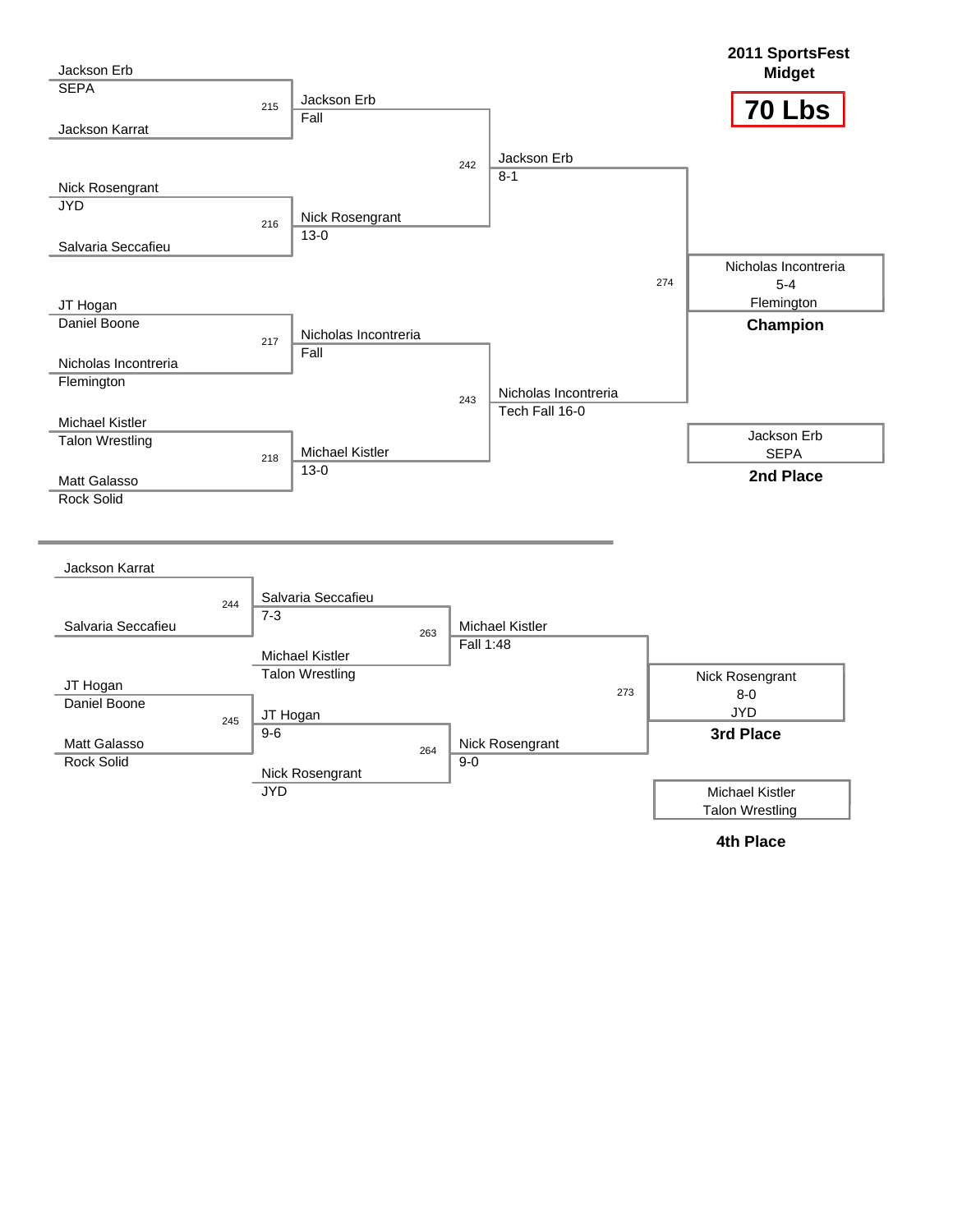# 2011 SportsFest Midget

## 70 Lbs

### Championship Bracket

**Round 1**

| Bout | Wrestler 1 | Wrestler 2 | Winner | Result |
| --- | --- | --- | --- | --- |
| 215 | Jackson Erb (SEPA) | Jackson Karrat | Jackson Erb | Fall |
| 216 | Nick Rosengrant (JYD) | Salvaria Seccafieu | Nick Rosengrant | 13-0 |
| 217 | JT Hogan (Daniel Boone) | Nicholas Incontreria (Flemington) | Nicholas Incontreria | Fall |
| 218 | Michael Kistler (Talon Wrestling) | Matt Galasso (Rock Solid) | Michael Kistler | 13-0 |

**Semifinals**

| Bout | Winner | Result |
| --- | --- | --- |
| 242 | Jackson Erb | 8-1 |
| 243 | Nicholas Incontreria | Tech Fall 16-0 |

**Final**

| Bout | Winner | Result |
| --- | --- | --- |
| 274 | Nicholas Incontreria (Flemington) | 5-4 |

**Champion:** Nicholas Incontreria, 5-4, Flemington

**2nd Place:** Jackson Erb, SEPA

### Consolation Bracket

| Bout | Wrestler 1 | Wrestler 2 | Winner | Result |
| --- | --- | --- | --- | --- |
| 244 | Jackson Karrat | Salvaria Seccafieu | Salvaria Seccafieu | 7-3 |
| 245 | JT Hogan (Daniel Boone) | Matt Galasso (Rock Solid) | JT Hogan | 9-6 |
| 263 | Salvaria Seccafieu | Michael Kistler (Talon Wrestling) | Michael Kistler | Fall 1:48 |
| 264 | JT Hogan | Nick Rosengrant (JYD) | Nick Rosengrant | 9-0 |
| 273 | Michael Kistler | Nick Rosengrant | Nick Rosengrant | 8-0 |

**3rd Place:** Nick Rosengrant, 8-0, JYD

**4th Place:** Michael Kistler, Talon Wrestling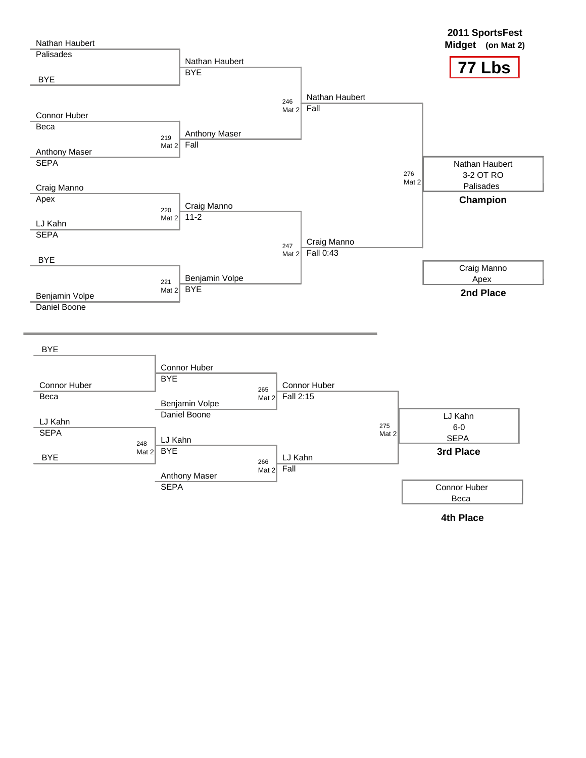# 2011 SportsFest

**Midget** (on Mat 2)

## 77 Lbs

### Championship Bracket

**First Round**

| Match | Wrestler 1 | Wrestler 2 | Winner | Result |
|---|---|---|---|---|
| | Nathan Haubert (Palisades) | BYE | Nathan Haubert | BYE |
| 219 Mat 2 | Connor Huber (Beca) | Anthony Maser (SEPA) | Anthony Maser | Fall |
| 220 Mat 2 | Craig Manno (Apex) | LJ Kahn (SEPA) | Craig Manno | 11-2 |
| 221 Mat 2 | BYE | Benjamin Volpe (Daniel Boone) | Benjamin Volpe | BYE |

**Semifinals**

| Match | Winner | Result |
|---|---|---|
| 246 Mat 2 | Nathan Haubert | Fall |
| 247 Mat 2 | Craig Manno | Fall 0:43 |

**Final**

| Match | Winner | Result |
|---|---|---|
| 276 Mat 2 | Nathan Haubert | 3-2 OT RO |

**Champion:** Nathan Haubert, 3-2 OT RO, Palisades

**2nd Place:** Craig Manno, Apex

### Consolation Bracket

| Match | Wrestler 1 | Wrestler 2 | Winner | Result |
|---|---|---|---|---|
| | BYE | Connor Huber (Beca) | Connor Huber | BYE |
| 248 Mat 2 | LJ Kahn (SEPA) | BYE | LJ Kahn | BYE |
| 265 Mat 2 | Connor Huber | Benjamin Volpe (Daniel Boone) | Connor Huber | Fall 2:15 |
| 266 Mat 2 | LJ Kahn | Anthony Maser (SEPA) | LJ Kahn | Fall |
| 275 Mat 2 | Connor Huber | LJ Kahn | LJ Kahn | 6-0 |

**3rd Place:** LJ Kahn, 6-0, SEPA

**4th Place:** Connor Huber, Beca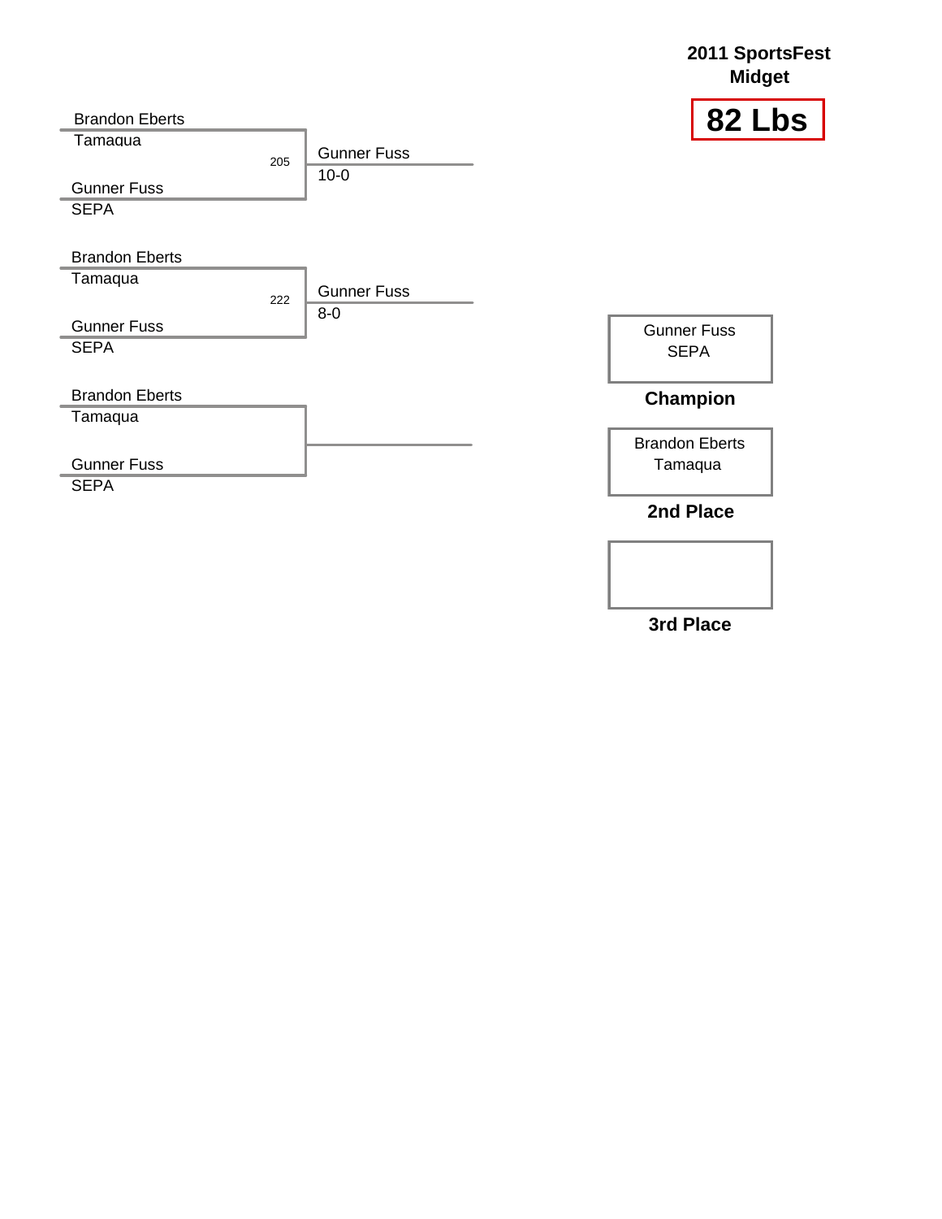# 2011 SportsFest Midget

## 82 Lbs

### Bout 205

- Brandon Eberts — Tamaqua
- Gunner Fuss — SEPA

Winner: Gunner Fuss, 10-0

### Bout 222

- Brandon Eberts — Tamaqua
- Gunner Fuss — SEPA

Winner: Gunner Fuss, 8-0

### Bout 3

- Brandon Eberts — Tamaqua
- Gunner Fuss — SEPA

Winner:

### Final Placings

| Place | Wrestler | Team |
| --- | --- | --- |
| Champion | Gunner Fuss | SEPA |
| 2nd Place | Brandon Eberts | Tamaqua |
| 3rd Place | | |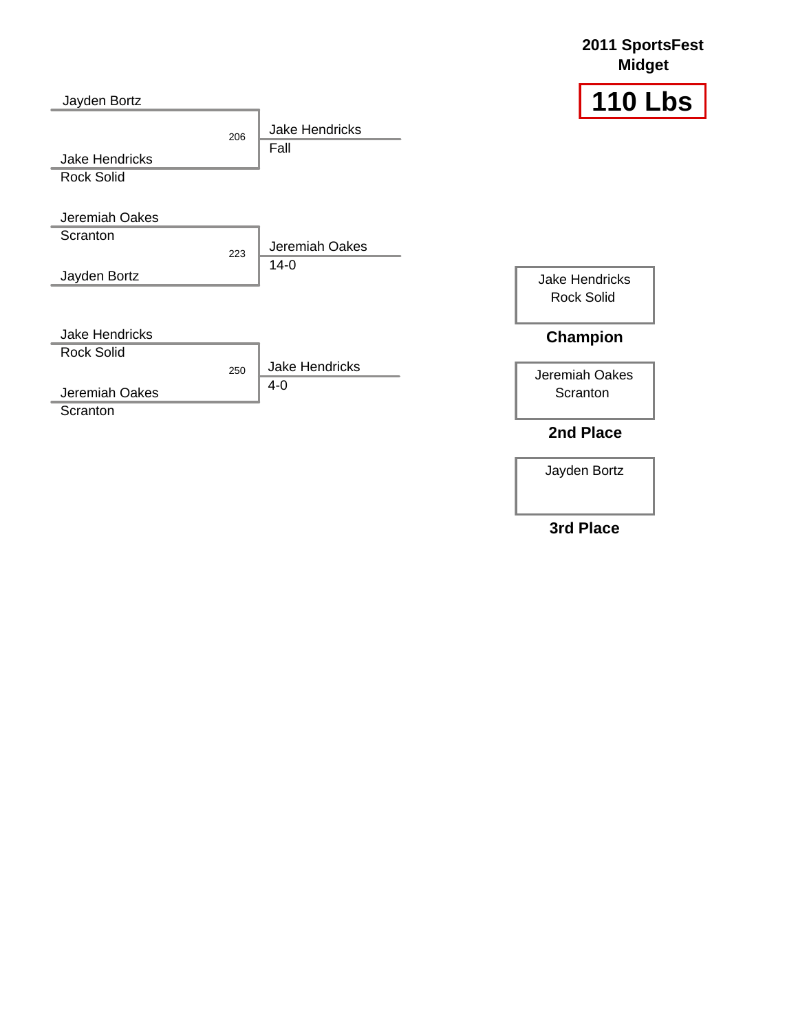**2011 SportsFest**
**Midget**

# 110 Lbs

Jayden Bortz

206

Jake Hendricks
Rock Solid

Jake Hendricks
Fall

Jeremiah Oakes
Scranton

223

Jayden Bortz

Jeremiah Oakes
14-0

Jake Hendricks
Rock Solid

250

Jeremiah Oakes
Scranton

Jake Hendricks
4-0

Jake Hendricks
Rock Solid

**Champion**

Jeremiah Oakes
Scranton

**2nd Place**

Jayden Bortz

**3rd Place**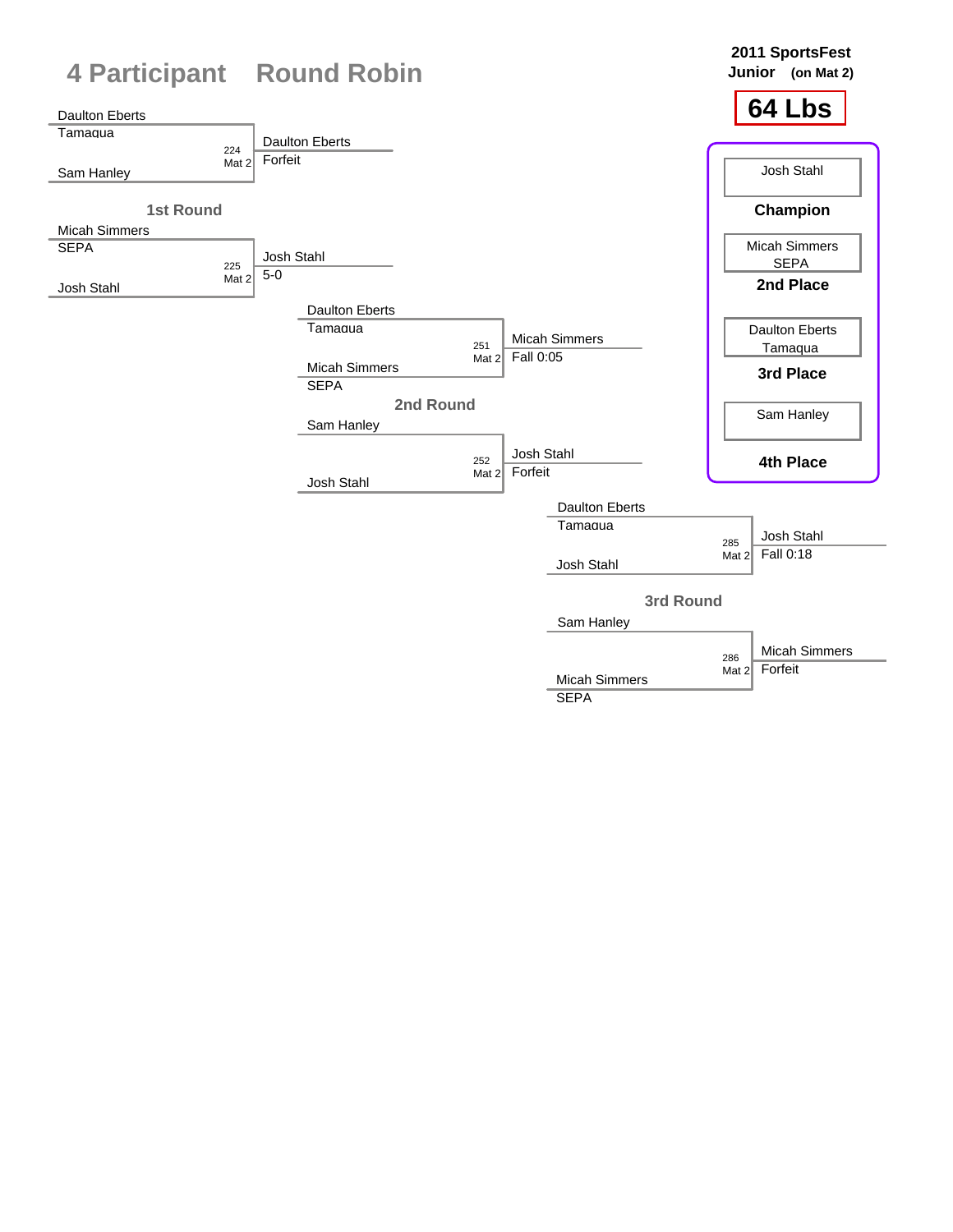# 4 Participant Round Robin

**2011 SportsFest**
**Junior (on Mat 2)**

## 64 Lbs

### 1st Round

| Match | Mat | Wrestler 1 | Wrestler 2 | Winner | Result |
|---|---|---|---|---|---|
| 224 | Mat 2 | Daulton Eberts (Tamaqua) | Sam Hanley | Daulton Eberts | Forfeit |
| 225 | Mat 2 | Micah Simmers (SEPA) | Josh Stahl | Josh Stahl | 5-0 |

### 2nd Round

| Match | Mat | Wrestler 1 | Wrestler 2 | Winner | Result |
|---|---|---|---|---|---|
| 251 | Mat 2 | Daulton Eberts (Tamaqua) | Micah Simmers (SEPA) | Micah Simmers | Fall 0:05 |
| 252 | Mat 2 | Sam Hanley | Josh Stahl | Josh Stahl | Forfeit |

### 3rd Round

| Match | Mat | Wrestler 1 | Wrestler 2 | Winner | Result |
|---|---|---|---|---|---|
| 285 | Mat 2 | Daulton Eberts (Tamaqua) | Josh Stahl | Josh Stahl | Fall 0:18 |
| 286 | Mat 2 | Sam Hanley | Micah Simmers (SEPA) | Micah Simmers | Forfeit |

### Placings

- **Champion**: Josh Stahl
- **2nd Place**: Micah Simmers (SEPA)
- **3rd Place**: Daulton Eberts (Tamaqua)
- **4th Place**: Sam Hanley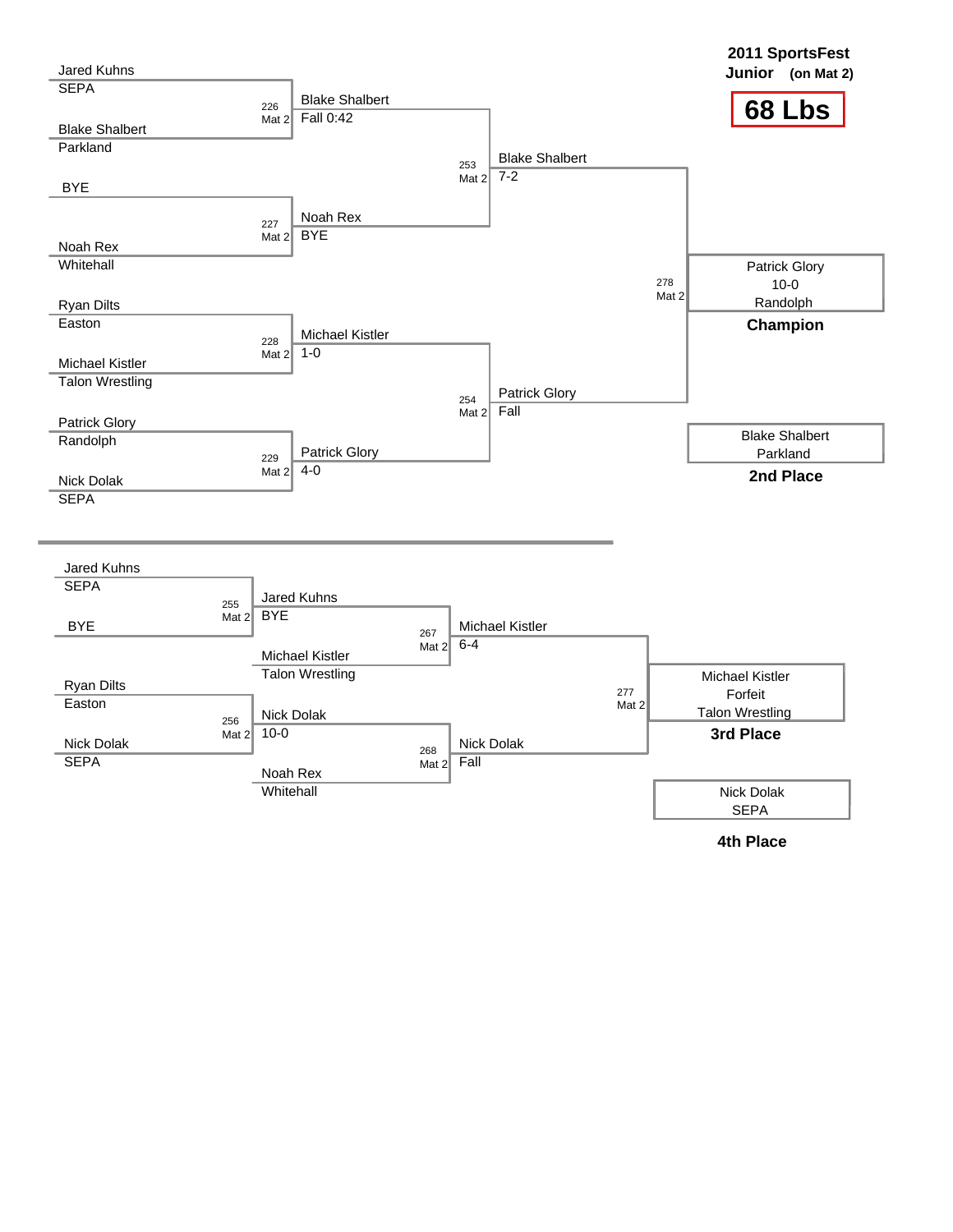## 2011 SportsFest

**Junior (on Mat 2)**

# 68 Lbs

### Championship Bracket

| Wrestler | Team | Bout | Result |
| --- | --- | --- | --- |
| Jared Kuhns | SEPA | 226 Mat 2 | Blake Shalbert — Fall 0:42 |
| Blake Shalbert | Parkland | | |
| BYE | | 227 Mat 2 | Noah Rex — BYE |
| Noah Rex | Whitehall | | |
| Ryan Dilts | Easton | 228 Mat 2 | Michael Kistler — 1-0 |
| Michael Kistler | Talon Wrestling | | |
| Patrick Glory | Randolph | 229 Mat 2 | Patrick Glory — 4-0 |
| Nick Dolak | SEPA | | |

**Semifinals**

- 253 Mat 2: Blake Shalbert — 7-2
- 254 Mat 2: Patrick Glory — Fall

**Final**

- 278 Mat 2: Patrick Glory, 10-0, Randolph — **Champion**
- Blake Shalbert, Parkland — **2nd Place**

### Consolation Bracket

| Wrestler | Team | Bout | Result |
| --- | --- | --- | --- |
| Jared Kuhns | SEPA | 255 Mat 2 | Jared Kuhns — BYE |
| BYE | | | |
| Ryan Dilts | Easton | 256 Mat 2 | Nick Dolak — 10-0 |
| Nick Dolak | SEPA | | |

- 267 Mat 2: Jared Kuhns vs. Michael Kistler (Talon Wrestling) — Michael Kistler 6-4
- 268 Mat 2: Nick Dolak vs. Noah Rex (Whitehall) — Nick Dolak Fall

**3rd Place Match**

- 277 Mat 2: Michael Kistler, Forfeit, Talon Wrestling — **3rd Place**
- Nick Dolak, SEPA — **4th Place**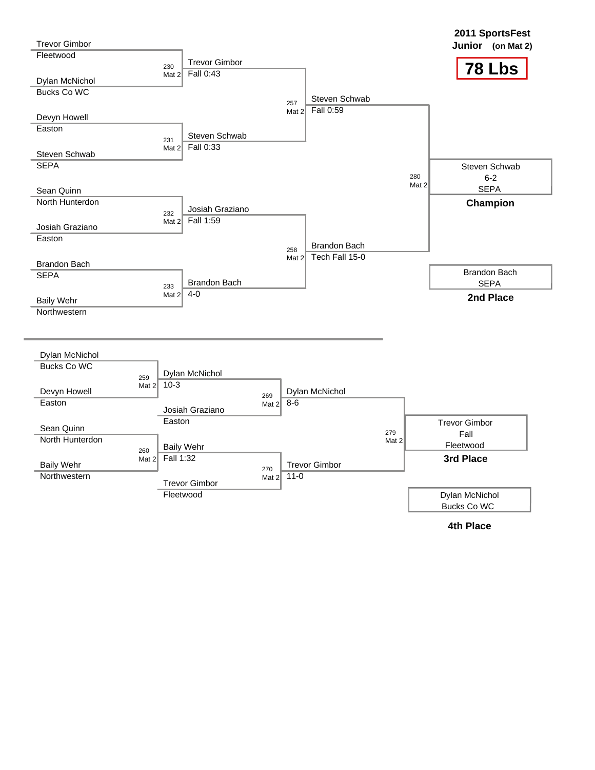# 2011 SportsFest

**Junior (on Mat 2)**

## 78 Lbs

### Championship Bracket

| Round 1 | Result | Semifinal | Result | Final |
|---|---|---|---|---|
| Trevor Gimbor (Fleetwood) vs Dylan McNichol (Bucks Co WC) — 230 Mat 2 | Trevor Gimbor, Fall 0:43 | 257 Mat 2 | Steven Schwab, Fall 0:59 | 280 Mat 2 |
| Devyn Howell (Easton) vs Steven Schwab (SEPA) — 231 Mat 2 | Steven Schwab, Fall 0:33 | | | |
| Sean Quinn (North Hunterdon) vs Josiah Graziano (Easton) — 232 Mat 2 | Josiah Graziano, Fall 1:59 | 258 Mat 2 | Brandon Bach, Tech Fall 15-0 | |
| Brandon Bach (SEPA) vs Baily Wehr (Northwestern) — 233 Mat 2 | Brandon Bach, 4-0 | | | |

**Champion:** Steven Schwab, 6-2, SEPA

**2nd Place:** Brandon Bach, SEPA

### Consolation Bracket

| Match | Wrestlers | Winner / Result |
|---|---|---|
| 259 Mat 2 | Dylan McNichol (Bucks Co WC) vs Devyn Howell (Easton) | Dylan McNichol, 10-3 |
| 260 Mat 2 | Sean Quinn (North Hunterdon) vs Baily Wehr (Northwestern) | Baily Wehr, Fall 1:32 |
| 269 Mat 2 | Dylan McNichol vs Josiah Graziano (Easton) | Dylan McNichol, 8-6 |
| 270 Mat 2 | Baily Wehr vs Trevor Gimbor (Fleetwood) | Trevor Gimbor, 11-0 |
| 279 Mat 2 | Dylan McNichol vs Trevor Gimbor | Trevor Gimbor, Fall |

**3rd Place:** Trevor Gimbor, Fall, Fleetwood

**4th Place:** Dylan McNichol, Bucks Co WC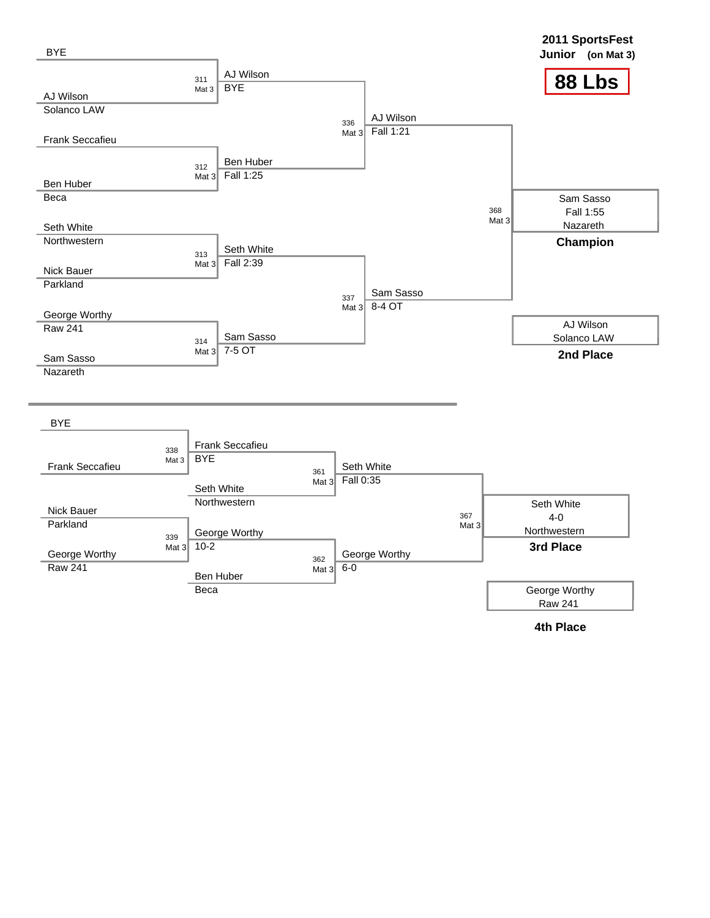# 2011 SportsFest

## Junior (on Mat 3)

## 88 Lbs

### Championship Bracket

| Bout | Mat | Wrestler 1 | Wrestler 2 | Winner | Result |
|---|---|---|---|---|---|
| 311 | Mat 3 | BYE | AJ Wilson (Solanco LAW) | AJ Wilson | BYE |
| 312 | Mat 3 | Frank Seccafieu | Ben Huber (Beca) | Ben Huber | Fall 1:25 |
| 313 | Mat 3 | Seth White (Northwestern) | Nick Bauer (Parkland) | Seth White | Fall 2:39 |
| 314 | Mat 3 | George Worthy (Raw 241) | Sam Sasso (Nazareth) | Sam Sasso | 7-5 OT |
| 336 | Mat 3 | AJ Wilson | Ben Huber | AJ Wilson | Fall 1:21 |
| 337 | Mat 3 | Seth White | Sam Sasso | Sam Sasso | 8-4 OT |
| 368 | Mat 3 | AJ Wilson | Sam Sasso | Sam Sasso | Fall 1:55 |

**Champion:** Sam Sasso, Fall 1:55, Nazareth

**2nd Place:** AJ Wilson, Solanco LAW

### Consolation Bracket

| Bout | Mat | Wrestler 1 | Wrestler 2 | Winner | Result |
|---|---|---|---|---|---|
| 338 | Mat 3 | BYE | Frank Seccafieu | Frank Seccafieu | BYE |
| 339 | Mat 3 | Nick Bauer (Parkland) | George Worthy (Raw 241) | George Worthy | 10-2 |
| 361 | Mat 3 | Frank Seccafieu | Seth White (Northwestern) | Seth White | Fall 0:35 |
| 362 | Mat 3 | George Worthy | Ben Huber (Beca) | George Worthy | 6-0 |
| 367 | Mat 3 | Seth White | George Worthy | Seth White | 4-0 |

**3rd Place:** Seth White, 4-0, Northwestern

**4th Place:** George Worthy, Raw 241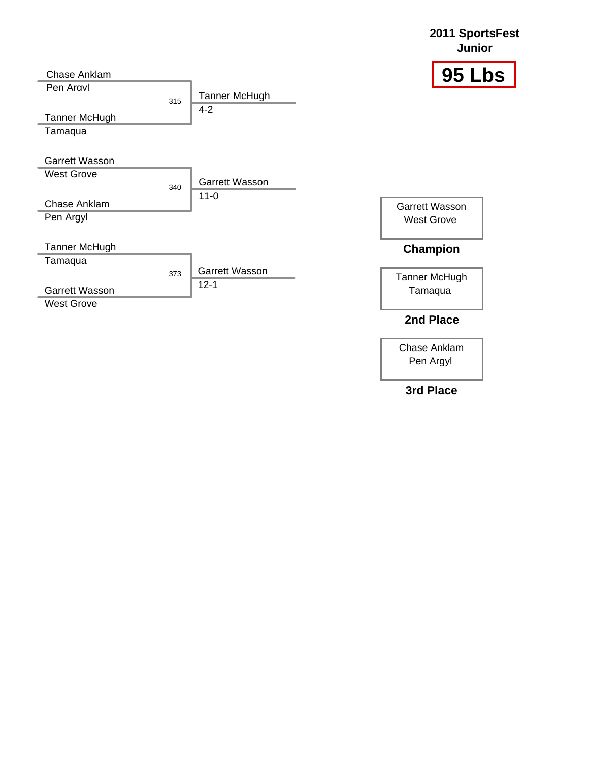# 2011 SportsFest Junior

## 95 Lbs

| Bout | Wrestler 1 | Team | Wrestler 2 | Team | Winner | Score |
|---|---|---|---|---|---|---|
| 315 | Chase Anklam | Pen Argyl | Tanner McHugh | Tamaqua | Tanner McHugh | 4-2 |
| 340 | Garrett Wasson | West Grove | Chase Anklam | Pen Argyl | Garrett Wasson | 11-0 |
| 373 | Tanner McHugh | Tamaqua | Garrett Wasson | West Grove | Garrett Wasson | 12-1 |

| Place | Wrestler | Team |
|---|---|---|
| Champion | Garrett Wasson | West Grove |
| 2nd Place | Tanner McHugh | Tamaqua |
| 3rd Place | Chase Anklam | Pen Argyl |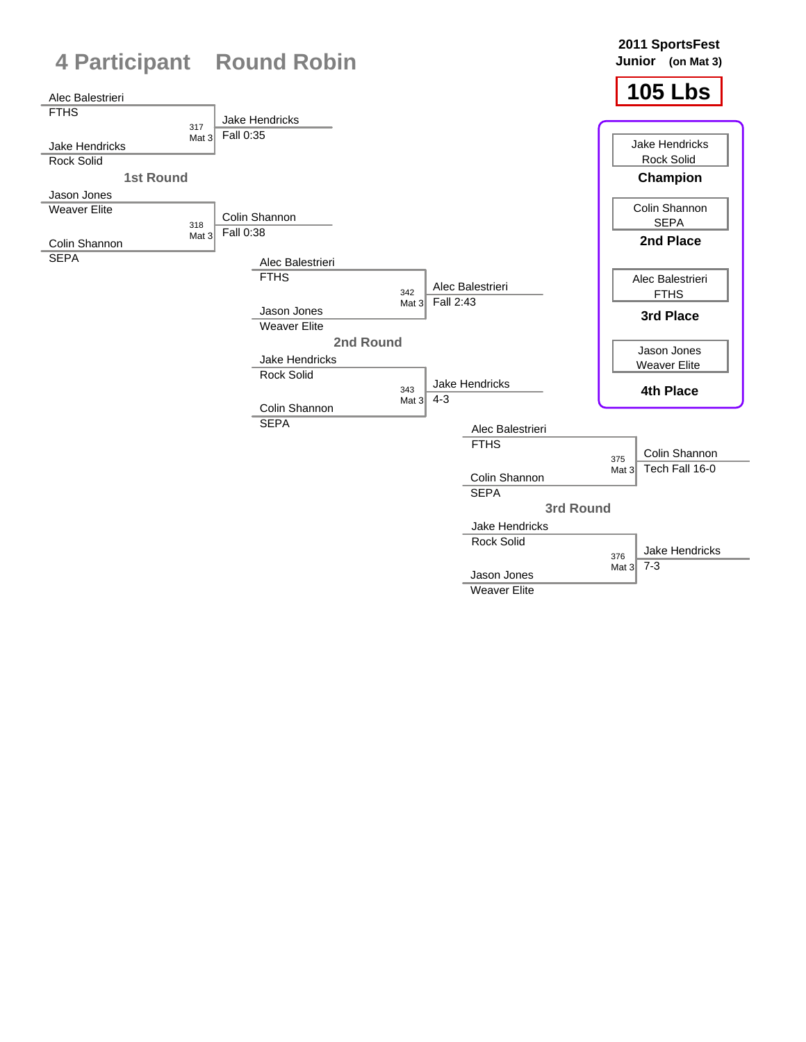# 4 Participant Round Robin

**2011 SportsFest**
**Junior (on Mat 3)**

## 105 Lbs

### 1st Round

| Bout | Mat | Wrestler 1 | Wrestler 2 | Winner | Result |
|---|---|---|---|---|---|
| 317 | Mat 3 | Alec Balestrieri (FTHS) | Jake Hendricks (Rock Solid) | Jake Hendricks | Fall 0:35 |
| 318 | Mat 3 | Jason Jones (Weaver Elite) | Colin Shannon (SEPA) | Colin Shannon | Fall 0:38 |

### 2nd Round

| Bout | Mat | Wrestler 1 | Wrestler 2 | Winner | Result |
|---|---|---|---|---|---|
| 342 | Mat 3 | Alec Balestrieri (FTHS) | Jason Jones (Weaver Elite) | Alec Balestrieri | Fall 2:43 |
| 343 | Mat 3 | Jake Hendricks (Rock Solid) | Colin Shannon (SEPA) | Jake Hendricks | 4-3 |

### 3rd Round

| Bout | Mat | Wrestler 1 | Wrestler 2 | Winner | Result |
|---|---|---|---|---|---|
| 375 | Mat 3 | Alec Balestrieri (FTHS) | Colin Shannon (SEPA) | Colin Shannon | Tech Fall 16-0 |
| 376 | Mat 3 | Jake Hendricks (Rock Solid) | Jason Jones (Weaver Elite) | Jake Hendricks | 7-3 |

### Final Placings

| Place | Wrestler | Team |
|---|---|---|
| Champion | Jake Hendricks | Rock Solid |
| 2nd Place | Colin Shannon | SEPA |
| 3rd Place | Alec Balestrieri | FTHS |
| 4th Place | Jason Jones | Weaver Elite |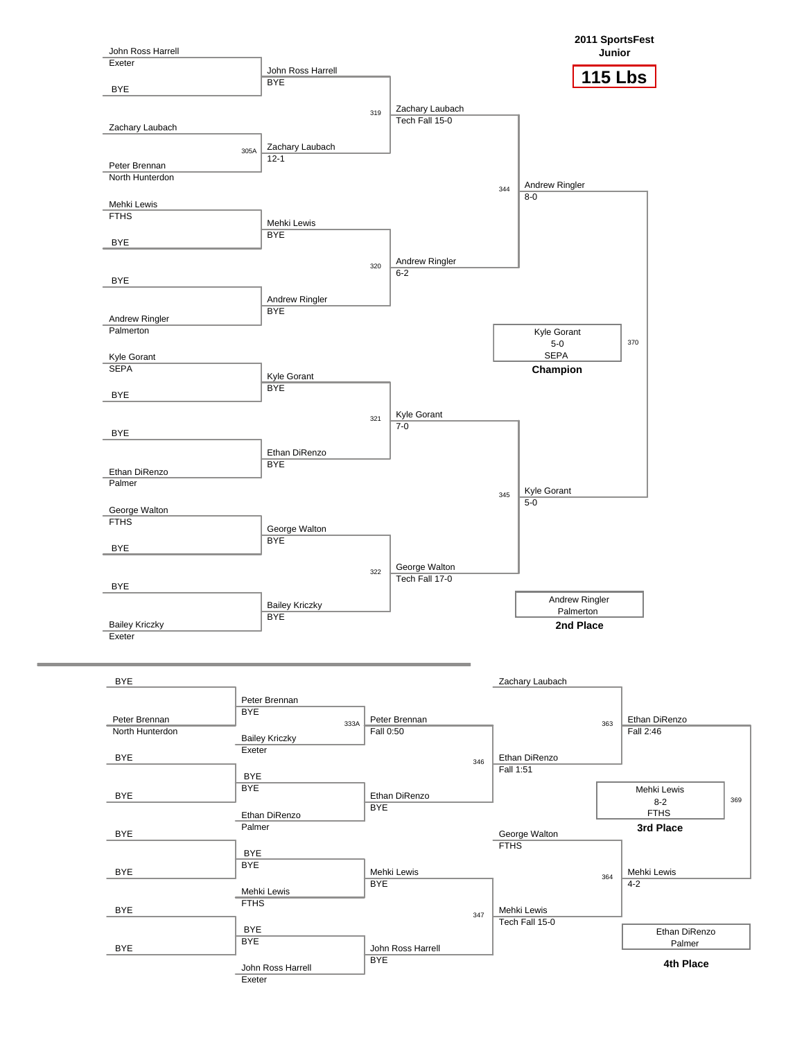# 2011 SportsFest Junior

## 115 Lbs

### Championship Bracket

**Round 1**

- John Ross Harrell (Exeter) vs BYE → John Ross Harrell, BYE
- Zachary Laubach vs Peter Brennan (North Hunterdon) — Match 305A → Zachary Laubach, 12-1
- Mehki Lewis (FTHS) vs BYE → Mehki Lewis, BYE
- BYE vs Andrew Ringler (Palmerton) → Andrew Ringler, BYE
- Kyle Gorant (SEPA) vs BYE → Kyle Gorant, BYE
- BYE vs Ethan DiRenzo (Palmer) → Ethan DiRenzo, BYE
- George Walton (FTHS) vs BYE → George Walton, BYE
- BYE vs Bailey Kriczky (Exeter) → Bailey Kriczky, BYE

**Quarterfinals**

- Match 319: Zachary Laubach, Tech Fall 15-0
- Match 320: Andrew Ringler, 6-2
- Match 321: Kyle Gorant, 7-0
- Match 322: George Walton, Tech Fall 17-0

**Semifinals**

- Match 344: Andrew Ringler, 8-0
- Match 345: Kyle Gorant, 5-0

**Final**

- Match 370: Kyle Gorant, 5-0, SEPA — **Champion**
- Andrew Ringler, Palmerton — **2nd Place**

### Consolation Bracket

**Round 1**

- BYE vs Peter Brennan (North Hunterdon) → Peter Brennan, BYE
- BYE vs BYE → BYE, BYE
- BYE vs BYE → BYE, BYE
- BYE vs BYE → BYE, BYE

**Round 2**

- Peter Brennan vs Bailey Kriczky (Exeter) — Match 333A → Peter Brennan, Fall 0:50
- BYE vs Ethan DiRenzo (Palmer) → Ethan DiRenzo, BYE
- BYE vs Mehki Lewis (FTHS) → Mehki Lewis, BYE
- BYE vs John Ross Harrell (Exeter) → John Ross Harrell, BYE

**Round 3**

- Match 346: Ethan DiRenzo, Fall 1:51
- Match 347: Mehki Lewis, Tech Fall 15-0

**Round 4**

- Match 363: Zachary Laubach vs Ethan DiRenzo → Ethan DiRenzo, Fall 2:46
- Match 364: George Walton (FTHS) vs Mehki Lewis → Mehki Lewis, 4-2

**3rd Place Match**

- Match 369: Mehki Lewis, 8-2, FTHS — **3rd Place**
- Ethan DiRenzo, Palmer — **4th Place**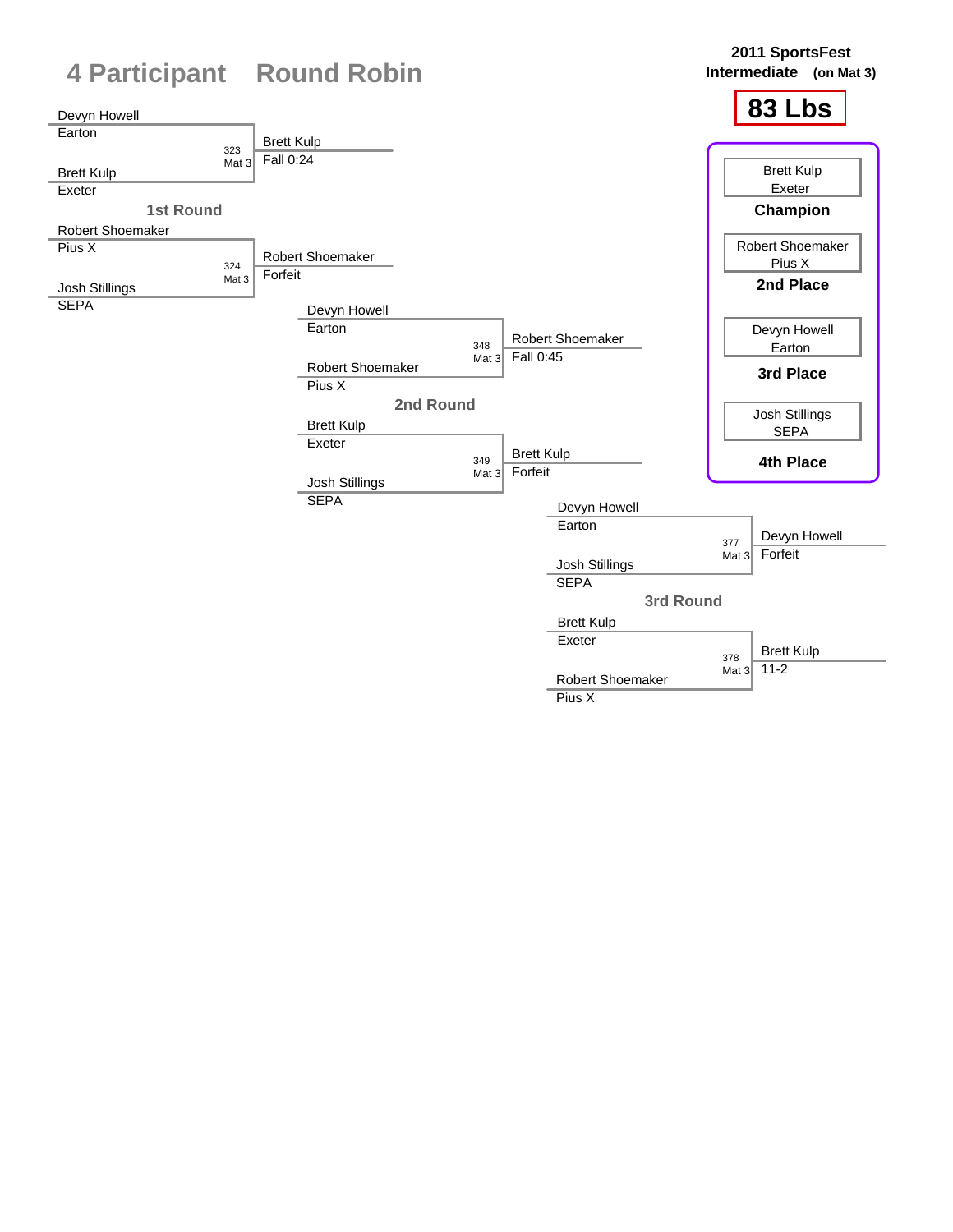# 4 Participant Round Robin

**2011 SportsFest**
**Intermediate (on Mat 3)**

## 83 Lbs

### 1st Round

| Bout | Mat | Wrestler 1 | Wrestler 2 | Winner | Result |
|---|---|---|---|---|---|
| 323 | Mat 3 | Devyn Howell (Earton) | Brett Kulp (Exeter) | Brett Kulp | Fall 0:24 |
| 324 | Mat 3 | Robert Shoemaker (Pius X) | Josh Stillings (SEPA) | Robert Shoemaker | Forfeit |

### 2nd Round

| Bout | Mat | Wrestler 1 | Wrestler 2 | Winner | Result |
|---|---|---|---|---|---|
| 348 | Mat 3 | Devyn Howell (Earton) | Robert Shoemaker (Pius X) | Robert Shoemaker | Fall 0:45 |
| 349 | Mat 3 | Brett Kulp (Exeter) | Josh Stillings (SEPA) | Brett Kulp | Forfeit |

### 3rd Round

| Bout | Mat | Wrestler 1 | Wrestler 2 | Winner | Result |
|---|---|---|---|---|---|
| 377 | Mat 3 | Devyn Howell (Earton) | Josh Stillings (SEPA) | Devyn Howell | Forfeit |
| 378 | Mat 3 | Brett Kulp (Exeter) | Robert Shoemaker (Pius X) | Brett Kulp | 11-2 |

### Placements

- **Champion:** Brett Kulp, Exeter
- **2nd Place:** Robert Shoemaker, Pius X
- **3rd Place:** Devyn Howell, Earton
- **4th Place:** Josh Stillings, SEPA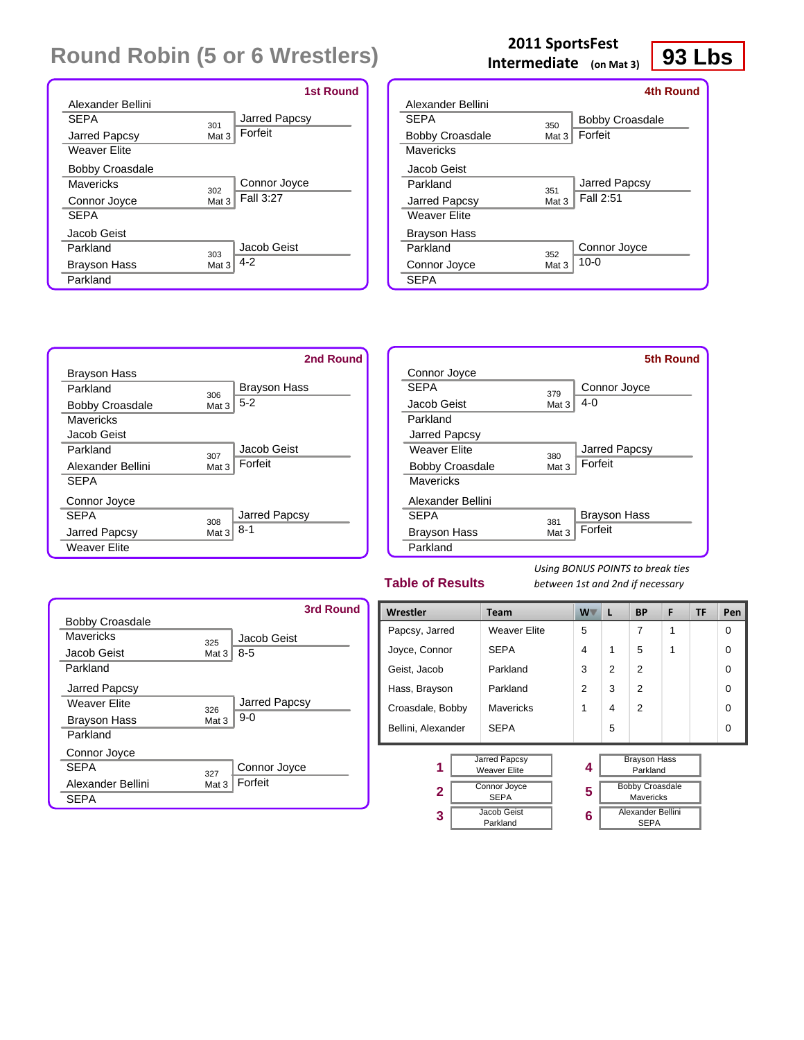# Round Robin (5 or 6 Wrestlers)

**2011 SportsFest Intermediate** (on Mat 3) **93 Lbs**

## 1st Round

| Wrestler 1 | Wrestler 2 | Bout | Winner | Result |
|---|---|---|---|---|
| Alexander Bellini (SEPA) | Jarred Papcsy (Weaver Elite) | 301 Mat 3 | Jarred Papcsy | Forfeit |
| Bobby Croasdale (Mavericks) | Connor Joyce (SEPA) | 302 Mat 3 | Connor Joyce | Fall 3:27 |
| Jacob Geist (Parkland) | Brayson Hass (Parkland) | 303 Mat 3 | Jacob Geist | 4-2 |

## 4th Round

| Wrestler 1 | Wrestler 2 | Bout | Winner | Result |
|---|---|---|---|---|
| Alexander Bellini (SEPA) | Bobby Croasdale (Mavericks) | 350 Mat 3 | Bobby Croasdale | Forfeit |
| Jacob Geist (Parkland) | Jarred Papcsy (Weaver Elite) | 351 Mat 3 | Jarred Papcsy | Fall 2:51 |
| Brayson Hass (Parkland) | Connor Joyce (SEPA) | 352 Mat 3 | Connor Joyce | 10-0 |

## 2nd Round

| Wrestler 1 | Wrestler 2 | Bout | Winner | Result |
|---|---|---|---|---|
| Brayson Hass (Parkland) | Bobby Croasdale (Mavericks) | 306 Mat 3 | Brayson Hass | 5-2 |
| Jacob Geist (Parkland) | Alexander Bellini (SEPA) | 307 Mat 3 | Jacob Geist | Forfeit |
| Connor Joyce (SEPA) | Jarred Papcsy (Weaver Elite) | 308 Mat 3 | Jarred Papcsy | 8-1 |

## 5th Round

| Wrestler 1 | Wrestler 2 | Bout | Winner | Result |
|---|---|---|---|---|
| Connor Joyce (SEPA) | Jacob Geist (Parkland) | 379 Mat 3 | Connor Joyce | 4-0 |
| Jarred Papcsy (Weaver Elite) | Bobby Croasdale (Mavericks) | 380 Mat 3 | Jarred Papcsy | Forfeit |
| Alexander Bellini (SEPA) | Brayson Hass (Parkland) | 381 Mat 3 | Brayson Hass | Forfeit |

## 3rd Round

| Wrestler 1 | Wrestler 2 | Bout | Winner | Result |
|---|---|---|---|---|
| Bobby Croasdale (Mavericks) | Jacob Geist (Parkland) | 325 Mat 3 | Jacob Geist | 8-5 |
| Jarred Papcsy (Weaver Elite) | Brayson Hass (Parkland) | 326 Mat 3 | Jarred Papcsy | 9-0 |
| Connor Joyce (SEPA) | Alexander Bellini (SEPA) | 327 Mat 3 | Connor Joyce | Forfeit |

## Table of Results

*Using BONUS POINTS to break ties between 1st and 2nd if necessary*

| Wrestler | Team | W | L | BP | F | TF | Pen |
|---|---|---|---|---|---|---|---|
| Papcsy, Jarred | Weaver Elite | 5 | | 7 | 1 | | 0 |
| Joyce, Connor | SEPA | 4 | 1 | 5 | 1 | | 0 |
| Geist, Jacob | Parkland | 3 | 2 | 2 | | | 0 |
| Hass, Brayson | Parkland | 2 | 3 | 2 | | | 0 |
| Croasdale, Bobby | Mavericks | 1 | 4 | 2 | | | 0 |
| Bellini, Alexander | SEPA | | 5 | | | | 0 |

| Place | Wrestler |
|---|---|
| 1 | Jarred Papcsy, Weaver Elite |
| 2 | Connor Joyce, SEPA |
| 3 | Jacob Geist, Parkland |
| 4 | Brayson Hass, Parkland |
| 5 | Bobby Croasdale, Mavericks |
| 6 | Alexander Bellini, SEPA |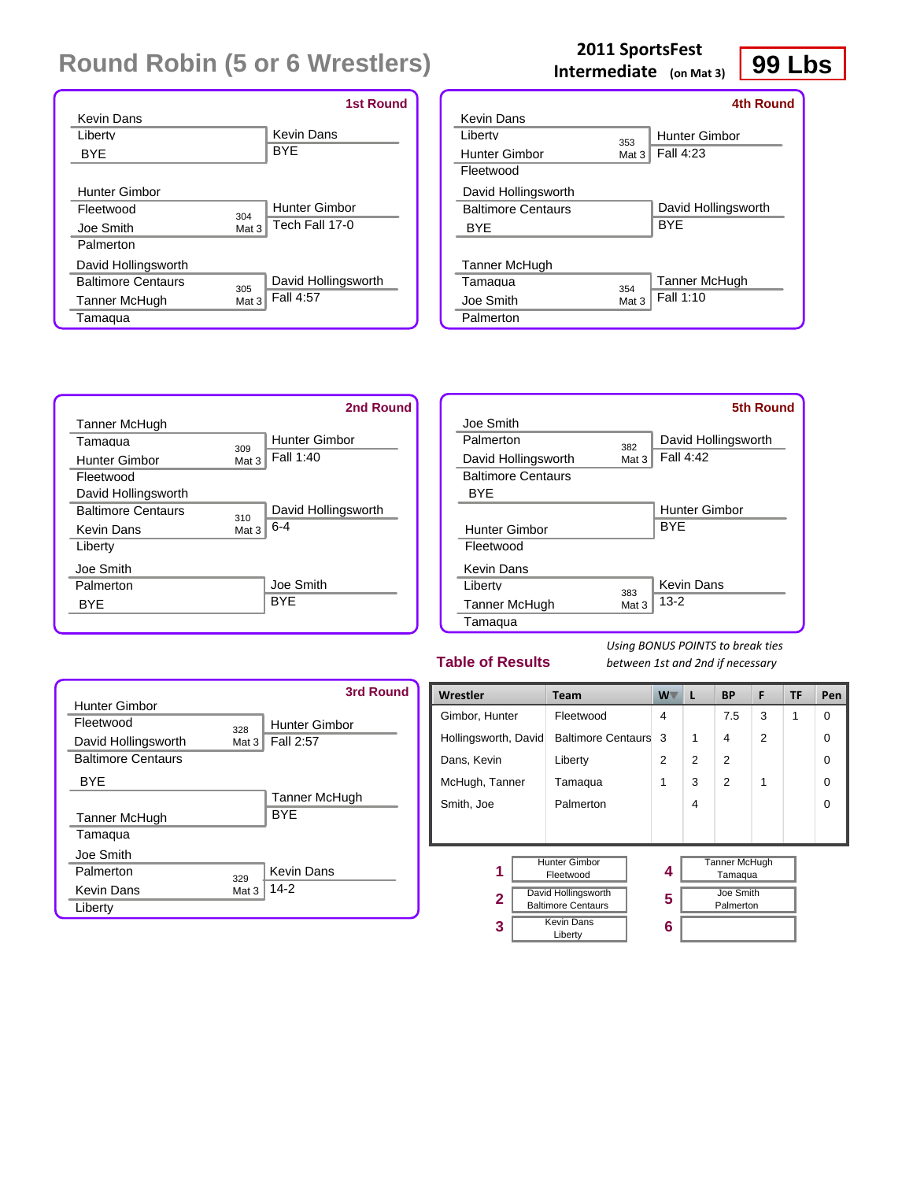# Round Robin (5 or 6 Wrestlers)

**2011 SportsFest**
**Intermediate** (on Mat 3)

**99 Lbs**

## 1st Round

| Wrestler | Team | Bout | Winner | Result |
|---|---|---|---|---|
| Kevin Dans | Liberty | | Kevin Dans | BYE |
| BYE | | | | |
| Hunter Gimbor | Fleetwood | 304 Mat 3 | Hunter Gimbor | Tech Fall 17-0 |
| Joe Smith | Palmerton | | | |
| David Hollingsworth | Baltimore Centaurs | 305 Mat 3 | David Hollingsworth | Fall 4:57 |
| Tanner McHugh | Tamaqua | | | |

## 2nd Round

| Wrestler | Team | Bout | Winner | Result |
|---|---|---|---|---|
| Tanner McHugh | Tamaqua | 309 Mat 3 | Hunter Gimbor | Fall 1:40 |
| Hunter Gimbor | Fleetwood | | | |
| David Hollingsworth | Baltimore Centaurs | 310 Mat 3 | David Hollingsworth | 6-4 |
| Kevin Dans | Liberty | | | |
| Joe Smith | Palmerton | | Joe Smith | BYE |
| BYE | | | | |

## 3rd Round

| Wrestler | Team | Bout | Winner | Result |
|---|---|---|---|---|
| Hunter Gimbor | Fleetwood | 328 Mat 3 | Hunter Gimbor | Fall 2:57 |
| David Hollingsworth | Baltimore Centaurs | | | |
| BYE | | | Tanner McHugh | BYE |
| Tanner McHugh | Tamaqua | | | |
| Joe Smith | Palmerton | 329 Mat 3 | Kevin Dans | 14-2 |
| Kevin Dans | Liberty | | | |

## 4th Round

| Wrestler | Team | Bout | Winner | Result |
|---|---|---|---|---|
| Kevin Dans | Liberty | 353 Mat 3 | Hunter Gimbor | Fall 4:23 |
| Hunter Gimbor | Fleetwood | | | |
| David Hollingsworth | Baltimore Centaurs | | David Hollingsworth | BYE |
| BYE | | | | |
| Tanner McHugh | Tamaqua | 354 Mat 3 | Tanner McHugh | Fall 1:10 |
| Joe Smith | Palmerton | | | |

## 5th Round

| Wrestler | Team | Bout | Winner | Result |
|---|---|---|---|---|
| Joe Smith | Palmerton | 382 Mat 3 | David Hollingsworth | Fall 4:42 |
| David Hollingsworth | Baltimore Centaurs | | | |
| BYE | | | Hunter Gimbor | BYE |
| Hunter Gimbor | Fleetwood | | | |
| Kevin Dans | Liberty | 383 Mat 3 | Kevin Dans | 13-2 |
| Tanner McHugh | Tamaqua | | | |

## Table of Results

*Using BONUS POINTS to break ties between 1st and 2nd if necessary*

| Wrestler | Team | W | L | BP | F | TF | Pen |
|---|---|---|---|---|---|---|---|
| Gimbor, Hunter | Fleetwood | 4 | | 7.5 | 3 | 1 | 0 |
| Hollingsworth, David | Baltimore Centaurs | 3 | 1 | 4 | 2 | | 0 |
| Dans, Kevin | Liberty | 2 | 2 | 2 | | | 0 |
| McHugh, Tanner | Tamaqua | 1 | 3 | 2 | 1 | | 0 |
| Smith, Joe | Palmerton | | 4 | | | | 0 |

| Place | Wrestler | Place | Wrestler |
|---|---|---|---|
| 1 | Hunter Gimbor, Fleetwood | 4 | Tanner McHugh, Tamaqua |
| 2 | David Hollingsworth, Baltimore Centaurs | 5 | Joe Smith, Palmerton |
| 3 | Kevin Dans, Liberty | 6 | |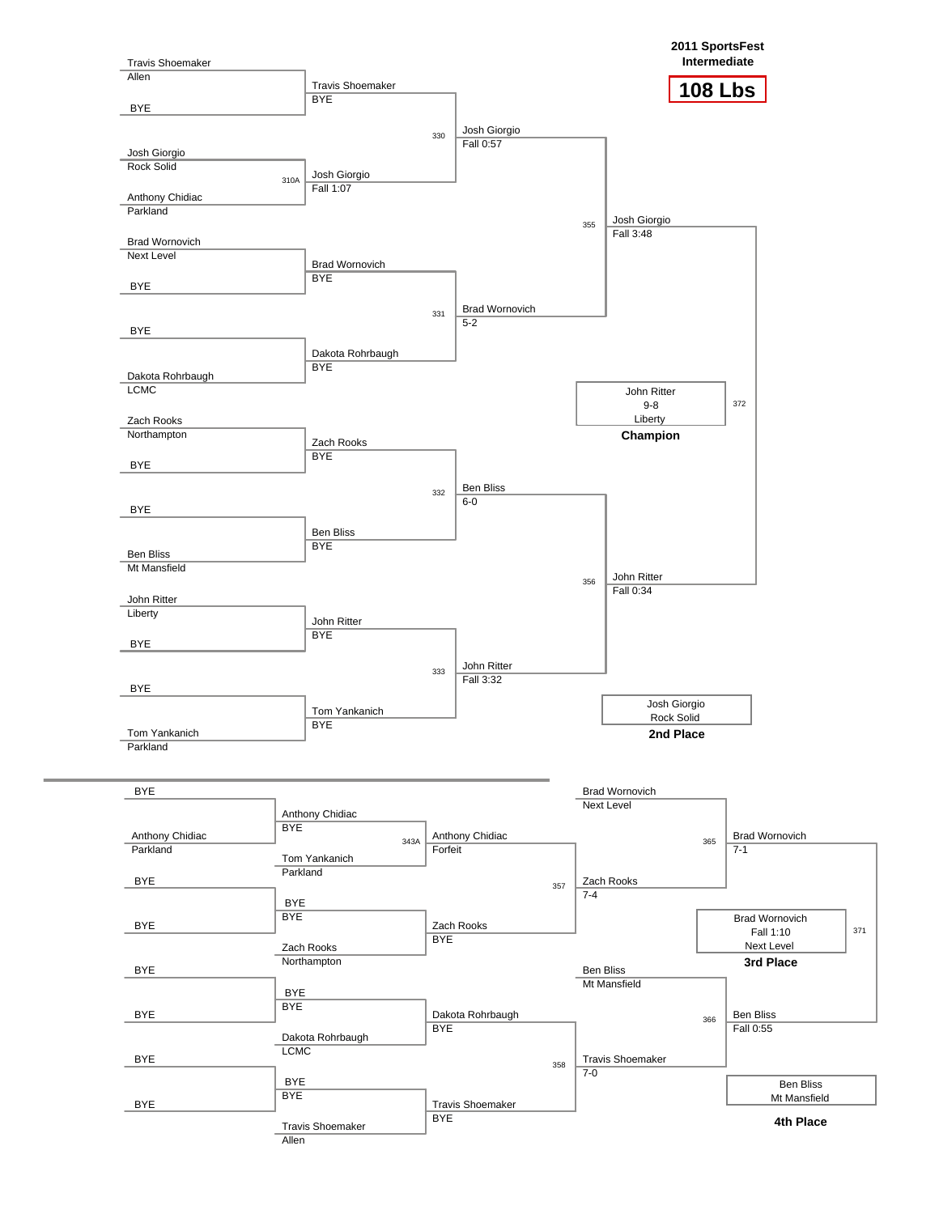# 2011 SportsFest Intermediate

## 108 Lbs

### Championship Bracket

**First Round**

- Travis Shoemaker (Allen) vs. BYE
- Josh Giorgio (Rock Solid) vs. Anthony Chidiac (Parkland) — 310A
- Brad Wornovich (Next Level) vs. BYE
- BYE vs. Dakota Rohrbaugh (LCMC)
- Zach Rooks (Northampton) vs. BYE
- BYE vs. Ben Bliss (Mt Mansfield)
- John Ritter (Liberty) vs. BYE
- BYE vs. Tom Yankanich (Parkland)

**Second Round**

- Travis Shoemaker — BYE
- Josh Giorgio — Fall 1:07
- Brad Wornovich — BYE
- Dakota Rohrbaugh — BYE
- Zach Rooks — BYE
- Ben Bliss — BYE
- John Ritter — BYE
- Tom Yankanich — BYE

**Quarterfinals**

- 330: Josh Giorgio — Fall 0:57
- 331: Brad Wornovich — 5-2
- 332: Ben Bliss — 6-0
- 333: John Ritter — Fall 3:32

**Semifinals**

- 355: Josh Giorgio — Fall 3:48
- 356: John Ritter — Fall 0:34

**Final**

- 372: John Ritter, 9-8, Liberty — **Champion**
- Josh Giorgio, Rock Solid — **2nd Place**

### Consolation Bracket

**First Round**

- BYE vs. Anthony Chidiac (Parkland)
- BYE vs. BYE
- BYE vs. BYE
- BYE vs. BYE

**Second Round**

- Anthony Chidiac — BYE
- 343A: Tom Yankanich (Parkland)
- BYE — BYE
- Zach Rooks (Northampton)
- BYE — BYE
- Dakota Rohrbaugh (LCMC)
- BYE — BYE
- Travis Shoemaker (Allen)

**Third Round**

- Anthony Chidiac — Forfeit
- Zach Rooks — BYE
- Dakota Rohrbaugh — BYE
- Travis Shoemaker — BYE

**Fourth Round**

- Brad Wornovich (Next Level)
- 357: Zach Rooks — 7-4
- Ben Bliss (Mt Mansfield)
- 358: Travis Shoemaker — 7-0

**Consolation Semifinals**

- 365: Brad Wornovich — 7-1
- 366: Ben Bliss — Fall 0:55

**3rd Place Match**

- 371: Brad Wornovich, Fall 1:10, Next Level — **3rd Place**
- Ben Bliss, Mt Mansfield — **4th Place**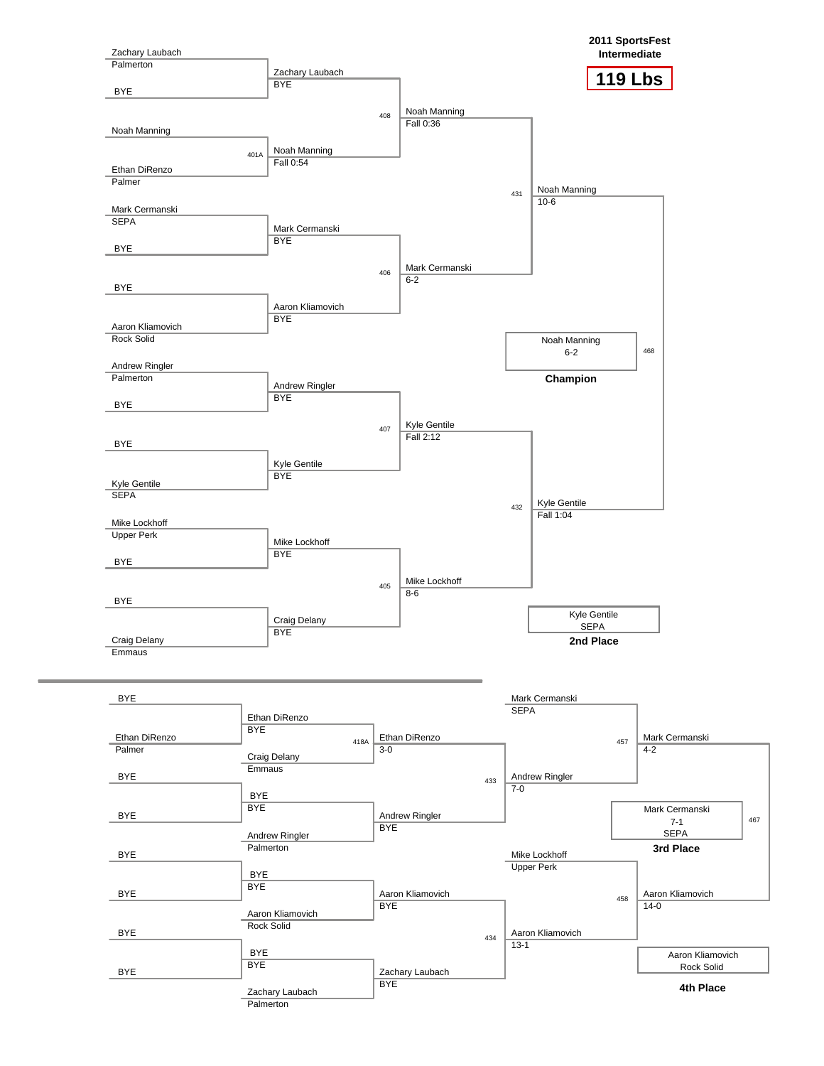# 2011 SportsFest Intermediate

## 119 Lbs

### Championship Bracket

**First Round**

| Wrestler | Team |
|---|---|
| Zachary Laubach | Palmerton |
| BYE | |
| Noah Manning | |
| Ethan DiRenzo | Palmer |
| Mark Cermanski | SEPA |
| BYE | |
| BYE | |
| Aaron Kliamovich | Rock Solid |
| Andrew Ringler | Palmerton |
| BYE | |
| BYE | |
| Kyle Gentile | SEPA |
| Mike Lockhoff | Upper Perk |
| BYE | |
| BYE | |
| Craig Delany | Emmaus |

**Second Round**

| Bout | Winner | Result |
|---|---|---|
| | Zachary Laubach | BYE |
| 401A | Noah Manning | Fall 0:54 |
| | Mark Cermanski | BYE |
| | Aaron Kliamovich | BYE |
| | Andrew Ringler | BYE |
| | Kyle Gentile | BYE |
| | Mike Lockhoff | BYE |
| | Craig Delany | BYE |

**Quarterfinals**

| Bout | Winner | Result |
|---|---|---|
| 408 | Noah Manning | Fall 0:36 |
| 406 | Mark Cermanski | 6-2 |
| 407 | Kyle Gentile | Fall 2:12 |
| 405 | Mike Lockhoff | 8-6 |

**Semifinals**

| Bout | Winner | Result |
|---|---|---|
| 431 | Noah Manning | 10-6 |
| 432 | Kyle Gentile | Fall 1:04 |

**Final**

| Bout | Winner | Result |
|---|---|---|
| 468 | Noah Manning | 6-2 |

**Champion:** Noah Manning 6-2

**2nd Place:** Kyle Gentile, SEPA

### Consolation Bracket

**First Round**

| Wrestler | Team |
|---|---|
| BYE | |
| Ethan DiRenzo | Palmer |
| BYE | |
| BYE | |
| BYE | |
| BYE | |
| BYE | |
| BYE | |

**Second Round**

| Wrestler | Team/Result |
|---|---|
| Ethan DiRenzo | BYE |
| Craig Delany | Emmaus |
| BYE | BYE |
| Andrew Ringler | Palmerton |
| BYE | BYE |
| Aaron Kliamovich | Rock Solid |
| BYE | BYE |
| Zachary Laubach | Palmerton |

**Third Round**

| Bout | Winner | Result |
|---|---|---|
| 418A | Ethan DiRenzo | 3-0 |
| | Andrew Ringler | BYE |
| | Aaron Kliamovich | BYE |
| | Zachary Laubach | BYE |

**Fourth Round**

| Bout | Wrestler | Result |
|---|---|---|
| | Mark Cermanski | SEPA |
| 433 | Andrew Ringler | 7-0 |
| | Mike Lockhoff | Upper Perk |
| 434 | Aaron Kliamovich | 13-1 |

**Consolation Semifinals**

| Bout | Winner | Result |
|---|---|---|
| 457 | Mark Cermanski | 4-2 |
| 458 | Aaron Kliamovich | 14-0 |

**3rd Place Bout**

| Bout | Winner | Result |
|---|---|---|
| 467 | Mark Cermanski | 7-1 |

**3rd Place:** Mark Cermanski 7-1, SEPA

**4th Place:** Aaron Kliamovich, Rock Solid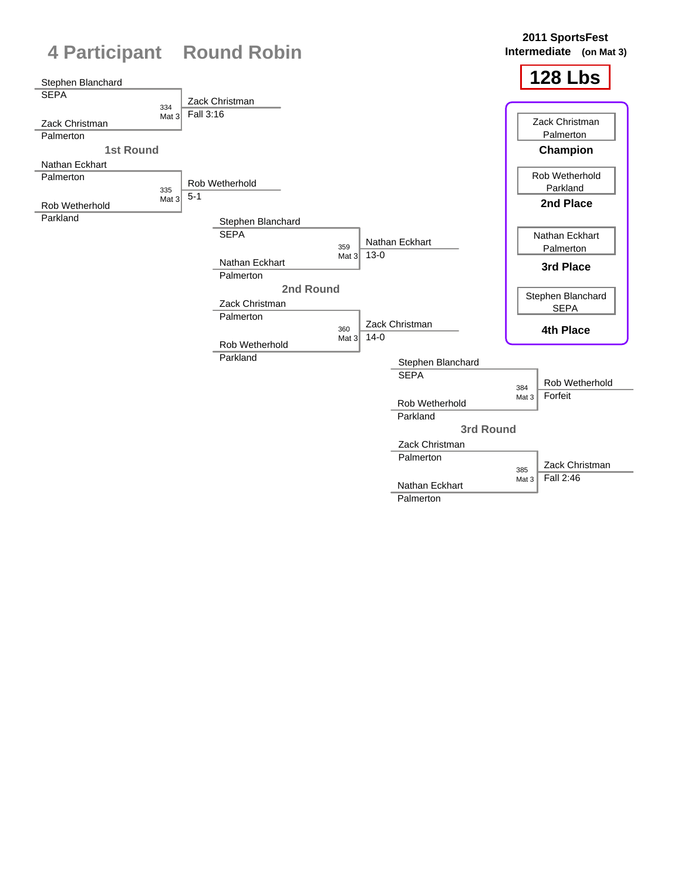# 4 Participant Round Robin

**2011 SportsFest**
**Intermediate (on Mat 3)**

## 128 Lbs

### 1st Round

| Bout | Wrestler 1 | Wrestler 2 | Winner | Result |
|---|---|---|---|---|
| 334 Mat 3 | Stephen Blanchard (SEPA) | Zack Christman (Palmerton) | Zack Christman | Fall 3:16 |
| 335 Mat 3 | Nathan Eckhart (Palmerton) | Rob Wetherhold (Parkland) | Rob Wetherhold | 5-1 |

### 2nd Round

| Bout | Wrestler 1 | Wrestler 2 | Winner | Result |
|---|---|---|---|---|
| 359 Mat 3 | Stephen Blanchard (SEPA) | Nathan Eckhart (Palmerton) | Nathan Eckhart | 13-0 |
| 360 Mat 3 | Zack Christman (Palmerton) | Rob Wetherhold (Parkland) | Zack Christman | 14-0 |

### 3rd Round

| Bout | Wrestler 1 | Wrestler 2 | Winner | Result |
|---|---|---|---|---|
| 384 Mat 3 | Stephen Blanchard (SEPA) | Rob Wetherhold (Parkland) | Rob Wetherhold | Forfeit |
| 385 Mat 3 | Zack Christman (Palmerton) | Nathan Eckhart (Palmerton) | Zack Christman | Fall 2:46 |

### Placings

| Place | Wrestler | Team |
|---|---|---|
| Champion | Zack Christman | Palmerton |
| 2nd Place | Rob Wetherhold | Parkland |
| 3rd Place | Nathan Eckhart | Palmerton |
| 4th Place | Stephen Blanchard | SEPA |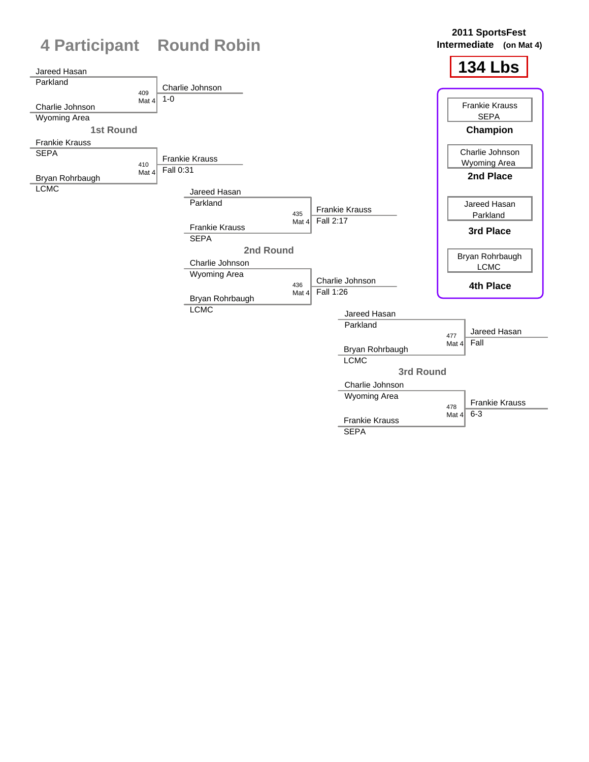# 4 Participant Round Robin

**2011 SportsFest**
**Intermediate** (on Mat 4)

**134 Lbs**

## 1st Round

| Bout | Mat | Wrestler 1 | Team 1 | Wrestler 2 | Team 2 | Winner | Result |
|---|---|---|---|---|---|---|---|
| 409 | Mat 4 | Jareed Hasan | Parkland | Charlie Johnson | Wyoming Area | Charlie Johnson | 1-0 |
| 410 | Mat 4 | Frankie Krauss | SEPA | Bryan Rohrbaugh | LCMC | Frankie Krauss | Fall 0:31 |

## 2nd Round

| Bout | Mat | Wrestler 1 | Team 1 | Wrestler 2 | Team 2 | Winner | Result |
|---|---|---|---|---|---|---|---|
| 435 | Mat 4 | Jareed Hasan | Parkland | Frankie Krauss | SEPA | Frankie Krauss | Fall 2:17 |
| 436 | Mat 4 | Charlie Johnson | Wyoming Area | Bryan Rohrbaugh | LCMC | Charlie Johnson | Fall 1:26 |

## 3rd Round

| Bout | Mat | Wrestler 1 | Team 1 | Wrestler 2 | Team 2 | Winner | Result |
|---|---|---|---|---|---|---|---|
| 477 | Mat 4 | Jareed Hasan | Parkland | Bryan Rohrbaugh | LCMC | Jareed Hasan | Fall |
| 478 | Mat 4 | Charlie Johnson | Wyoming Area | Frankie Krauss | SEPA | Frankie Krauss | 6-3 |

## Final Standings

| Place | Wrestler | Team |
|---|---|---|
| **Champion** | Frankie Krauss | SEPA |
| **2nd Place** | Charlie Johnson | Wyoming Area |
| **3rd Place** | Jareed Hasan | Parkland |
| **4th Place** | Bryan Rohrbaugh | LCMC |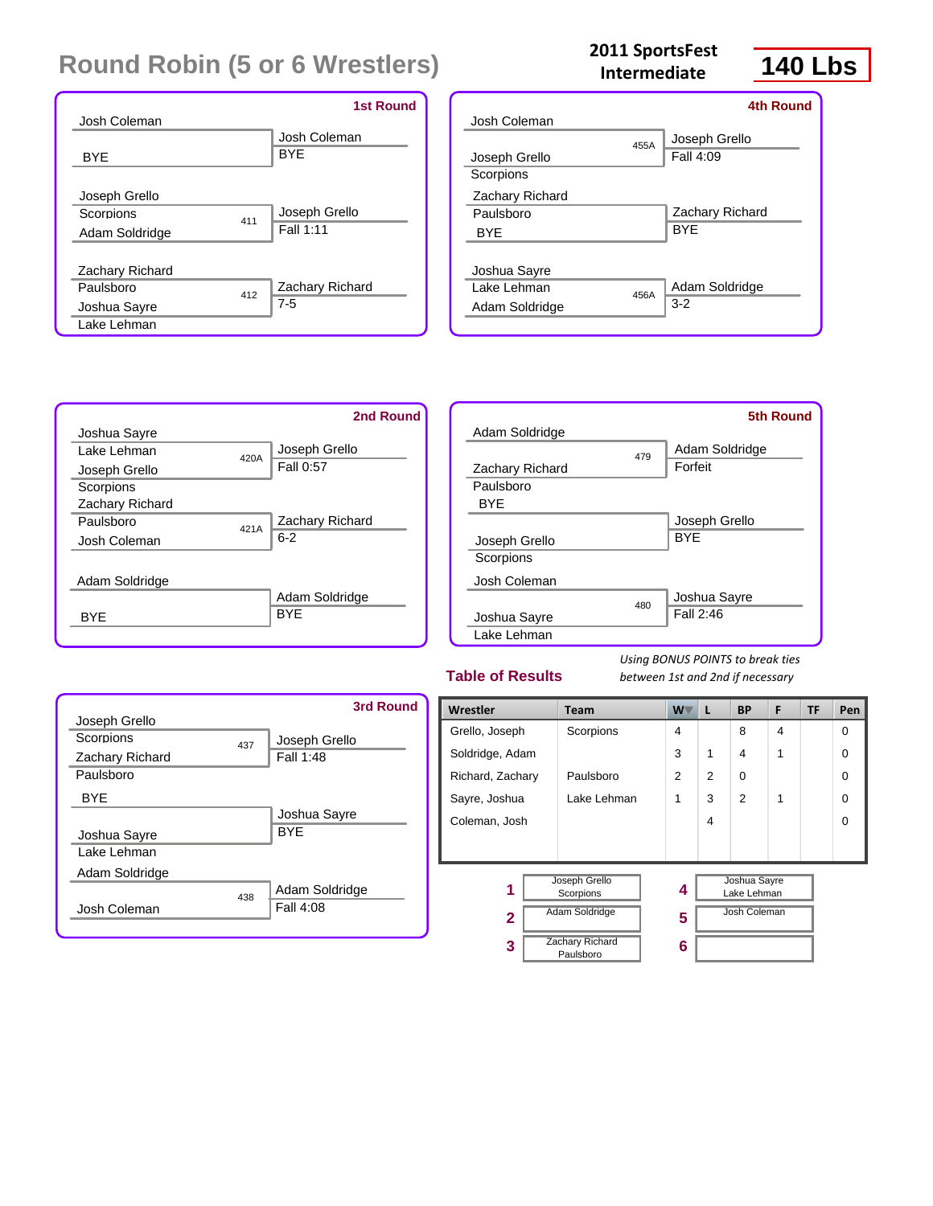# Round Robin (5 or 6 Wrestlers)

**2011 SportsFest Intermediate**

**140 Lbs**

### 1st Round

| Match | Wrestler 1 | Wrestler 2 | Winner | Result |
|---|---|---|---|---|
| | Josh Coleman | BYE | Josh Coleman | BYE |
| 411 | Joseph Grello (Scorpions) | Adam Soldridge | Joseph Grello | Fall 1:11 |
| 412 | Zachary Richard (Paulsboro) | Joshua Sayre (Lake Lehman) | Zachary Richard | 7-5 |

### 2nd Round

| Match | Wrestler 1 | Wrestler 2 | Winner | Result |
|---|---|---|---|---|
| 420A | Joshua Sayre (Lake Lehman) | Joseph Grello (Scorpions) | Joseph Grello | Fall 0:57 |
| 421A | Zachary Richard (Paulsboro) | Josh Coleman | Zachary Richard | 6-2 |
| | Adam Soldridge | BYE | Adam Soldridge | BYE |

### 3rd Round

| Match | Wrestler 1 | Wrestler 2 | Winner | Result |
|---|---|---|---|---|
| 437 | Joseph Grello (Scorpions) | Zachary Richard (Paulsboro) | Joseph Grello | Fall 1:48 |
| | BYE | Joshua Sayre (Lake Lehman) | Joshua Sayre | BYE |
| 438 | Adam Soldridge | Josh Coleman | Adam Soldridge | Fall 4:08 |

### 4th Round

| Match | Wrestler 1 | Wrestler 2 | Winner | Result |
|---|---|---|---|---|
| 455A | Josh Coleman | Joseph Grello (Scorpions) | Joseph Grello | Fall 4:09 |
| | Zachary Richard (Paulsboro) | BYE | Zachary Richard | BYE |
| 456A | Joshua Sayre (Lake Lehman) | Adam Soldridge | Adam Soldridge | 3-2 |

### 5th Round

| Match | Wrestler 1 | Wrestler 2 | Winner | Result |
|---|---|---|---|---|
| 479 | Adam Soldridge | Zachary Richard (Paulsboro) | Adam Soldridge | Forfeit |
| | BYE | Joseph Grello (Scorpions) | Joseph Grello | BYE |
| 480 | Josh Coleman | Joshua Sayre (Lake Lehman) | Joshua Sayre | Fall 2:46 |

## Table of Results

*Using BONUS POINTS to break ties between 1st and 2nd if necessary*

| Wrestler | Team | W | L | BP | F | TF | Pen |
|---|---|---|---|---|---|---|---|
| Grello, Joseph | Scorpions | 4 | | 8 | 4 | | 0 |
| Soldridge, Adam | | 3 | 1 | 4 | 1 | | 0 |
| Richard, Zachary | Paulsboro | 2 | 2 | 0 | | | 0 |
| Sayre, Joshua | Lake Lehman | 1 | 3 | 2 | 1 | | 0 |
| Coleman, Josh | | | 4 | | | | 0 |

| Place | Wrestler |
|---|---|
| 1 | Joseph Grello (Scorpions) |
| 2 | Adam Soldridge |
| 3 | Zachary Richard (Paulsboro) |
| 4 | Joshua Sayre (Lake Lehman) |
| 5 | Josh Coleman |
| 6 | |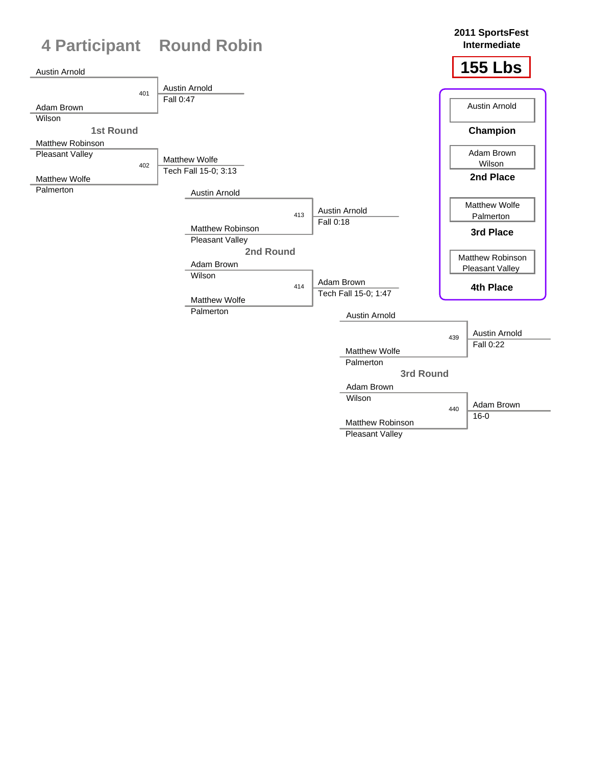# 4 Participant Round Robin

**2011 SportsFest**
**Intermediate**

## 155 Lbs

### 1st Round

| Bout | Wrestler 1 | Wrestler 2 | Winner | Result |
|---|---|---|---|---|
| 401 | Austin Arnold | Adam Brown, Wilson | Austin Arnold | Fall 0:47 |
| 402 | Matthew Robinson, Pleasant Valley | Matthew Wolfe, Palmerton | Matthew Wolfe | Tech Fall 15-0; 3:13 |

### 2nd Round

| Bout | Wrestler 1 | Wrestler 2 | Winner | Result |
|---|---|---|---|---|
| 413 | Austin Arnold | Matthew Robinson, Pleasant Valley | Austin Arnold | Fall 0:18 |
| 414 | Adam Brown, Wilson | Matthew Wolfe, Palmerton | Adam Brown | Tech Fall 15-0; 1:47 |

### 3rd Round

| Bout | Wrestler 1 | Wrestler 2 | Winner | Result |
|---|---|---|---|---|
| 439 | Austin Arnold | Matthew Wolfe, Palmerton | Austin Arnold | Fall 0:22 |
| 440 | Adam Brown, Wilson | Matthew Robinson, Pleasant Valley | Adam Brown | 16-0 |

### Final Placings

| Place | Wrestler |
|---|---|
| Champion | Austin Arnold |
| 2nd Place | Adam Brown, Wilson |
| 3rd Place | Matthew Wolfe, Palmerton |
| 4th Place | Matthew Robinson, Pleasant Valley |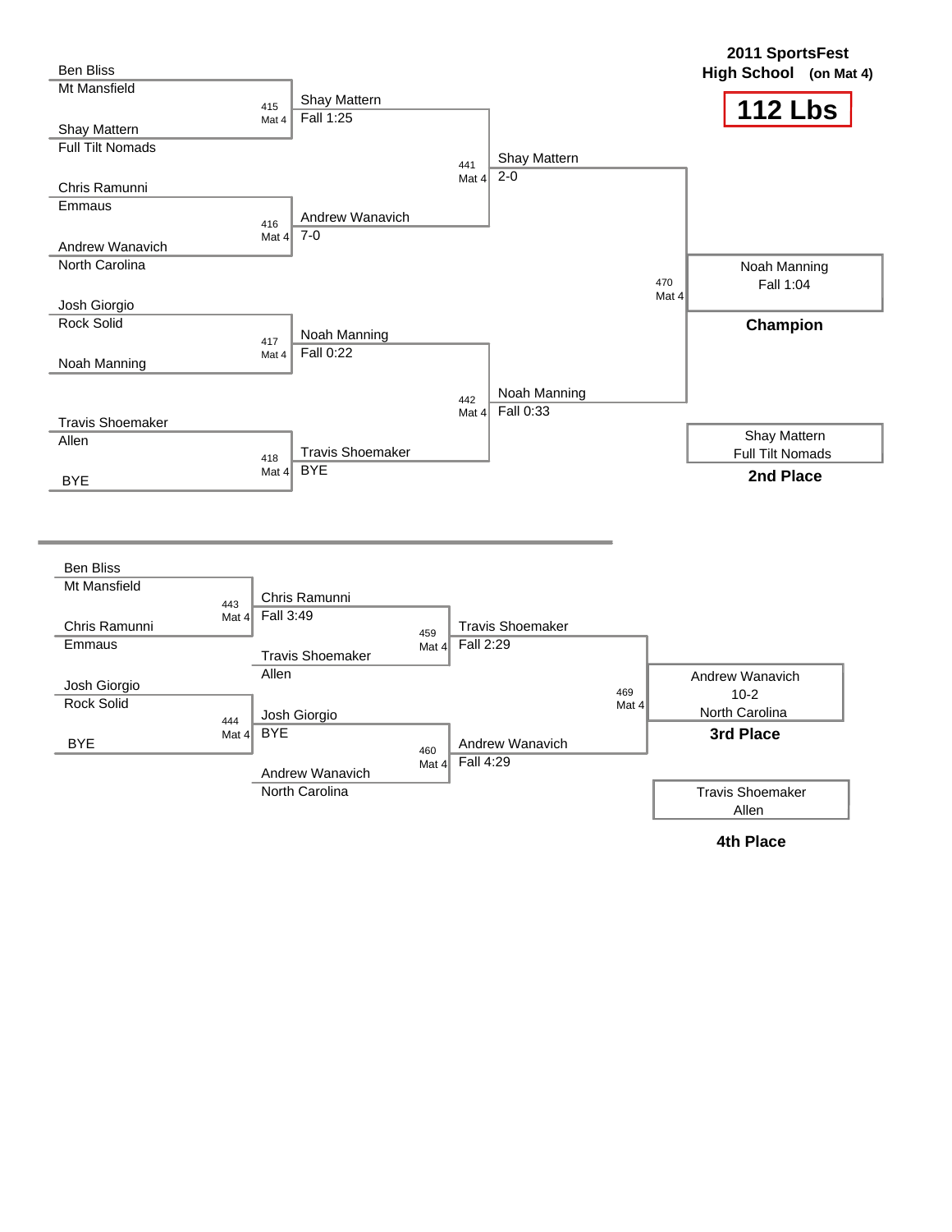# 2011 SportsFest

**High School (on Mat 4)**

## 112 Lbs

### Championship Bracket

| Bout | Mat | Wrestler 1 | Wrestler 2 | Winner | Result |
|---|---|---|---|---|---|
| 415 | Mat 4 | Ben Bliss (Mt Mansfield) | Shay Mattern (Full Tilt Nomads) | Shay Mattern | Fall 1:25 |
| 416 | Mat 4 | Chris Ramunni (Emmaus) | Andrew Wanavich (North Carolina) | Andrew Wanavich | 7-0 |
| 417 | Mat 4 | Josh Giorgio (Rock Solid) | Noah Manning | Noah Manning | Fall 0:22 |
| 418 | Mat 4 | Travis Shoemaker (Allen) | BYE | Travis Shoemaker | BYE |
| 441 | Mat 4 | Shay Mattern | Andrew Wanavich | Shay Mattern | 2-0 |
| 442 | Mat 4 | Noah Manning | Travis Shoemaker | Noah Manning | Fall 0:33 |
| 470 | Mat 4 | Shay Mattern | Noah Manning | Noah Manning | Fall 1:04 |

**Champion:** Noah Manning — Fall 1:04

**2nd Place:** Shay Mattern — Full Tilt Nomads

### Consolation Bracket

| Bout | Mat | Wrestler 1 | Wrestler 2 | Winner | Result |
|---|---|---|---|---|---|
| 443 | Mat 4 | Ben Bliss (Mt Mansfield) | Chris Ramunni (Emmaus) | Chris Ramunni | Fall 3:49 |
| 444 | Mat 4 | Josh Giorgio (Rock Solid) | BYE | Josh Giorgio | BYE |
| 459 | Mat 4 | Chris Ramunni | Travis Shoemaker (Allen) | Travis Shoemaker | Fall 2:29 |
| 460 | Mat 4 | Josh Giorgio | Andrew Wanavich (North Carolina) | Andrew Wanavich | Fall 4:29 |
| 469 | Mat 4 | Travis Shoemaker | Andrew Wanavich | Andrew Wanavich | 10-2 |

**3rd Place:** Andrew Wanavich — 10-2 — North Carolina

**4th Place:** Travis Shoemaker — Allen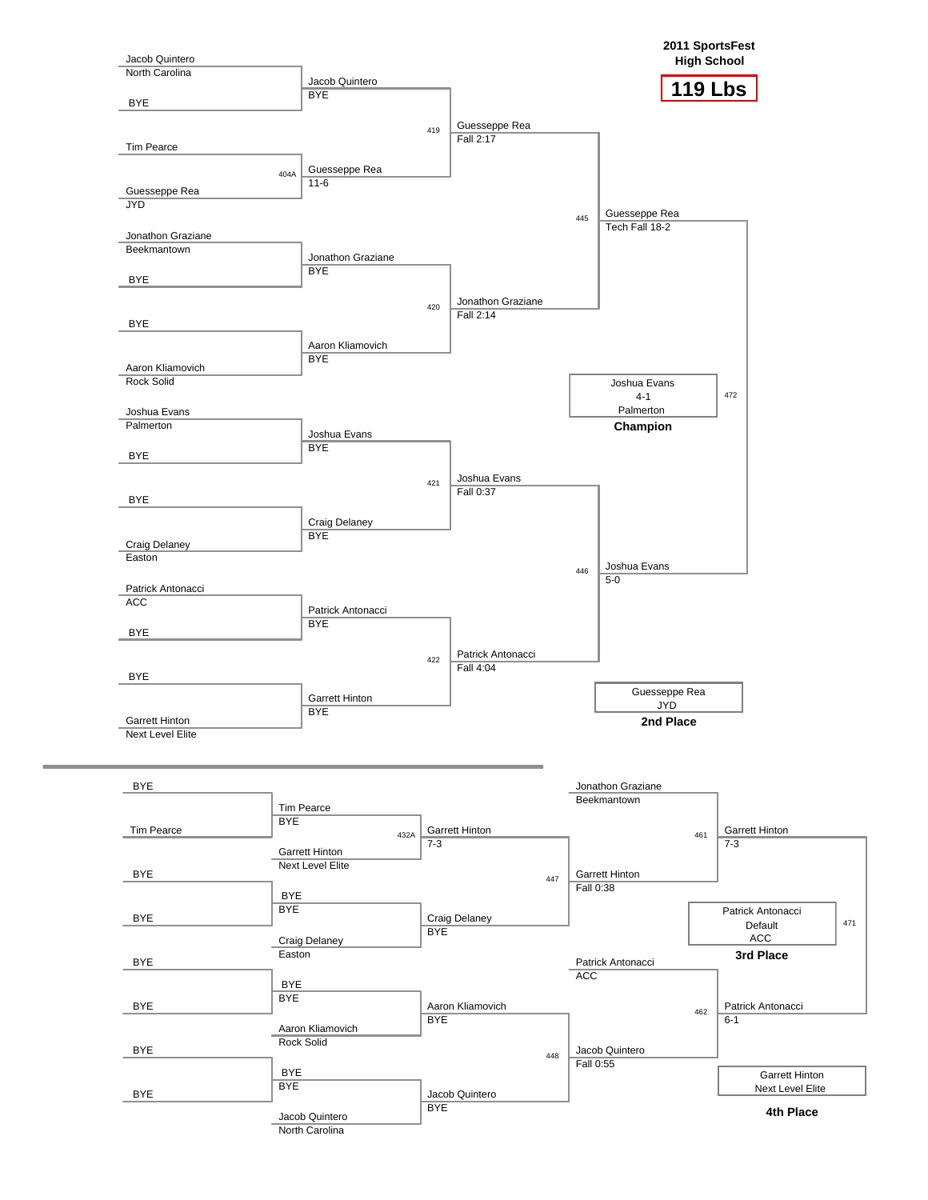**2011 SportsFest**
**High School**

## 119 Lbs

### Championship Bracket

**First Round**

| Wrestler | Team |
| --- | --- |
| Jacob Quintero | North Carolina |
| BYE | |
| Tim Pearce | |
| Guesseppe Rea | JYD |
| Jonathon Graziane | Beekmantown |
| BYE | |
| BYE | |
| Aaron Kliamovich | Rock Solid |
| Joshua Evans | Palmerton |
| BYE | |
| BYE | |
| Craig Delaney | Easton |
| Patrick Antonacci | ACC |
| BYE | |
| BYE | |
| Garrett Hinton | Next Level Elite |

**Second Round**

| Bout | Winner | Result |
| --- | --- | --- |
| | Jacob Quintero | BYE |
| 404A | Guesseppe Rea | 11-6 |
| | Jonathon Graziane | BYE |
| | Aaron Kliamovich | BYE |
| | Joshua Evans | BYE |
| | Craig Delaney | BYE |
| | Patrick Antonacci | BYE |
| | Garrett Hinton | BYE |

**Quarterfinals**

| Bout | Winner | Result |
| --- | --- | --- |
| 419 | Guesseppe Rea | Fall 2:17 |
| 420 | Jonathon Graziane | Fall 2:14 |
| 421 | Joshua Evans | Fall 0:37 |
| 422 | Patrick Antonacci | Fall 4:04 |

**Semifinals**

| Bout | Winner | Result |
| --- | --- | --- |
| 445 | Guesseppe Rea | Tech Fall 18-2 |
| 446 | Joshua Evans | 5-0 |

**Final (472)**

**Champion:** Joshua Evans, 4-1, Palmerton

**2nd Place:** Guesseppe Rea, JYD

### Consolation Bracket

**First Round**

| Wrestler |
| --- |
| BYE |
| Tim Pearce |
| BYE |
| BYE |
| BYE |
| BYE |
| BYE |
| BYE |

**Second Round**

| Bout | Wrestler | Team/Result |
| --- | --- | --- |
| | Tim Pearce | BYE |
| 432A | Garrett Hinton | Next Level Elite |
| | BYE | BYE |
| | Craig Delaney | Easton |
| | BYE | BYE |
| | Aaron Kliamovich | Rock Solid |
| | BYE | BYE |
| | Jacob Quintero | North Carolina |

**Third Round**

| Bout | Winner | Result |
| --- | --- | --- |
| 432A | Garrett Hinton | 7-3 |
| | Craig Delaney | BYE |
| | Aaron Kliamovich | BYE |
| | Jacob Quintero | BYE |

**Fourth Round**

| Bout | Wrestler | Team/Result |
| --- | --- | --- |
| | Jonathon Graziane | Beekmantown |
| 447 | Garrett Hinton | Fall 0:38 |
| | Patrick Antonacci | ACC |
| 448 | Jacob Quintero | Fall 0:55 |

**Consolation Semifinals**

| Bout | Winner | Result |
| --- | --- | --- |
| 461 | Garrett Hinton | 7-3 |
| 462 | Patrick Antonacci | 6-1 |

**3rd Place (471):** Patrick Antonacci, Default, ACC

**4th Place:** Garrett Hinton, Next Level Elite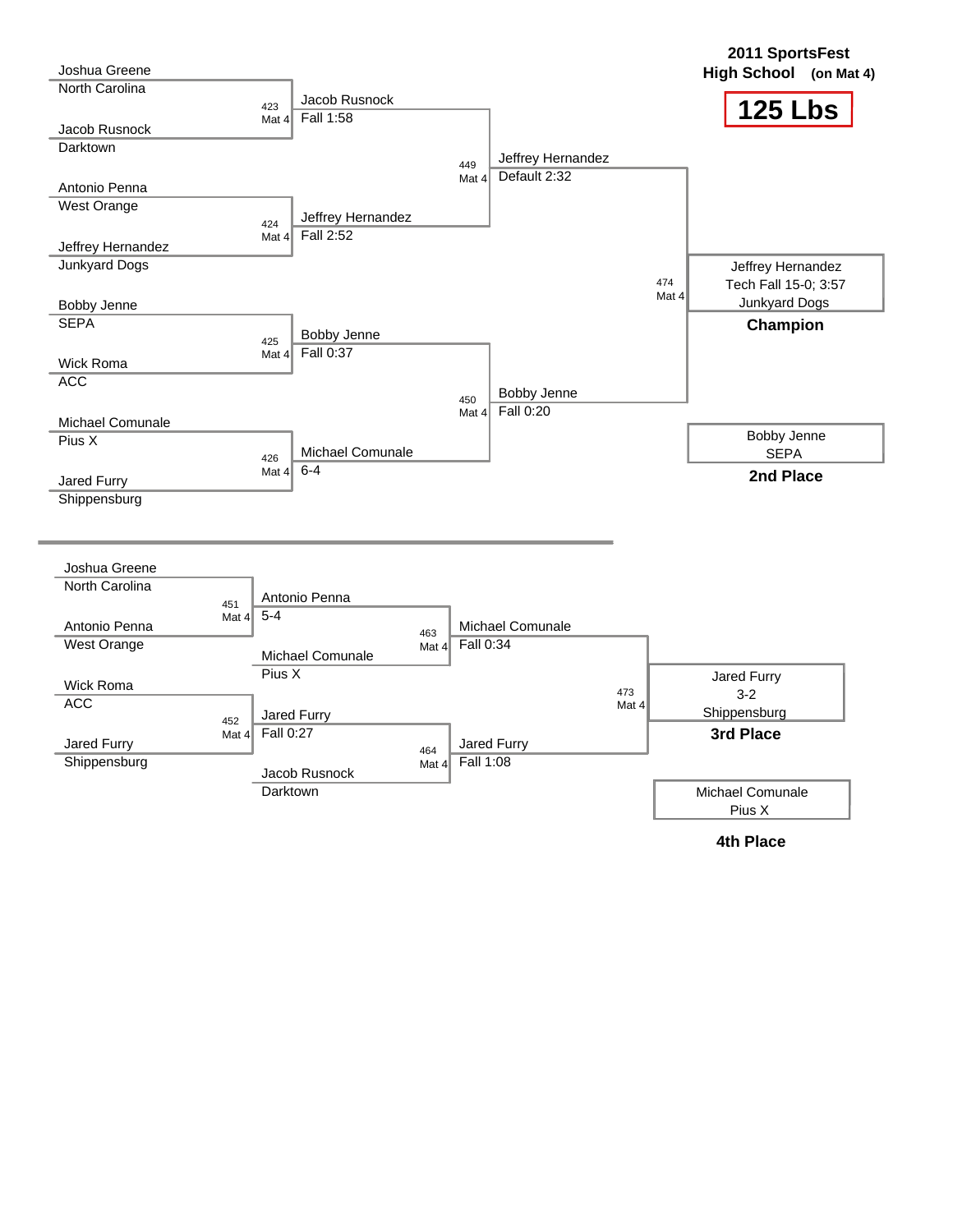**2011 SportsFest**
**High School (on Mat 4)**

# 125 Lbs

## Championship Bracket

| Wrestler | Team | Match | Winner | Result |
|---|---|---|---|---|
| Joshua Greene | North Carolina | 423 Mat 4 | Jacob Rusnock | Fall 1:58 |
| Jacob Rusnock | Darktown | | | |
| Antonio Penna | West Orange | 424 Mat 4 | Jeffrey Hernandez | Fall 2:52 |
| Jeffrey Hernandez | Junkyard Dogs | | | |
| Bobby Jenne | SEPA | 425 Mat 4 | Bobby Jenne | Fall 0:37 |
| Wick Roma | ACC | | | |
| Michael Comunale | Pius X | 426 Mat 4 | Michael Comunale | 6-4 |
| Jared Furry | Shippensburg | | | |

| Match | Winner | Result |
|---|---|---|
| 449 Mat 4 | Jeffrey Hernandez | Default 2:32 |
| 450 Mat 4 | Bobby Jenne | Fall 0:20 |
| 474 Mat 4 | Jeffrey Hernandez | Tech Fall 15-0; 3:57 |

**Champion:** Jeffrey Hernandez, Junkyard Dogs — Tech Fall 15-0; 3:57

**2nd Place:** Bobby Jenne, SEPA

## Consolation Bracket

| Wrestler | Team | Match | Winner | Result |
|---|---|---|---|---|
| Joshua Greene | North Carolina | 451 Mat 4 | Antonio Penna | 5-4 |
| Antonio Penna | West Orange | | | |
| Wick Roma | ACC | 452 Mat 4 | Jared Furry | Fall 0:27 |
| Jared Furry | Shippensburg | | | |

| Match | Wrestlers | Winner | Result |
|---|---|---|---|
| 463 Mat 4 | Antonio Penna vs. Michael Comunale (Pius X) | Michael Comunale | Fall 0:34 |
| 464 Mat 4 | Jared Furry vs. Jacob Rusnock (Darktown) | Jared Furry | Fall 1:08 |
| 473 Mat 4 | Michael Comunale vs. Jared Furry | Jared Furry | 3-2 |

**3rd Place:** Jared Furry, Shippensburg — 3-2

**4th Place:** Michael Comunale, Pius X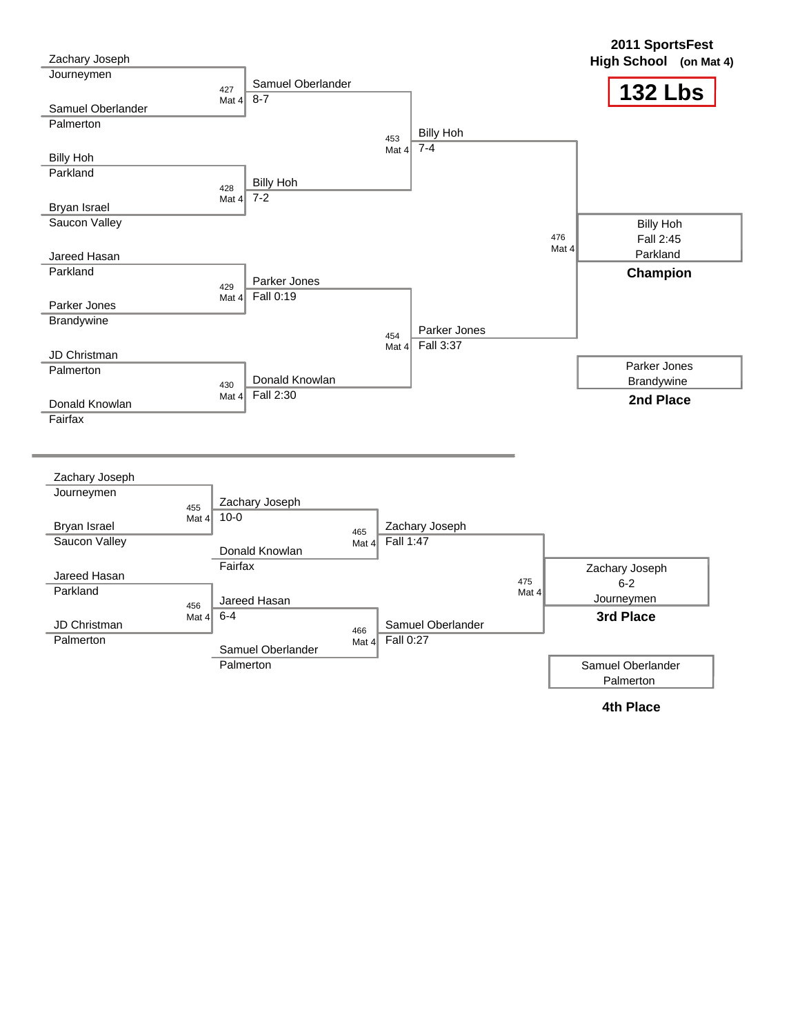# 2011 SportsFest

**High School** **(on Mat 4)**

## 132 Lbs

### Championship Bracket

| Wrestler | Team | Bout | Winner | Score |
|---|---|---|---|---|
| Zachary Joseph | Journeymen | 427 Mat 4 | Samuel Oberlander | 8-7 |
| Samuel Oberlander | Palmerton | | | |
| Billy Hoh | Parkland | 428 Mat 4 | Billy Hoh | 7-2 |
| Bryan Israel | Saucon Valley | | | |
| Jareed Hasan | Parkland | 429 Mat 4 | Parker Jones | Fall 0:19 |
| Parker Jones | Brandywine | | | |
| JD Christman | Palmerton | 430 Mat 4 | Donald Knowlan | Fall 2:30 |
| Donald Knowlan | Fairfax | | | |

| Bout | Winner | Score |
|---|---|---|
| 453 Mat 4 | Billy Hoh | 7-4 |
| 454 Mat 4 | Parker Jones | Fall 3:37 |
| 476 Mat 4 | Billy Hoh | Fall 2:45 |

**Champion:** Billy Hoh, Fall 2:45, Parkland

**2nd Place:** Parker Jones, Brandywine

### Consolation Bracket

| Wrestler | Team | Bout | Winner | Score |
|---|---|---|---|---|
| Zachary Joseph | Journeymen | 455 Mat 4 | Zachary Joseph | 10-0 |
| Bryan Israel | Saucon Valley | | | |
| Jareed Hasan | Parkland | 456 Mat 4 | Jareed Hasan | 6-4 |
| JD Christman | Palmerton | | | |

| Bout | Wrestlers | Winner | Score |
|---|---|---|---|
| 465 Mat 4 | Zachary Joseph vs. Donald Knowlan (Fairfax) | Zachary Joseph | Fall 1:47 |
| 466 Mat 4 | Jareed Hasan vs. Samuel Oberlander (Palmerton) | Samuel Oberlander | Fall 0:27 |
| 475 Mat 4 | Zachary Joseph vs. Samuel Oberlander | Zachary Joseph | 6-2 |

**3rd Place:** Zachary Joseph, 6-2, Journeymen

**4th Place:** Samuel Oberlander, Palmerton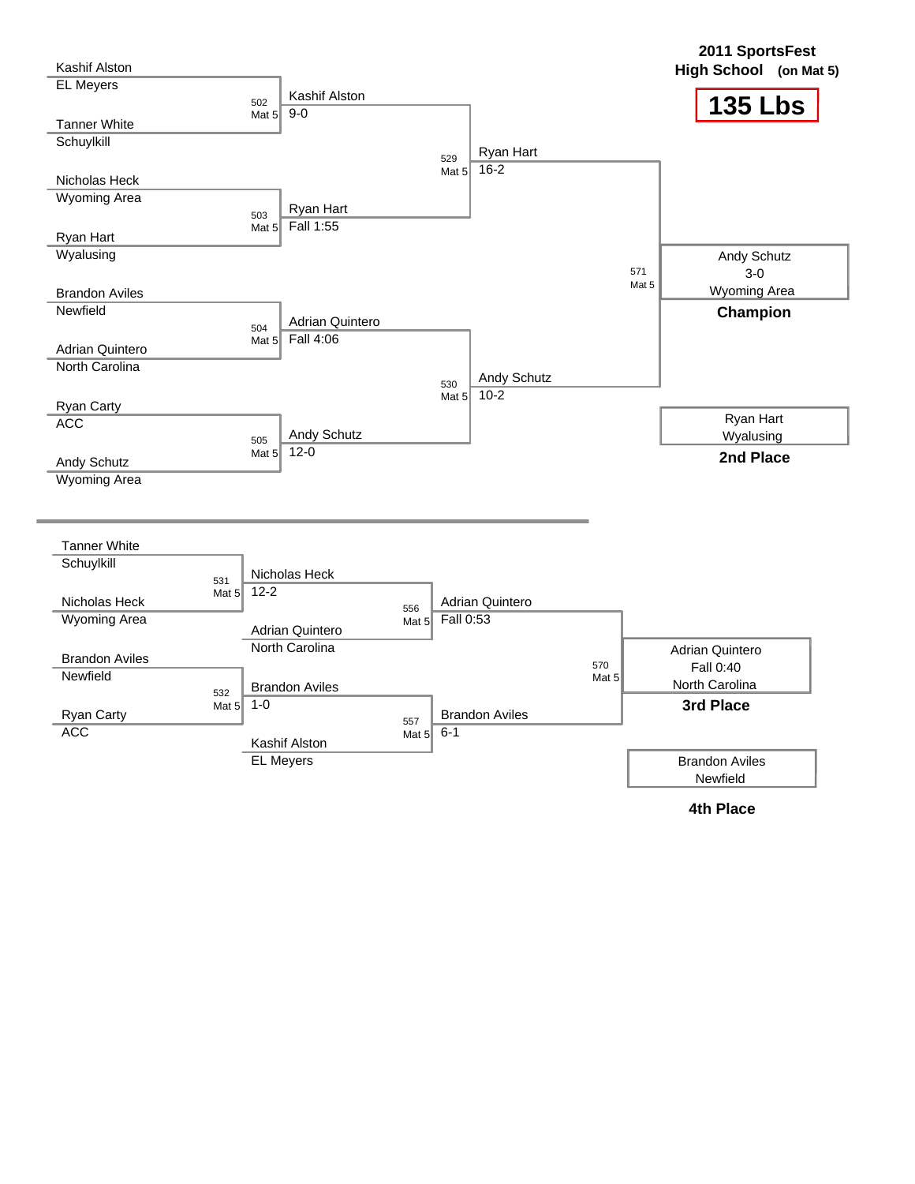# 2011 SportsFest

**High School (on Mat 5)**

## 135 Lbs

### Championship Bracket

| Wrestler | Team | Bout | Winner | Result |
|---|---|---|---|---|
| Kashif Alston | EL Meyers | 502 Mat 5 | Kashif Alston | 9-0 |
| Tanner White | Schuylkill | | | |
| Nicholas Heck | Wyoming Area | 503 Mat 5 | Ryan Hart | Fall 1:55 |
| Ryan Hart | Wyalusing | | | |
| Brandon Aviles | Newfield | 504 Mat 5 | Adrian Quintero | Fall 4:06 |
| Adrian Quintero | North Carolina | | | |
| Ryan Carty | ACC | 505 Mat 5 | Andy Schutz | 12-0 |
| Andy Schutz | Wyoming Area | | | |

| Bout | Winner | Result |
|---|---|---|
| 529 Mat 5 | Ryan Hart | 16-2 |
| 530 Mat 5 | Andy Schutz | 10-2 |
| 571 Mat 5 | Andy Schutz (Wyoming Area) | 3-0 |

**Champion:** Andy Schutz, Wyoming Area

**2nd Place:** Ryan Hart, Wyalusing

### Consolation Bracket

| Wrestler | Team | Bout | Winner | Result |
|---|---|---|---|---|
| Tanner White | Schuylkill | 531 Mat 5 | Nicholas Heck | 12-2 |
| Nicholas Heck | Wyoming Area | | | |
| Brandon Aviles | Newfield | 532 Mat 5 | Brandon Aviles | 1-0 |
| Ryan Carty | ACC | | | |

| Bout | Wrestlers | Winner | Result |
|---|---|---|---|
| 556 Mat 5 | Nicholas Heck vs. Adrian Quintero (North Carolina) | Adrian Quintero | Fall 0:53 |
| 557 Mat 5 | Brandon Aviles vs. Kashif Alston (EL Meyers) | Brandon Aviles | 6-1 |
| 570 Mat 5 | Adrian Quintero vs. Brandon Aviles | Adrian Quintero (North Carolina) | Fall 0:40 |

**3rd Place:** Adrian Quintero, North Carolina

**4th Place:** Brandon Aviles, Newfield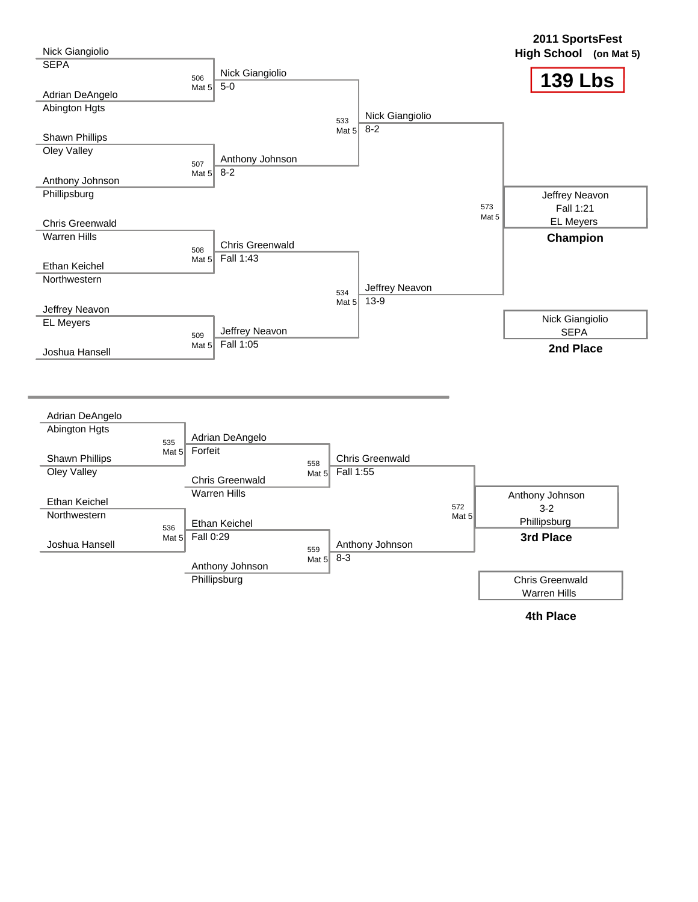# 2011 SportsFest

**High School (on Mat 5)**

## 139 Lbs

### Championship Bracket

| Bout | Mat | Wrestler 1 | Wrestler 2 | Winner | Result |
|---|---|---|---|---|---|
| 506 | Mat 5 | Nick Giangiolio (SEPA) | Adrian DeAngelo (Abington Hgts) | Nick Giangiolio | 5-0 |
| 507 | Mat 5 | Shawn Phillips (Oley Valley) | Anthony Johnson (Phillipsburg) | Anthony Johnson | 8-2 |
| 508 | Mat 5 | Chris Greenwald (Warren Hills) | Ethan Keichel (Northwestern) | Chris Greenwald | Fall 1:43 |
| 509 | Mat 5 | Jeffrey Neavon (EL Meyers) | Joshua Hansell | Jeffrey Neavon | Fall 1:05 |
| 533 | Mat 5 | Nick Giangiolio | Anthony Johnson | Nick Giangiolio | 8-2 |
| 534 | Mat 5 | Chris Greenwald | Jeffrey Neavon | Jeffrey Neavon | 13-9 |
| 573 | Mat 5 | Nick Giangiolio | Jeffrey Neavon | Jeffrey Neavon | Fall 1:21 |

**Champion:** Jeffrey Neavon, EL Meyers (Fall 1:21)

**2nd Place:** Nick Giangiolio, SEPA

### Consolation Bracket

| Bout | Mat | Wrestler 1 | Wrestler 2 | Winner | Result |
|---|---|---|---|---|---|
| 535 | Mat 5 | Adrian DeAngelo (Abington Hgts) | Shawn Phillips (Oley Valley) | Adrian DeAngelo | Forfeit |
| 536 | Mat 5 | Ethan Keichel (Northwestern) | Joshua Hansell | Ethan Keichel | Fall 0:29 |
| 558 | Mat 5 | Adrian DeAngelo | Chris Greenwald (Warren Hills) | Chris Greenwald | Fall 1:55 |
| 559 | Mat 5 | Ethan Keichel | Anthony Johnson (Phillipsburg) | Anthony Johnson | 8-3 |
| 572 | Mat 5 | Chris Greenwald | Anthony Johnson | Anthony Johnson | 3-2 |

**3rd Place:** Anthony Johnson, Phillipsburg (3-2)

**4th Place:** Chris Greenwald, Warren Hills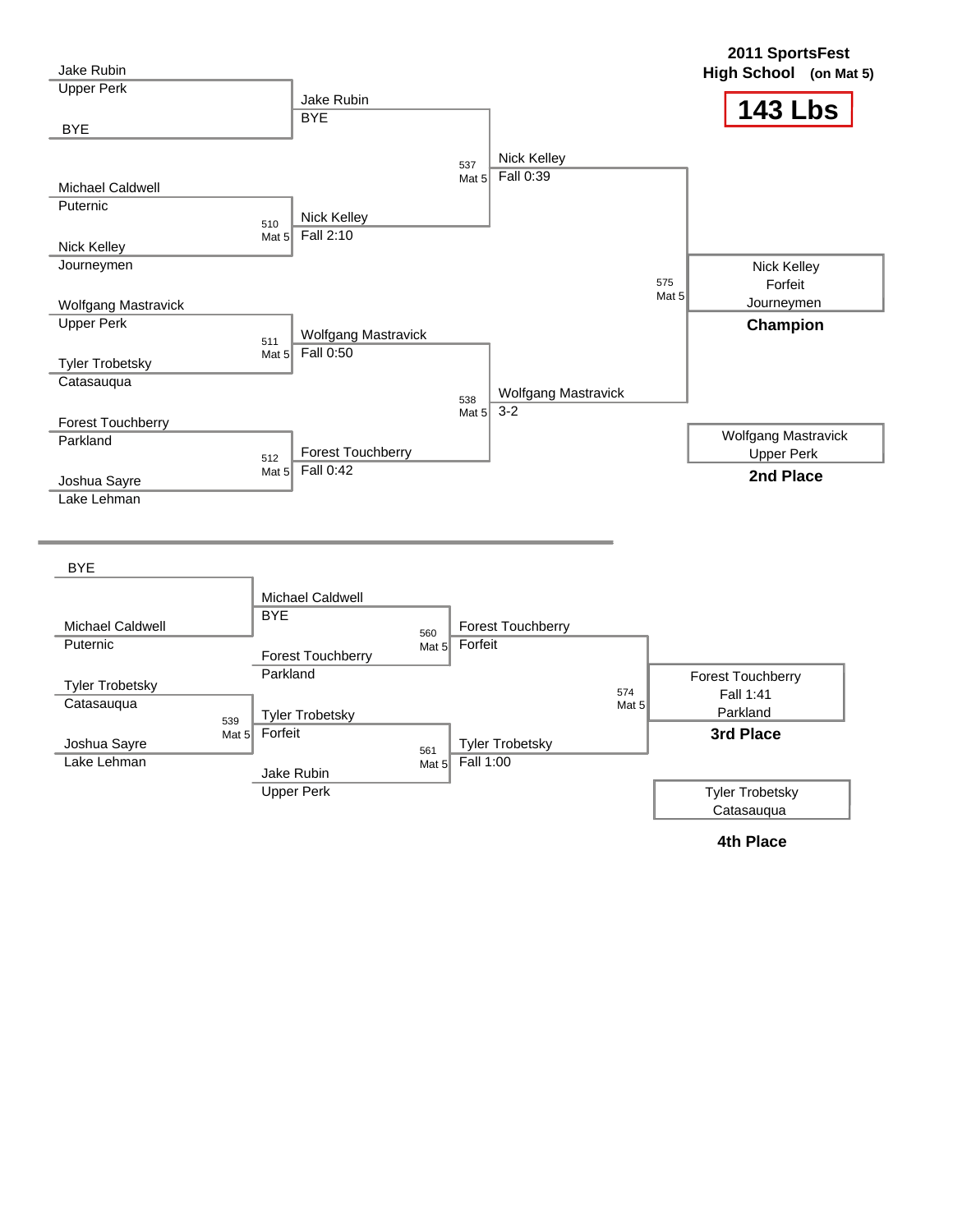**2011 SportsFest**
**High School (on Mat 5)**

# 143 Lbs

## Championship Bracket

**First Round**

- Jake Rubin (Upper Perk) vs. BYE → Jake Rubin, BYE
- Match 510 (Mat 5): Michael Caldwell (Puternic) vs. Nick Kelley (Journeymen) → Nick Kelley, Fall 2:10
- Match 511 (Mat 5): Wolfgang Mastravick (Upper Perk) vs. Tyler Trobetsky (Catasauqua) → Wolfgang Mastravick, Fall 0:50
- Match 512 (Mat 5): Forest Touchberry (Parkland) vs. Joshua Sayre (Lake Lehman) → Forest Touchberry, Fall 0:42

**Semifinals**

- Match 537 (Mat 5): Jake Rubin vs. Nick Kelley → Nick Kelley, Fall 0:39
- Match 538 (Mat 5): Wolfgang Mastravick vs. Forest Touchberry → Wolfgang Mastravick, 3-2

**Final**

- Match 575 (Mat 5): Nick Kelley vs. Wolfgang Mastravick → Nick Kelley, Forfeit, Journeymen

**Champion:** Nick Kelley, Forfeit, Journeymen

**2nd Place:** Wolfgang Mastravick, Upper Perk

## Consolation Bracket

- BYE vs. Michael Caldwell (Puternic) → Michael Caldwell, BYE
- Match 539 (Mat 5): Tyler Trobetsky (Catasauqua) vs. Joshua Sayre (Lake Lehman) → Tyler Trobetsky, Forfeit
- Match 560 (Mat 5): Michael Caldwell vs. Forest Touchberry (Parkland) → Forest Touchberry, Forfeit
- Match 561 (Mat 5): Tyler Trobetsky vs. Jake Rubin (Upper Perk) → Tyler Trobetsky, Fall 1:00
- Match 574 (Mat 5): Forest Touchberry vs. Tyler Trobetsky → Forest Touchberry, Fall 1:41, Parkland

**3rd Place:** Forest Touchberry, Fall 1:41, Parkland

**4th Place:** Tyler Trobetsky, Catasauqua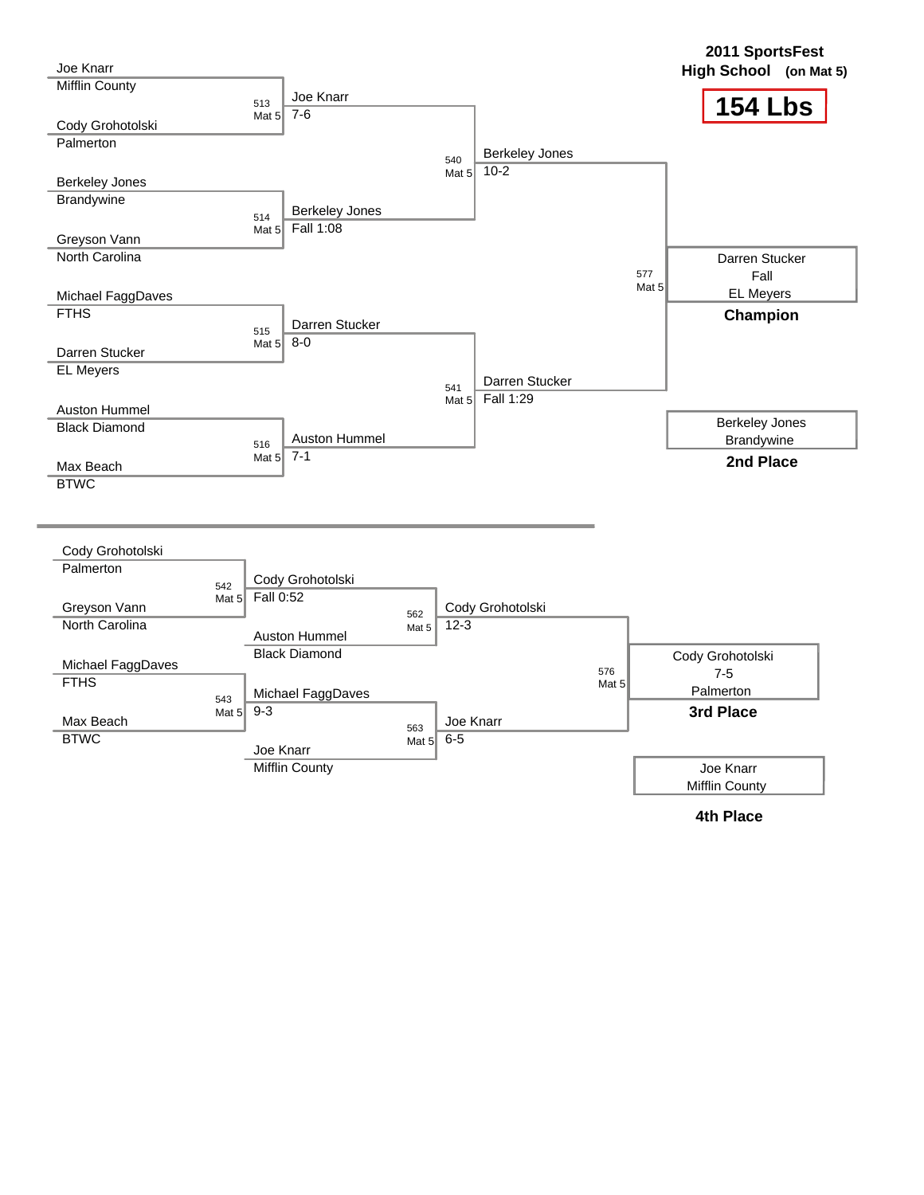# 2011 SportsFest

**High School (on Mat 5)**

## 154 Lbs

### Championship Bracket

| Bout | Wrestler 1 | Wrestler 2 | Winner | Result |
|---|---|---|---|---|
| 513 Mat 5 | Joe Knarr (Mifflin County) | Cody Grohotolski (Palmerton) | Joe Knarr | 7-6 |
| 514 Mat 5 | Berkeley Jones (Brandywine) | Greyson Vann (North Carolina) | Berkeley Jones | Fall 1:08 |
| 515 Mat 5 | Michael FaggDaves (FTHS) | Darren Stucker (EL Meyers) | Darren Stucker | 8-0 |
| 516 Mat 5 | Auston Hummel (Black Diamond) | Max Beach (BTWC) | Auston Hummel | 7-1 |
| 540 Mat 5 | Joe Knarr | Berkeley Jones | Berkeley Jones | 10-2 |
| 541 Mat 5 | Darren Stucker | Auston Hummel | Darren Stucker | Fall 1:29 |
| 577 Mat 5 | Berkeley Jones | Darren Stucker | Darren Stucker | Fall |

**Champion:** Darren Stucker — Fall — EL Meyers

**2nd Place:** Berkeley Jones — Brandywine

### Consolation Bracket

| Bout | Wrestler 1 | Wrestler 2 | Winner | Result |
|---|---|---|---|---|
| 542 Mat 5 | Cody Grohotolski (Palmerton) | Greyson Vann (North Carolina) | Cody Grohotolski | Fall 0:52 |
| 543 Mat 5 | Michael FaggDaves (FTHS) | Max Beach (BTWC) | Michael FaggDaves | 9-3 |
| 562 Mat 5 | Cody Grohotolski | Auston Hummel (Black Diamond) | Cody Grohotolski | 12-3 |
| 563 Mat 5 | Michael FaggDaves | Joe Knarr (Mifflin County) | Joe Knarr | 6-5 |
| 576 Mat 5 | Cody Grohotolski | Joe Knarr | Cody Grohotolski | 7-5 |

**3rd Place:** Cody Grohotolski — 7-5 — Palmerton

**4th Place:** Joe Knarr — Mifflin County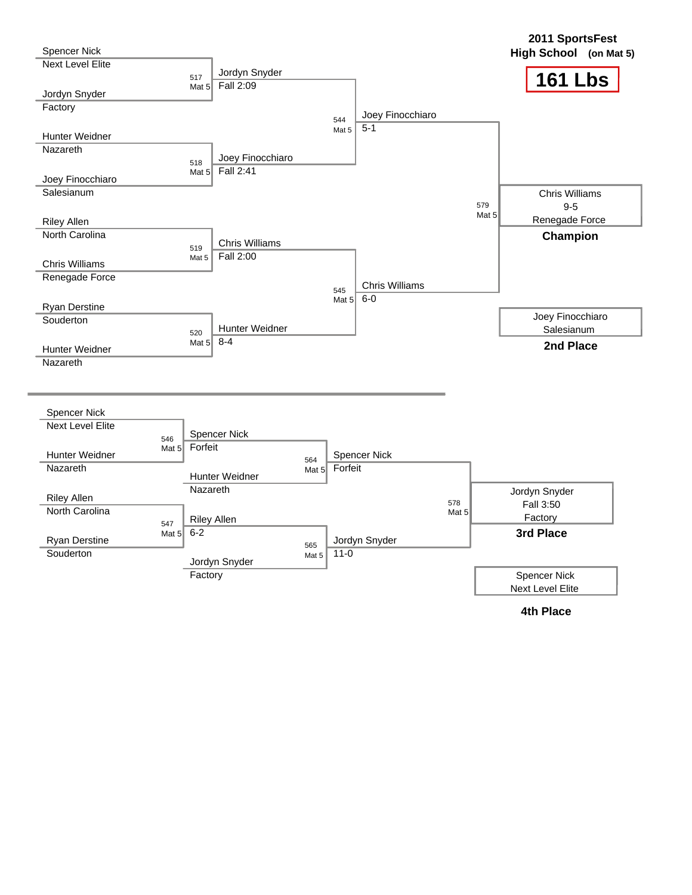# 2011 SportsFest

**High School** (on Mat 5)

## 161 Lbs

### Championship Bracket

**Quarterfinals**

| Bout | Mat | Wrestler 1 | Team | Wrestler 2 | Team | Winner | Result |
|---|---|---|---|---|---|---|---|
| 517 | Mat 5 | Spencer Nick | Next Level Elite | Jordyn Snyder | Factory | Jordyn Snyder | Fall 2:09 |
| 518 | Mat 5 | Hunter Weidner | Nazareth | Joey Finocchiaro | Salesianum | Joey Finocchiaro | Fall 2:41 |
| 519 | Mat 5 | Riley Allen | North Carolina | Chris Williams | Renegade Force | Chris Williams | Fall 2:00 |
| 520 | Mat 5 | Ryan Derstine | Souderton | Hunter Weidner | Nazareth | Hunter Weidner | 8-4 |

**Semifinals**

| Bout | Mat | Winner | Result |
|---|---|---|---|
| 544 | Mat 5 | Joey Finocchiaro | 5-1 |
| 545 | Mat 5 | Chris Williams | 6-0 |

**Final**

| Bout | Mat | Winner | Result |
|---|---|---|---|
| 579 | Mat 5 | Chris Williams | 9-5 |

**Champion:** Chris Williams, Renegade Force (9-5)

**2nd Place:** Joey Finocchiaro, Salesianum

### Consolation Bracket

| Bout | Mat | Wrestler 1 | Team | Wrestler 2 | Team | Winner | Result |
|---|---|---|---|---|---|---|---|
| 546 | Mat 5 | Spencer Nick | Next Level Elite | Hunter Weidner | Nazareth | Spencer Nick | Forfeit |
| 547 | Mat 5 | Riley Allen | North Carolina | Ryan Derstine | Souderton | Riley Allen | 6-2 |
| 564 | Mat 5 | Spencer Nick | | Hunter Weidner | Nazareth | Spencer Nick | Forfeit |
| 565 | Mat 5 | Riley Allen | | Jordyn Snyder | Factory | Jordyn Snyder | 11-0 |
| 578 | Mat 5 | Spencer Nick | | Jordyn Snyder | | Jordyn Snyder | Fall 3:50 |

**3rd Place:** Jordyn Snyder, Factory (Fall 3:50)

**4th Place:** Spencer Nick, Next Level Elite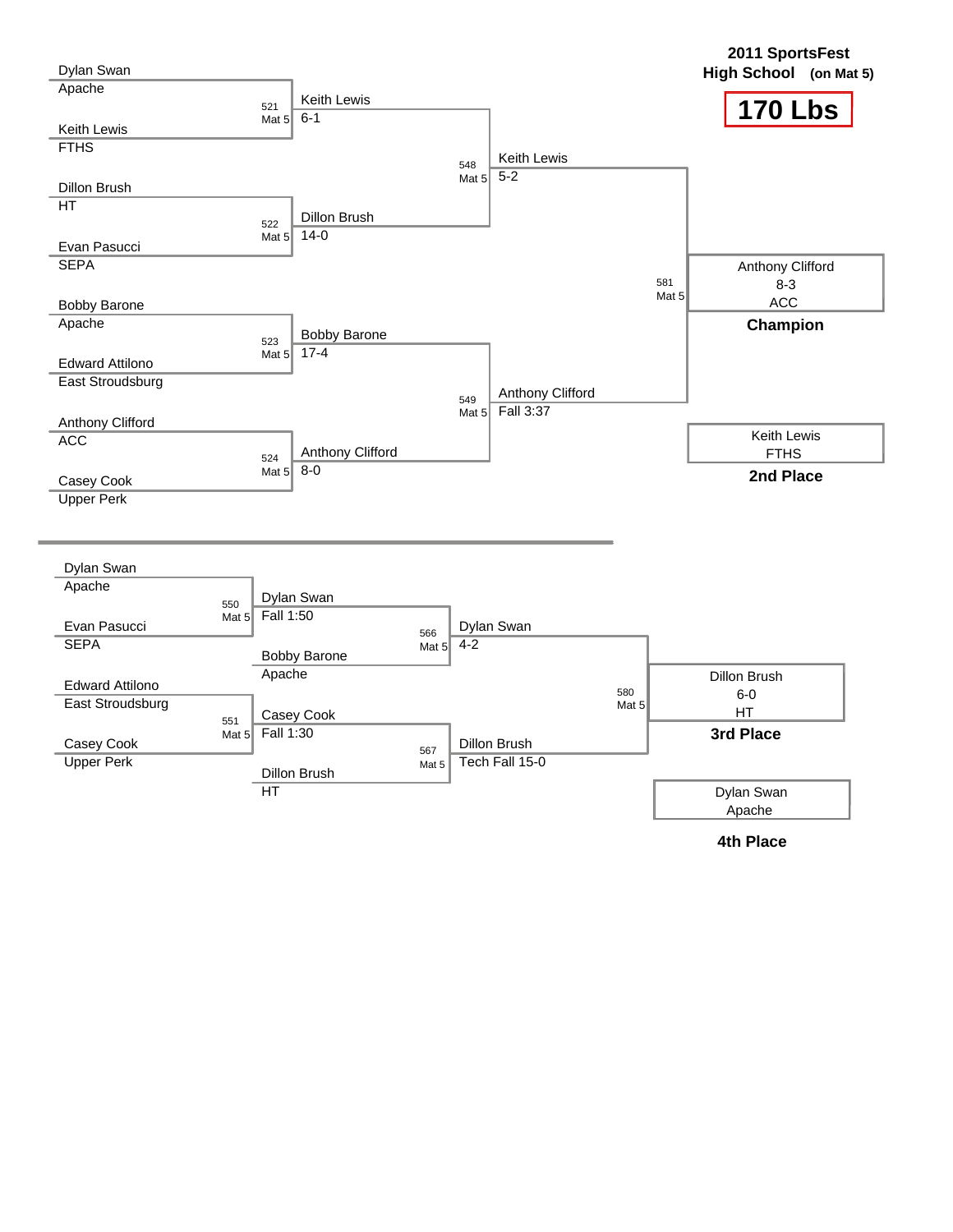# 2011 SportsFest

**High School (on Mat 5)**

## 170 Lbs

### Championship Bracket

| Bout | Mat | Wrestler 1 | Wrestler 2 | Winner | Result |
|---|---|---|---|---|---|
| 521 | Mat 5 | Dylan Swan (Apache) | Keith Lewis (FTHS) | Keith Lewis | 6-1 |
| 522 | Mat 5 | Dillon Brush (HT) | Evan Pasucci (SEPA) | Dillon Brush | 14-0 |
| 523 | Mat 5 | Bobby Barone (Apache) | Edward Attilono (East Stroudsburg) | Bobby Barone | 17-4 |
| 524 | Mat 5 | Anthony Clifford (ACC) | Casey Cook (Upper Perk) | Anthony Clifford | 8-0 |
| 548 | Mat 5 | Keith Lewis | Dillon Brush | Keith Lewis | 5-2 |
| 549 | Mat 5 | Bobby Barone | Anthony Clifford | Anthony Clifford | Fall 3:37 |
| 581 | Mat 5 | Keith Lewis | Anthony Clifford | Anthony Clifford | 8-3 |

**Champion:** Anthony Clifford, ACC (8-3)

**2nd Place:** Keith Lewis, FTHS

### Consolation Bracket

| Bout | Mat | Wrestler 1 | Wrestler 2 | Winner | Result |
|---|---|---|---|---|---|
| 550 | Mat 5 | Dylan Swan (Apache) | Evan Pasucci (SEPA) | Dylan Swan | Fall 1:50 |
| 551 | Mat 5 | Edward Attilono (East Stroudsburg) | Casey Cook (Upper Perk) | Casey Cook | Fall 1:30 |
| 566 | Mat 5 | Dylan Swan | Bobby Barone (Apache) | Dylan Swan | 4-2 |
| 567 | Mat 5 | Casey Cook | Dillon Brush (HT) | Dillon Brush | Tech Fall 15-0 |
| 580 | Mat 5 | Dylan Swan | Dillon Brush | Dillon Brush | 6-0 |

**3rd Place:** Dillon Brush, HT (6-0)

**4th Place:** Dylan Swan, Apache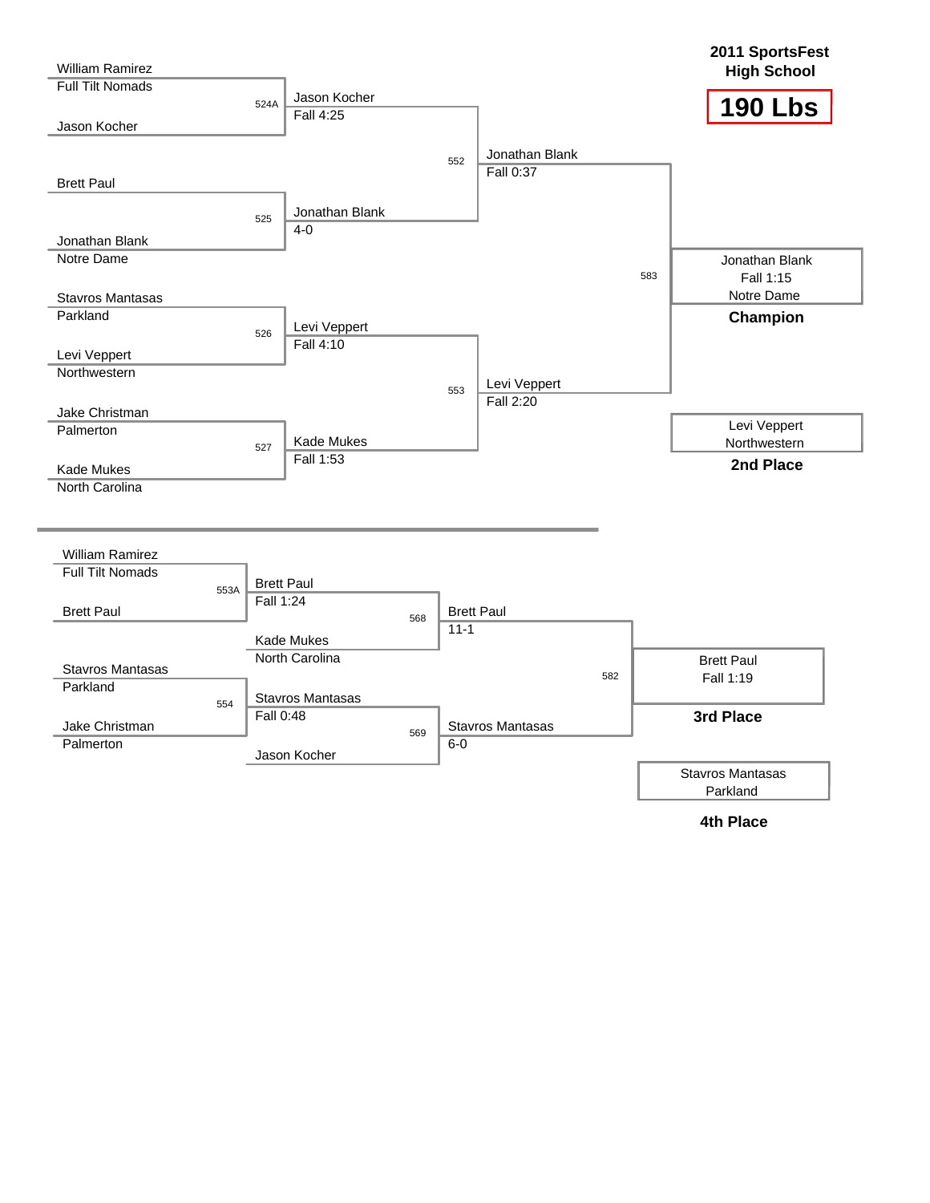**2011 SportsFest**
**High School**

# 190 Lbs

## Championship Bracket

| Match | Wrestler 1 | Wrestler 2 | Winner | Result |
|---|---|---|---|---|
| 524A | William Ramirez (Full Tilt Nomads) | Jason Kocher | Jason Kocher | Fall 4:25 |
| 525 | Brett Paul | Jonathan Blank (Notre Dame) | Jonathan Blank | 4-0 |
| 526 | Stavros Mantasas (Parkland) | Levi Veppert (Northwestern) | Levi Veppert | Fall 4:10 |
| 527 | Jake Christman (Palmerton) | Kade Mukes (North Carolina) | Kade Mukes | Fall 1:53 |
| 552 | Jason Kocher | Jonathan Blank | Jonathan Blank | Fall 0:37 |
| 553 | Levi Veppert | Kade Mukes | Levi Veppert | Fall 2:20 |
| 583 | Jonathan Blank | Levi Veppert | Jonathan Blank | Fall 1:15 |

**Champion:** Jonathan Blank, Notre Dame (Fall 1:15)

**2nd Place:** Levi Veppert, Northwestern

## Consolation Bracket

| Match | Wrestler 1 | Wrestler 2 | Winner | Result |
|---|---|---|---|---|
| 553A | William Ramirez (Full Tilt Nomads) | Brett Paul | Brett Paul | Fall 1:24 |
| 554 | Stavros Mantasas (Parkland) | Jake Christman (Palmerton) | Stavros Mantasas | Fall 0:48 |
| 568 | Brett Paul | Kade Mukes (North Carolina) | Brett Paul | 11-1 |
| 569 | Stavros Mantasas | Jason Kocher | Stavros Mantasas | 6-0 |
| 582 | Brett Paul | Stavros Mantasas | Brett Paul | Fall 1:19 |

**3rd Place:** Brett Paul (Fall 1:19)

**4th Place:** Stavros Mantasas, Parkland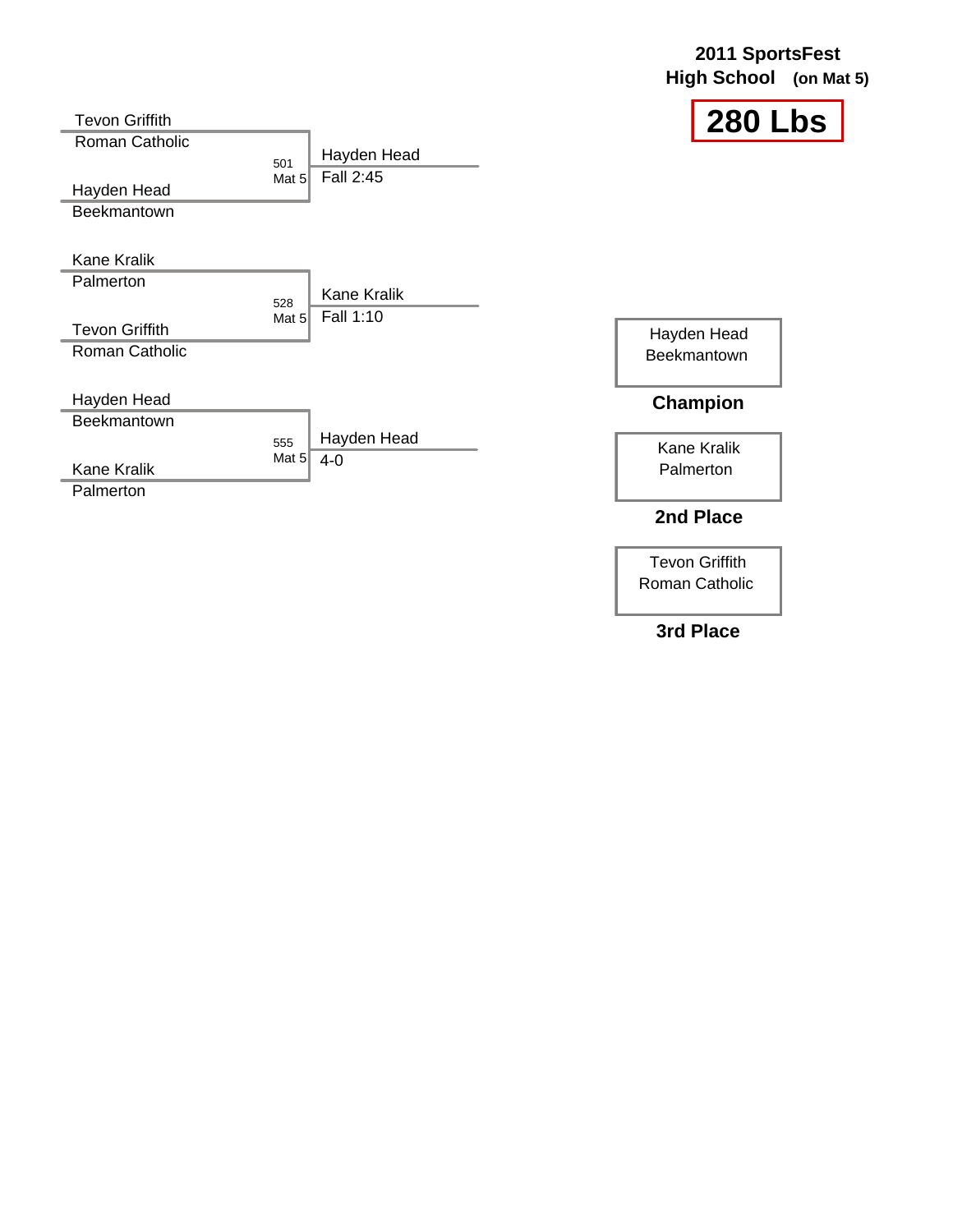**2011 SportsFest**
**High School** **(on Mat 5)**

# 280 Lbs

Tevon Griffith
Roman Catholic

501
Mat 5

Hayden Head
Beekmantown

Hayden Head
Fall 2:45

Kane Kralik
Palmerton

528
Mat 5

Tevon Griffith
Roman Catholic

Kane Kralik
Fall 1:10

Hayden Head
Beekmantown

555
Mat 5

Kane Kralik
Palmerton

Hayden Head
4-0

Hayden Head
Beekmantown

**Champion**

Kane Kralik
Palmerton

**2nd Place**

Tevon Griffith
Roman Catholic

**3rd Place**